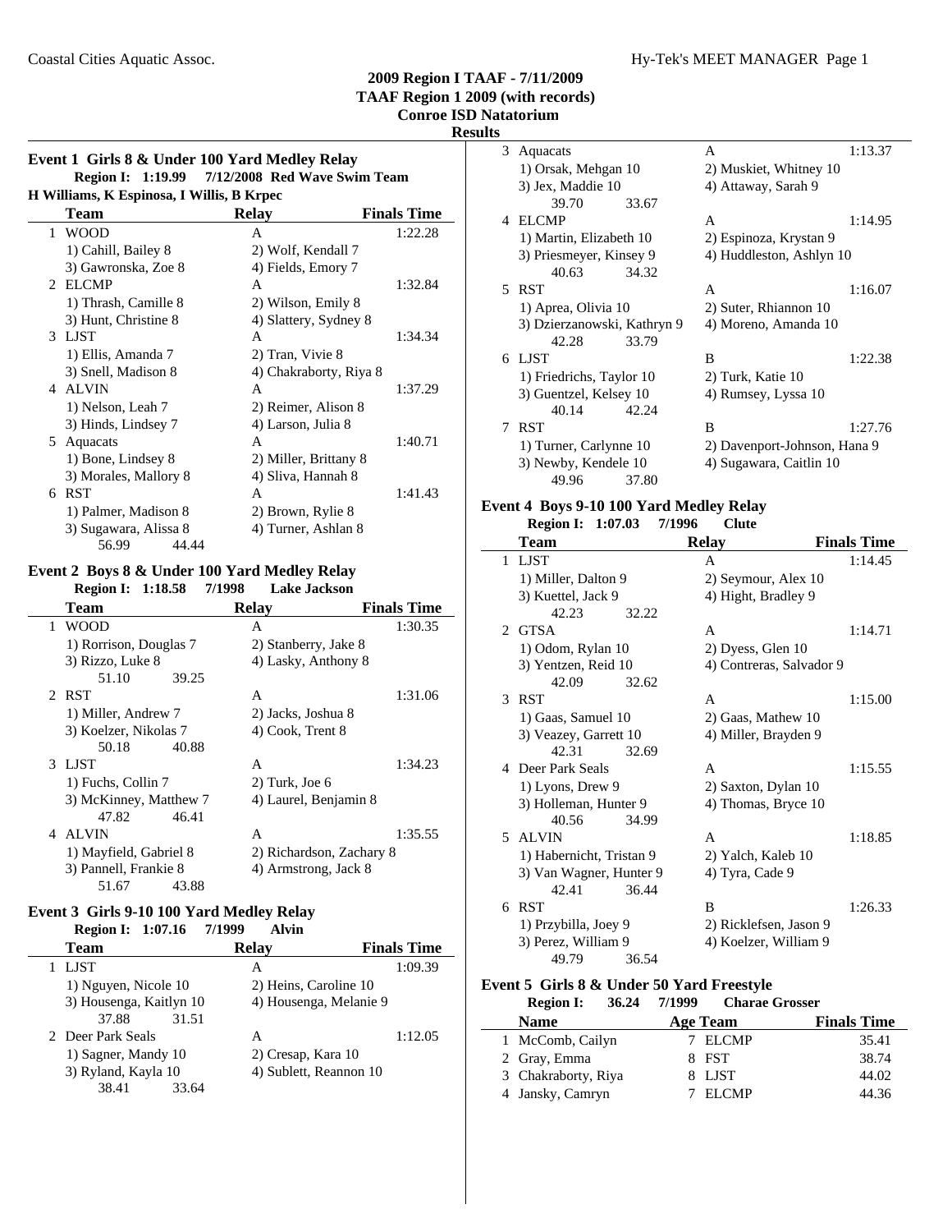## 2009 Region I TAAF - 7/11/2009
## TAAF Region 1 2009 (with records)
## Conroe ISD Natatorium
## Results

### Event 1 Girls 8 & Under 100 Yard Medley Relay

**Region I: 1:19.99 7/12/2008 Red Wave Swim Team**
**H Williams, K Espinosa, I Willis, B Krpec**

| | Team | Relay | Finals Time |
|---|---|---|---|
| 1 | WOOD | A | 1:22.28 |
| | 1) Cahill, Bailey 8 | 2) Wolf, Kendall 7 | |
| | 3) Gawronska, Zoe 8 | 4) Fields, Emory 7 | |
| 2 | ELCMP | A | 1:32.84 |
| | 1) Thrash, Camille 8 | 2) Wilson, Emily 8 | |
| | 3) Hunt, Christine 8 | 4) Slattery, Sydney 8 | |
| 3 | LJST | A | 1:34.34 |
| | 1) Ellis, Amanda 7 | 2) Tran, Vivie 8 | |
| | 3) Snell, Madison 8 | 4) Chakraborty, Riya 8 | |
| 4 | ALVIN | A | 1:37.29 |
| | 1) Nelson, Leah 7 | 2) Reimer, Alison 8 | |
| | 3) Hinds, Lindsey 7 | 4) Larson, Julia 8 | |
| 5 | Aquacats | A | 1:40.71 |
| | 1) Bone, Lindsey 8 | 2) Miller, Brittany 8 | |
| | 3) Morales, Mallory 8 | 4) Sliva, Hannah 8 | |
| 6 | RST | A | 1:41.43 |
| | 1) Palmer, Madison 8 | 2) Brown, Rylie 8 | |
| | 3) Sugawara, Alissa 8 | 4) Turner, Ashlan 8 | |
| | 56.99 44.44 | | |

### Event 2 Boys 8 & Under 100 Yard Medley Relay

**Region I: 1:18.58 7/1998 Lake Jackson**

| | Team | Relay | Finals Time |
|---|---|---|---|
| 1 | WOOD | A | 1:30.35 |
| | 1) Rorrison, Douglas 7 | 2) Stanberry, Jake 8 | |
| | 3) Rizzo, Luke 8 | 4) Lasky, Anthony 8 | |
| | 51.10 39.25 | | |
| 2 | RST | A | 1:31.06 |
| | 1) Miller, Andrew 7 | 2) Jacks, Joshua 8 | |
| | 3) Koelzer, Nikolas 7 | 4) Cook, Trent 8 | |
| | 50.18 40.88 | | |
| 3 | LJST | A | 1:34.23 |
| | 1) Fuchs, Collin 7 | 2) Turk, Joe 6 | |
| | 3) McKinney, Matthew 7 | 4) Laurel, Benjamin 8 | |
| | 47.82 46.41 | | |
| 4 | ALVIN | A | 1:35.55 |
| | 1) Mayfield, Gabriel 8 | 2) Richardson, Zachary 8 | |
| | 3) Pannell, Frankie 8 | 4) Armstrong, Jack 8 | |
| | 51.67 43.88 | | |

### Event 3 Girls 9-10 100 Yard Medley Relay

**Region I: 1:07.16 7/1999 Alvin**

| | Team | Relay | Finals Time |
|---|---|---|---|
| 1 | LJST | A | 1:09.39 |
| | 1) Nguyen, Nicole 10 | 2) Heins, Caroline 10 | |
| | 3) Housenga, Kaitlyn 10 | 4) Housenga, Melanie 9 | |
| | 37.88 31.51 | | |
| 2 | Deer Park Seals | A | 1:12.05 |
| | 1) Sagner, Mandy 10 | 2) Cresap, Kara 10 | |
| | 3) Ryland, Kayla 10 | 4) Sublett, Reannon 10 | |
| | 38.41 33.64 | | |
| 3 | Aquacats | A | 1:13.37 |
| | 1) Orsak, Mehgan 10 | 2) Muskiet, Whitney 10 | |
| | 3) Jex, Maddie 10 | 4) Attaway, Sarah 9 | |
| | 39.70 33.67 | | |
| 4 | ELCMP | A | 1:14.95 |
| | 1) Martin, Elizabeth 10 | 2) Espinoza, Krystan 9 | |
| | 3) Priesmeyer, Kinsey 9 | 4) Huddleston, Ashlyn 10 | |
| | 40.63 34.32 | | |
| 5 | RST | A | 1:16.07 |
| | 1) Aprea, Olivia 10 | 2) Suter, Rhiannon 10 | |
| | 3) Dzierzanowski, Kathryn 9 | 4) Moreno, Amanda 10 | |
| | 42.28 33.79 | | |
| 6 | LJST | B | 1:22.38 |
| | 1) Friedrichs, Taylor 10 | 2) Turk, Katie 10 | |
| | 3) Guentzel, Kelsey 10 | 4) Rumsey, Lyssa 10 | |
| | 40.14 42.24 | | |
| 7 | RST | B | 1:27.76 |
| | 1) Turner, Carlynne 10 | 2) Davenport-Johnson, Hana 9 | |
| | 3) Newby, Kendele 10 | 4) Sugawara, Caitlin 10 | |
| | 49.96 37.80 | | |

### Event 4 Boys 9-10 100 Yard Medley Relay

**Region I: 1:07.03 7/1996 Clute**

| | Team | Relay | Finals Time |
|---|---|---|---|
| 1 | LJST | A | 1:14.45 |
| | 1) Miller, Dalton 9 | 2) Seymour, Alex 10 | |
| | 3) Kuettel, Jack 9 | 4) Hight, Bradley 9 | |
| | 42.23 32.22 | | |
| 2 | GTSA | A | 1:14.71 |
| | 1) Odom, Rylan 10 | 2) Dyess, Glen 10 | |
| | 3) Yentzen, Reid 10 | 4) Contreras, Salvador 9 | |
| | 42.09 32.62 | | |
| 3 | RST | A | 1:15.00 |
| | 1) Gaas, Samuel 10 | 2) Gaas, Mathew 10 | |
| | 3) Veazey, Garrett 10 | 4) Miller, Brayden 9 | |
| | 42.31 32.69 | | |
| 4 | Deer Park Seals | A | 1:15.55 |
| | 1) Lyons, Drew 9 | 2) Saxton, Dylan 10 | |
| | 3) Holleman, Hunter 9 | 4) Thomas, Bryce 10 | |
| | 40.56 34.99 | | |
| 5 | ALVIN | A | 1:18.85 |
| | 1) Habernicht, Tristan 9 | 2) Yalch, Kaleb 10 | |
| | 3) Van Wagner, Hunter 9 | 4) Tyra, Cade 9 | |
| | 42.41 36.44 | | |
| 6 | RST | B | 1:26.33 |
| | 1) Przybilla, Joey 9 | 2) Ricklefsen, Jason 9 | |
| | 3) Perez, William 9 | 4) Koelzer, William 9 | |
| | 49.79 36.54 | | |

### Event 5 Girls 8 & Under 50 Yard Freestyle

**Region I: 36.24 7/1999 Charae Grosser**

| | Name | Age | Team | Finals Time |
|---|---|---|---|---|
| 1 | McComb, Cailyn | 7 | ELCMP | 35.41 |
| 2 | Gray, Emma | 8 | FST | 38.74 |
| 3 | Chakraborty, Riya | 8 | LJST | 44.02 |
| 4 | Jansky, Camryn | 7 | ELCMP | 44.36 |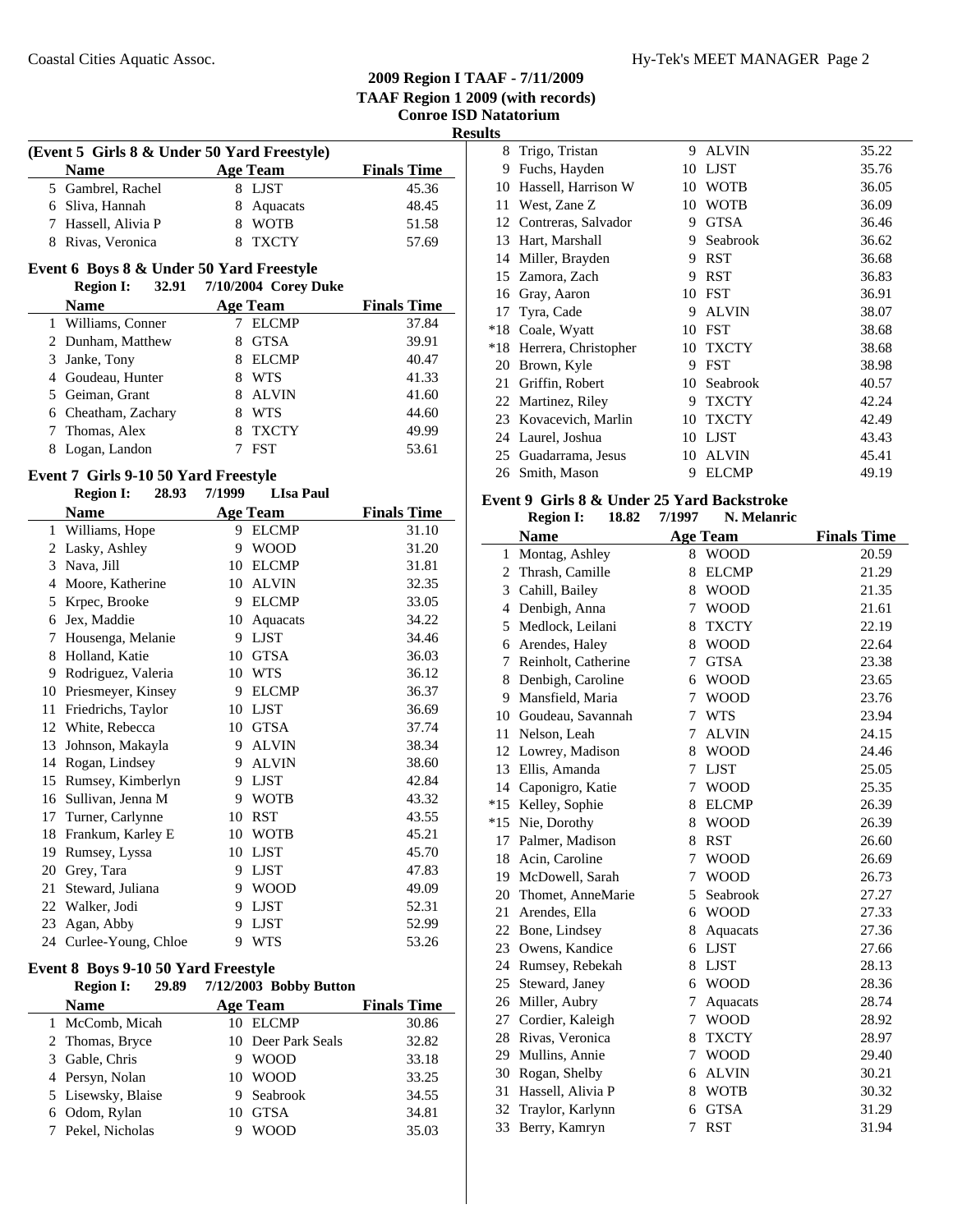# 2009 Region I TAAF - 7/11/2009
## TAAF Region 1 2009 (with records)
## Conroe ISD Natatorium
### Results

**(Event 5 Girls 8 & Under 50 Yard Freestyle)**

| | Name | Age | Team | Finals Time |
|---|---|---|---|---|
| 5 | Gambrel, Rachel | 8 | LJST | 45.36 |
| 6 | Sliva, Hannah | 8 | Aquacats | 48.45 |
| 7 | Hassell, Alivia P | 8 | WOTB | 51.58 |
| 8 | Rivas, Veronica | 8 | TXCTY | 57.69 |

### Event 6 Boys 8 & Under 50 Yard Freestyle

**Region I: 32.91 7/10/2004 Corey Duke**

| | Name | Age | Team | Finals Time |
|---|---|---|---|---|
| 1 | Williams, Conner | 7 | ELCMP | 37.84 |
| 2 | Dunham, Matthew | 8 | GTSA | 39.91 |
| 3 | Janke, Tony | 8 | ELCMP | 40.47 |
| 4 | Goudeau, Hunter | 8 | WTS | 41.33 |
| 5 | Geiman, Grant | 8 | ALVIN | 41.60 |
| 6 | Cheatham, Zachary | 8 | WTS | 44.60 |
| 7 | Thomas, Alex | 8 | TXCTY | 49.99 |
| 8 | Logan, Landon | 7 | FST | 53.61 |

### Event 7 Girls 9-10 50 Yard Freestyle

**Region I: 28.93 7/1999 LIsa Paul**

| | Name | Age | Team | Finals Time |
|---|---|---|---|---|
| 1 | Williams, Hope | 9 | ELCMP | 31.10 |
| 2 | Lasky, Ashley | 9 | WOOD | 31.20 |
| 3 | Nava, Jill | 10 | ELCMP | 31.81 |
| 4 | Moore, Katherine | 10 | ALVIN | 32.35 |
| 5 | Krpec, Brooke | 9 | ELCMP | 33.05 |
| 6 | Jex, Maddie | 10 | Aquacats | 34.22 |
| 7 | Housenga, Melanie | 9 | LJST | 34.46 |
| 8 | Holland, Katie | 10 | GTSA | 36.03 |
| 9 | Rodriguez, Valeria | 10 | WTS | 36.12 |
| 10 | Priesmeyer, Kinsey | 9 | ELCMP | 36.37 |
| 11 | Friedrichs, Taylor | 10 | LJST | 36.69 |
| 12 | White, Rebecca | 10 | GTSA | 37.74 |
| 13 | Johnson, Makayla | 9 | ALVIN | 38.34 |
| 14 | Rogan, Lindsey | 9 | ALVIN | 38.60 |
| 15 | Rumsey, Kimberlyn | 9 | LJST | 42.84 |
| 16 | Sullivan, Jenna M | 9 | WOTB | 43.32 |
| 17 | Turner, Carlynne | 10 | RST | 43.55 |
| 18 | Frankum, Karley E | 10 | WOTB | 45.21 |
| 19 | Rumsey, Lyssa | 10 | LJST | 45.70 |
| 20 | Grey, Tara | 9 | LJST | 47.83 |
| 21 | Steward, Juliana | 9 | WOOD | 49.09 |
| 22 | Walker, Jodi | 9 | LJST | 52.31 |
| 23 | Agan, Abby | 9 | LJST | 52.99 |
| 24 | Curlee-Young, Chloe | 9 | WTS | 53.26 |

### Event 8 Boys 9-10 50 Yard Freestyle

**Region I: 29.89 7/12/2003 Bobby Button**

| | Name | Age | Team | Finals Time |
|---|---|---|---|---|
| 1 | McComb, Micah | 10 | ELCMP | 30.86 |
| 2 | Thomas, Bryce | 10 | Deer Park Seals | 32.82 |
| 3 | Gable, Chris | 9 | WOOD | 33.18 |
| 4 | Persyn, Nolan | 10 | WOOD | 33.25 |
| 5 | Lisewsky, Blaise | 9 | Seabrook | 34.55 |
| 6 | Odom, Rylan | 10 | GTSA | 34.81 |
| 7 | Pekel, Nicholas | 9 | WOOD | 35.03 |
| 8 | Trigo, Tristan | 9 | ALVIN | 35.22 |
| 9 | Fuchs, Hayden | 10 | LJST | 35.76 |
| 10 | Hassell, Harrison W | 10 | WOTB | 36.05 |
| 11 | West, Zane Z | 10 | WOTB | 36.09 |
| 12 | Contreras, Salvador | 9 | GTSA | 36.46 |
| 13 | Hart, Marshall | 9 | Seabrook | 36.62 |
| 14 | Miller, Brayden | 9 | RST | 36.68 |
| 15 | Zamora, Zach | 9 | RST | 36.83 |
| 16 | Gray, Aaron | 10 | FST | 36.91 |
| 17 | Tyra, Cade | 9 | ALVIN | 38.07 |
| *18 | Coale, Wyatt | 10 | FST | 38.68 |
| *18 | Herrera, Christopher | 10 | TXCTY | 38.68 |
| 20 | Brown, Kyle | 9 | FST | 38.98 |
| 21 | Griffin, Robert | 10 | Seabrook | 40.57 |
| 22 | Martinez, Riley | 9 | TXCTY | 42.24 |
| 23 | Kovacevich, Marlin | 10 | TXCTY | 42.49 |
| 24 | Laurel, Joshua | 10 | LJST | 43.43 |
| 25 | Guadarrama, Jesus | 10 | ALVIN | 45.41 |
| 26 | Smith, Mason | 9 | ELCMP | 49.19 |

### Event 9 Girls 8 & Under 25 Yard Backstroke

**Region I: 18.82 7/1997 N. Melanric**

| | Name | Age | Team | Finals Time |
|---|---|---|---|---|
| 1 | Montag, Ashley | 8 | WOOD | 20.59 |
| 2 | Thrash, Camille | 8 | ELCMP | 21.29 |
| 3 | Cahill, Bailey | 8 | WOOD | 21.35 |
| 4 | Denbigh, Anna | 7 | WOOD | 21.61 |
| 5 | Medlock, Leilani | 8 | TXCTY | 22.19 |
| 6 | Arendes, Haley | 8 | WOOD | 22.64 |
| 7 | Reinholt, Catherine | 7 | GTSA | 23.38 |
| 8 | Denbigh, Caroline | 6 | WOOD | 23.65 |
| 9 | Mansfield, Maria | 7 | WOOD | 23.76 |
| 10 | Goudeau, Savannah | 7 | WTS | 23.94 |
| 11 | Nelson, Leah | 7 | ALVIN | 24.15 |
| 12 | Lowrey, Madison | 8 | WOOD | 24.46 |
| 13 | Ellis, Amanda | 7 | LJST | 25.05 |
| 14 | Caponigro, Katie | 7 | WOOD | 25.35 |
| *15 | Kelley, Sophie | 8 | ELCMP | 26.39 |
| *15 | Nie, Dorothy | 8 | WOOD | 26.39 |
| 17 | Palmer, Madison | 8 | RST | 26.60 |
| 18 | Acin, Caroline | 7 | WOOD | 26.69 |
| 19 | McDowell, Sarah | 7 | WOOD | 26.73 |
| 20 | Thomet, AnneMarie | 5 | Seabrook | 27.27 |
| 21 | Arendes, Ella | 6 | WOOD | 27.33 |
| 22 | Bone, Lindsey | 8 | Aquacats | 27.36 |
| 23 | Owens, Kandice | 6 | LJST | 27.66 |
| 24 | Rumsey, Rebekah | 8 | LJST | 28.13 |
| 25 | Steward, Janey | 6 | WOOD | 28.36 |
| 26 | Miller, Aubry | 7 | Aquacats | 28.74 |
| 27 | Cordier, Kaleigh | 7 | WOOD | 28.92 |
| 28 | Rivas, Veronica | 8 | TXCTY | 28.97 |
| 29 | Mullins, Annie | 7 | WOOD | 29.40 |
| 30 | Rogan, Shelby | 6 | ALVIN | 30.21 |
| 31 | Hassell, Alivia P | 8 | WOTB | 30.32 |
| 32 | Traylor, Karlynn | 6 | GTSA | 31.29 |
| 33 | Berry, Kamryn | 7 | RST | 31.94 |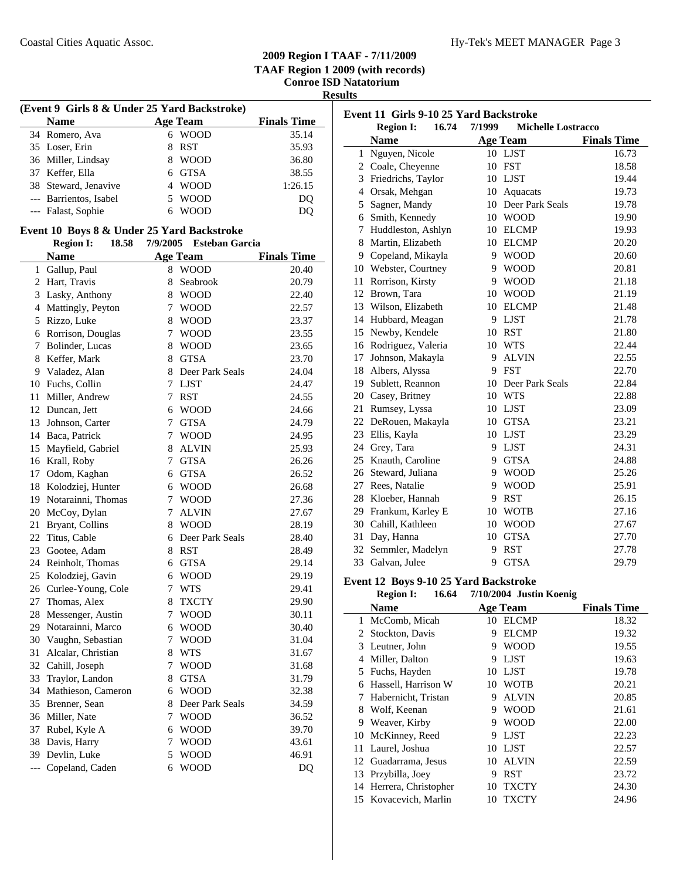## 2009 Region I TAAF - 7/11/2009

### TAAF Region 1 2009 (with records)

### Conroe ISD Natatorium

### Results

**(Event 9 Girls 8 & Under 25 Yard Backstroke)**

| | Name | Age | Team | Finals Time |
|---|---|---|---|---|
| 34 | Romero, Ava | 6 | WOOD | 35.14 |
| 35 | Loser, Erin | 8 | RST | 35.93 |
| 36 | Miller, Lindsay | 8 | WOOD | 36.80 |
| 37 | Keffer, Ella | 6 | GTSA | 38.55 |
| 38 | Steward, Jenavive | 4 | WOOD | 1:26.15 |
| --- | Barrientos, Isabel | 5 | WOOD | DQ |
| --- | Falast, Sophie | 6 | WOOD | DQ |

**Event 10 Boys 8 & Under 25 Yard Backstroke**

**Region I: 18.58 7/9/2005 Esteban Garcia**

| | Name | Age | Team | Finals Time |
|---|---|---|---|---|
| 1 | Gallup, Paul | 8 | WOOD | 20.40 |
| 2 | Hart, Travis | 8 | Seabrook | 20.79 |
| 3 | Lasky, Anthony | 8 | WOOD | 22.40 |
| 4 | Mattingly, Peyton | 7 | WOOD | 22.57 |
| 5 | Rizzo, Luke | 8 | WOOD | 23.37 |
| 6 | Rorrison, Douglas | 7 | WOOD | 23.55 |
| 7 | Bolinder, Lucas | 8 | WOOD | 23.65 |
| 8 | Keffer, Mark | 8 | GTSA | 23.70 |
| 9 | Valadez, Alan | 8 | Deer Park Seals | 24.04 |
| 10 | Fuchs, Collin | 7 | LJST | 24.47 |
| 11 | Miller, Andrew | 7 | RST | 24.55 |
| 12 | Duncan, Jett | 6 | WOOD | 24.66 |
| 13 | Johnson, Carter | 7 | GTSA | 24.79 |
| 14 | Baca, Patrick | 7 | WOOD | 24.95 |
| 15 | Mayfield, Gabriel | 8 | ALVIN | 25.93 |
| 16 | Krall, Roby | 7 | GTSA | 26.26 |
| 17 | Odom, Kaghan | 6 | GTSA | 26.52 |
| 18 | Kolodziej, Hunter | 6 | WOOD | 26.68 |
| 19 | Notarainni, Thomas | 7 | WOOD | 27.36 |
| 20 | McCoy, Dylan | 7 | ALVIN | 27.67 |
| 21 | Bryant, Collins | 8 | WOOD | 28.19 |
| 22 | Titus, Cable | 6 | Deer Park Seals | 28.40 |
| 23 | Gootee, Adam | 8 | RST | 28.49 |
| 24 | Reinholt, Thomas | 6 | GTSA | 29.14 |
| 25 | Kolodziej, Gavin | 6 | WOOD | 29.19 |
| 26 | Curlee-Young, Cole | 7 | WTS | 29.41 |
| 27 | Thomas, Alex | 8 | TXCTY | 29.90 |
| 28 | Messenger, Austin | 7 | WOOD | 30.11 |
| 29 | Notarainni, Marco | 6 | WOOD | 30.40 |
| 30 | Vaughn, Sebastian | 7 | WOOD | 31.04 |
| 31 | Alcalar, Christian | 8 | WTS | 31.67 |
| 32 | Cahill, Joseph | 7 | WOOD | 31.68 |
| 33 | Traylor, Landon | 8 | GTSA | 31.79 |
| 34 | Mathieson, Cameron | 6 | WOOD | 32.38 |
| 35 | Brenner, Sean | 8 | Deer Park Seals | 34.59 |
| 36 | Miller, Nate | 7 | WOOD | 36.52 |
| 37 | Rubel, Kyle A | 6 | WOOD | 39.70 |
| 38 | Davis, Harry | 7 | WOOD | 43.61 |
| 39 | Devlin, Luke | 5 | WOOD | 46.91 |
| --- | Copeland, Caden | 6 | WOOD | DQ |

**Event 11 Girls 9-10 25 Yard Backstroke**

**Region I: 16.74 7/1999 Michelle Lostracco**

| | Name | Age | Team | Finals Time |
|---|---|---|---|---|
| 1 | Nguyen, Nicole | 10 | LJST | 16.73 |
| 2 | Coale, Cheyenne | 10 | FST | 18.58 |
| 3 | Friedrichs, Taylor | 10 | LJST | 19.44 |
| 4 | Orsak, Mehgan | 10 | Aquacats | 19.73 |
| 5 | Sagner, Mandy | 10 | Deer Park Seals | 19.78 |
| 6 | Smith, Kennedy | 10 | WOOD | 19.90 |
| 7 | Huddleston, Ashlyn | 10 | ELCMP | 19.93 |
| 8 | Martin, Elizabeth | 10 | ELCMP | 20.20 |
| 9 | Copeland, Mikayla | 9 | WOOD | 20.60 |
| 10 | Webster, Courtney | 9 | WOOD | 20.81 |
| 11 | Rorrison, Kirsty | 9 | WOOD | 21.18 |
| 12 | Brown, Tara | 10 | WOOD | 21.19 |
| 13 | Wilson, Elizabeth | 10 | ELCMP | 21.48 |
| 14 | Hubbard, Meagan | 9 | LJST | 21.78 |
| 15 | Newby, Kendele | 10 | RST | 21.80 |
| 16 | Rodriguez, Valeria | 10 | WTS | 22.44 |
| 17 | Johnson, Makayla | 9 | ALVIN | 22.55 |
| 18 | Albers, Alyssa | 9 | FST | 22.70 |
| 19 | Sublett, Reannon | 10 | Deer Park Seals | 22.84 |
| 20 | Casey, Britney | 10 | WTS | 22.88 |
| 21 | Rumsey, Lyssa | 10 | LJST | 23.09 |
| 22 | DeRouen, Makayla | 10 | GTSA | 23.21 |
| 23 | Ellis, Kayla | 10 | LJST | 23.29 |
| 24 | Grey, Tara | 9 | LJST | 24.31 |
| 25 | Knauth, Caroline | 9 | GTSA | 24.88 |
| 26 | Steward, Juliana | 9 | WOOD | 25.26 |
| 27 | Rees, Natalie | 9 | WOOD | 25.91 |
| 28 | Kloeber, Hannah | 9 | RST | 26.15 |
| 29 | Frankum, Karley E | 10 | WOTB | 27.16 |
| 30 | Cahill, Kathleen | 10 | WOOD | 27.67 |
| 31 | Day, Hanna | 10 | GTSA | 27.70 |
| 32 | Semmler, Madelyn | 9 | RST | 27.78 |
| 33 | Galvan, Julee | 9 | GTSA | 29.79 |

**Event 12 Boys 9-10 25 Yard Backstroke**

**Region I: 16.64 7/10/2004 Justin Koenig**

| | Name | Age | Team | Finals Time |
|---|---|---|---|---|
| 1 | McComb, Micah | 10 | ELCMP | 18.32 |
| 2 | Stockton, Davis | 9 | ELCMP | 19.32 |
| 3 | Leutner, John | 9 | WOOD | 19.55 |
| 4 | Miller, Dalton | 9 | LJST | 19.63 |
| 5 | Fuchs, Hayden | 10 | LJST | 19.78 |
| 6 | Hassell, Harrison W | 10 | WOTB | 20.21 |
| 7 | Habernicht, Tristan | 9 | ALVIN | 20.85 |
| 8 | Wolf, Keenan | 9 | WOOD | 21.61 |
| 9 | Weaver, Kirby | 9 | WOOD | 22.00 |
| 10 | McKinney, Reed | 9 | LJST | 22.23 |
| 11 | Laurel, Joshua | 10 | LJST | 22.57 |
| 12 | Guadarrama, Jesus | 10 | ALVIN | 22.59 |
| 13 | Przybilla, Joey | 9 | RST | 23.72 |
| 14 | Herrera, Christopher | 10 | TXCTY | 24.30 |
| 15 | Kovacevich, Marlin | 10 | TXCTY | 24.96 |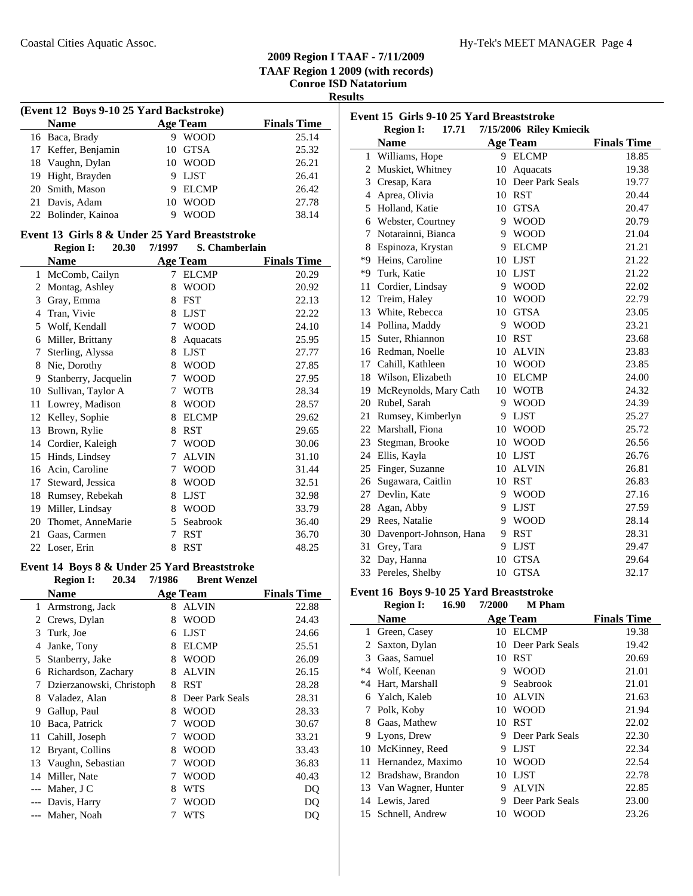# 2009 Region I TAAF - 7/11/2009

**TAAF Region 1 2009 (with records)**

**Conroe ISD Natatorium**

**Results**

### (Event 12 Boys 9-10 25 Yard Backstroke)

| | Name | Age | Team | Finals Time |
|---|---|---|---|---|
| 16 | Baca, Brady | 9 | WOOD | 25.14 |
| 17 | Keffer, Benjamin | 10 | GTSA | 25.32 |
| 18 | Vaughn, Dylan | 10 | WOOD | 26.21 |
| 19 | Hight, Brayden | 9 | LJST | 26.41 |
| 20 | Smith, Mason | 9 | ELCMP | 26.42 |
| 21 | Davis, Adam | 10 | WOOD | 27.78 |
| 22 | Bolinder, Kainoa | 9 | WOOD | 38.14 |

### Event 13 Girls 8 & Under 25 Yard Breaststroke

**Region I: 20.30 7/1997 S. Chamberlain**

| | Name | Age | Team | Finals Time |
|---|---|---|---|---|
| 1 | McComb, Cailyn | 7 | ELCMP | 20.29 |
| 2 | Montag, Ashley | 8 | WOOD | 20.92 |
| 3 | Gray, Emma | 8 | FST | 22.13 |
| 4 | Tran, Vivie | 8 | LJST | 22.22 |
| 5 | Wolf, Kendall | 7 | WOOD | 24.10 |
| 6 | Miller, Brittany | 8 | Aquacats | 25.95 |
| 7 | Sterling, Alyssa | 8 | LJST | 27.77 |
| 8 | Nie, Dorothy | 8 | WOOD | 27.85 |
| 9 | Stanberry, Jacquelin | 7 | WOOD | 27.95 |
| 10 | Sullivan, Taylor A | 7 | WOTB | 28.34 |
| 11 | Lowrey, Madison | 8 | WOOD | 28.57 |
| 12 | Kelley, Sophie | 8 | ELCMP | 29.62 |
| 13 | Brown, Rylie | 8 | RST | 29.65 |
| 14 | Cordier, Kaleigh | 7 | WOOD | 30.06 |
| 15 | Hinds, Lindsey | 7 | ALVIN | 31.10 |
| 16 | Acin, Caroline | 7 | WOOD | 31.44 |
| 17 | Steward, Jessica | 8 | WOOD | 32.51 |
| 18 | Rumsey, Rebekah | 8 | LJST | 32.98 |
| 19 | Miller, Lindsay | 8 | WOOD | 33.79 |
| 20 | Thomet, AnneMarie | 5 | Seabrook | 36.40 |
| 21 | Gaas, Carmen | 7 | RST | 36.70 |
| 22 | Loser, Erin | 8 | RST | 48.25 |

### Event 14 Boys 8 & Under 25 Yard Breaststroke

**Region I: 20.34 7/1986 Brent Wenzel**

| | Name | Age | Team | Finals Time |
|---|---|---|---|---|
| 1 | Armstrong, Jack | 8 | ALVIN | 22.88 |
| 2 | Crews, Dylan | 8 | WOOD | 24.43 |
| 3 | Turk, Joe | 6 | LJST | 24.66 |
| 4 | Janke, Tony | 8 | ELCMP | 25.51 |
| 5 | Stanberry, Jake | 8 | WOOD | 26.09 |
| 6 | Richardson, Zachary | 8 | ALVIN | 26.15 |
| 7 | Dzierzanowski, Christoph | 8 | RST | 28.28 |
| 8 | Valadez, Alan | 8 | Deer Park Seals | 28.31 |
| 9 | Gallup, Paul | 8 | WOOD | 28.33 |
| 10 | Baca, Patrick | 7 | WOOD | 30.67 |
| 11 | Cahill, Joseph | 7 | WOOD | 33.21 |
| 12 | Bryant, Collins | 8 | WOOD | 33.43 |
| 13 | Vaughn, Sebastian | 7 | WOOD | 36.83 |
| 14 | Miller, Nate | 7 | WOOD | 40.43 |
| --- | Maher, J C | 8 | WTS | DQ |
| --- | Davis, Harry | 7 | WOOD | DQ |
| --- | Maher, Noah | 7 | WTS | DQ |

### Event 15 Girls 9-10 25 Yard Breaststroke

**Region I: 17.71 7/15/2006 Riley Kmiecik**

| | Name | Age | Team | Finals Time |
|---|---|---|---|---|
| 1 | Williams, Hope | 9 | ELCMP | 18.85 |
| 2 | Muskiet, Whitney | 10 | Aquacats | 19.38 |
| 3 | Cresap, Kara | 10 | Deer Park Seals | 19.77 |
| 4 | Aprea, Olivia | 10 | RST | 20.44 |
| 5 | Holland, Katie | 10 | GTSA | 20.47 |
| 6 | Webster, Courtney | 9 | WOOD | 20.79 |
| 7 | Notarainni, Bianca | 9 | WOOD | 21.04 |
| 8 | Espinoza, Krystan | 9 | ELCMP | 21.21 |
| *9 | Heins, Caroline | 10 | LJST | 21.22 |
| *9 | Turk, Katie | 10 | LJST | 21.22 |
| 11 | Cordier, Lindsay | 9 | WOOD | 22.02 |
| 12 | Treim, Haley | 10 | WOOD | 22.79 |
| 13 | White, Rebecca | 10 | GTSA | 23.05 |
| 14 | Pollina, Maddy | 9 | WOOD | 23.21 |
| 15 | Suter, Rhiannon | 10 | RST | 23.68 |
| 16 | Redman, Noelle | 10 | ALVIN | 23.83 |
| 17 | Cahill, Kathleen | 10 | WOOD | 23.85 |
| 18 | Wilson, Elizabeth | 10 | ELCMP | 24.00 |
| 19 | McReynolds, Mary Cath | 10 | WOTB | 24.32 |
| 20 | Rubel, Sarah | 9 | WOOD | 24.39 |
| 21 | Rumsey, Kimberlyn | 9 | LJST | 25.27 |
| 22 | Marshall, Fiona | 10 | WOOD | 25.72 |
| 23 | Stegman, Brooke | 10 | WOOD | 26.56 |
| 24 | Ellis, Kayla | 10 | LJST | 26.76 |
| 25 | Finger, Suzanne | 10 | ALVIN | 26.81 |
| 26 | Sugawara, Caitlin | 10 | RST | 26.83 |
| 27 | Devlin, Kate | 9 | WOOD | 27.16 |
| 28 | Agan, Abby | 9 | LJST | 27.59 |
| 29 | Rees, Natalie | 9 | WOOD | 28.14 |
| 30 | Davenport-Johnson, Hana | 9 | RST | 28.31 |
| 31 | Grey, Tara | 9 | LJST | 29.47 |
| 32 | Day, Hanna | 10 | GTSA | 29.64 |
| 33 | Pereles, Shelby | 10 | GTSA | 32.17 |

### Event 16 Boys 9-10 25 Yard Breaststroke

**Region I: 16.90 7/2000 M Pham**

| | Name | Age | Team | Finals Time |
|---|---|---|---|---|
| 1 | Green, Casey | 10 | ELCMP | 19.38 |
| 2 | Saxton, Dylan | 10 | Deer Park Seals | 19.42 |
| 3 | Gaas, Samuel | 10 | RST | 20.69 |
| *4 | Wolf, Keenan | 9 | WOOD | 21.01 |
| *4 | Hart, Marshall | 9 | Seabrook | 21.01 |
| 6 | Yalch, Kaleb | 10 | ALVIN | 21.63 |
| 7 | Polk, Koby | 10 | WOOD | 21.94 |
| 8 | Gaas, Mathew | 10 | RST | 22.02 |
| 9 | Lyons, Drew | 9 | Deer Park Seals | 22.30 |
| 10 | McKinney, Reed | 9 | LJST | 22.34 |
| 11 | Hernandez, Maximo | 10 | WOOD | 22.54 |
| 12 | Bradshaw, Brandon | 10 | LJST | 22.78 |
| 13 | Van Wagner, Hunter | 9 | ALVIN | 22.85 |
| 14 | Lewis, Jared | 9 | Deer Park Seals | 23.00 |
| 15 | Schnell, Andrew | 10 | WOOD | 23.26 |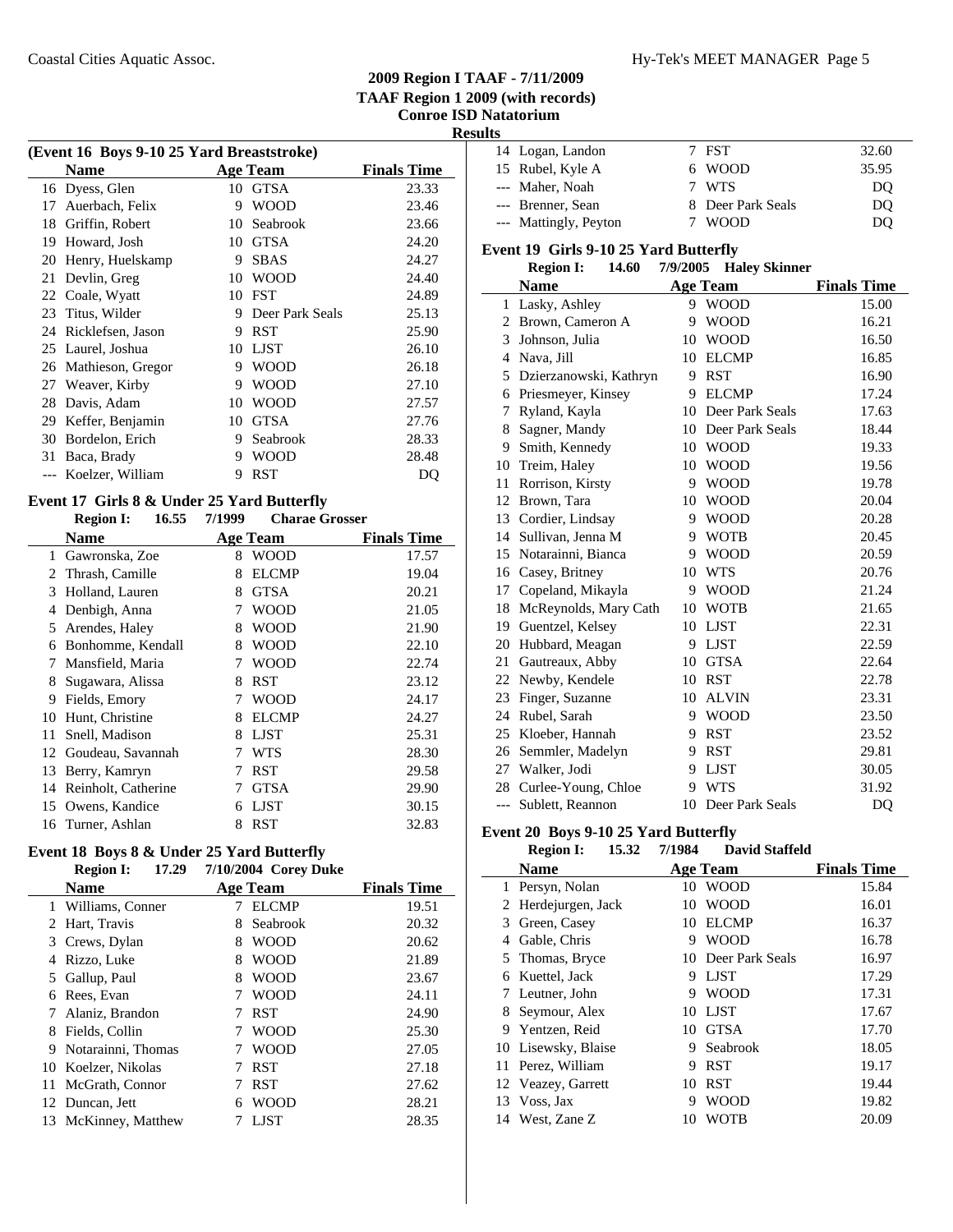# 2009 Region I TAAF - 7/11/2009
## TAAF Region 1 2009 (with records)
## Conroe ISD Natatorium
## Results

### (Event 16 Boys 9-10 25 Yard Breaststroke)

| | Name | Age | Team | Finals Time |
|---|---|---|---|---|
| 16 | Dyess, Glen | 10 | GTSA | 23.33 |
| 17 | Auerbach, Felix | 9 | WOOD | 23.46 |
| 18 | Griffin, Robert | 10 | Seabrook | 23.66 |
| 19 | Howard, Josh | 10 | GTSA | 24.20 |
| 20 | Henry, Huelskamp | 9 | SBAS | 24.27 |
| 21 | Devlin, Greg | 10 | WOOD | 24.40 |
| 22 | Coale, Wyatt | 10 | FST | 24.89 |
| 23 | Titus, Wilder | 9 | Deer Park Seals | 25.13 |
| 24 | Ricklefsen, Jason | 9 | RST | 25.90 |
| 25 | Laurel, Joshua | 10 | LJST | 26.10 |
| 26 | Mathieson, Gregor | 9 | WOOD | 26.18 |
| 27 | Weaver, Kirby | 9 | WOOD | 27.10 |
| 28 | Davis, Adam | 10 | WOOD | 27.57 |
| 29 | Keffer, Benjamin | 10 | GTSA | 27.76 |
| 30 | Bordelon, Erich | 9 | Seabrook | 28.33 |
| 31 | Baca, Brady | 9 | WOOD | 28.48 |
| --- | Koelzer, William | 9 | RST | DQ |

### Event 17 Girls 8 & Under 25 Yard Butterfly

**Region I: 16.55 7/1999 Charae Grosser**

| | Name | Age | Team | Finals Time |
|---|---|---|---|---|
| 1 | Gawronska, Zoe | 8 | WOOD | 17.57 |
| 2 | Thrash, Camille | 8 | ELCMP | 19.04 |
| 3 | Holland, Lauren | 8 | GTSA | 20.21 |
| 4 | Denbigh, Anna | 7 | WOOD | 21.05 |
| 5 | Arendes, Haley | 8 | WOOD | 21.90 |
| 6 | Bonhomme, Kendall | 8 | WOOD | 22.10 |
| 7 | Mansfield, Maria | 7 | WOOD | 22.74 |
| 8 | Sugawara, Alissa | 8 | RST | 23.12 |
| 9 | Fields, Emory | 7 | WOOD | 24.17 |
| 10 | Hunt, Christine | 8 | ELCMP | 24.27 |
| 11 | Snell, Madison | 8 | LJST | 25.31 |
| 12 | Goudeau, Savannah | 7 | WTS | 28.30 |
| 13 | Berry, Kamryn | 7 | RST | 29.58 |
| 14 | Reinholt, Catherine | 7 | GTSA | 29.90 |
| 15 | Owens, Kandice | 6 | LJST | 30.15 |
| 16 | Turner, Ashlan | 8 | RST | 32.83 |

### Event 18 Boys 8 & Under 25 Yard Butterfly

**Region I: 17.29 7/10/2004 Corey Duke**

| | Name | Age | Team | Finals Time |
|---|---|---|---|---|
| 1 | Williams, Conner | 7 | ELCMP | 19.51 |
| 2 | Hart, Travis | 8 | Seabrook | 20.32 |
| 3 | Crews, Dylan | 8 | WOOD | 20.62 |
| 4 | Rizzo, Luke | 8 | WOOD | 21.89 |
| 5 | Gallup, Paul | 8 | WOOD | 23.67 |
| 6 | Rees, Evan | 7 | WOOD | 24.11 |
| 7 | Alaniz, Brandon | 7 | RST | 24.90 |
| 8 | Fields, Collin | 7 | WOOD | 25.30 |
| 9 | Notarainni, Thomas | 7 | WOOD | 27.05 |
| 10 | Koelzer, Nikolas | 7 | RST | 27.18 |
| 11 | McGrath, Connor | 7 | RST | 27.62 |
| 12 | Duncan, Jett | 6 | WOOD | 28.21 |
| 13 | McKinney, Matthew | 7 | LJST | 28.35 |
| 14 | Logan, Landon | 7 | FST | 32.60 |
| 15 | Rubel, Kyle A | 6 | WOOD | 35.95 |
| --- | Maher, Noah | 7 | WTS | DQ |
| --- | Brenner, Sean | 8 | Deer Park Seals | DQ |
| --- | Mattingly, Peyton | 7 | WOOD | DQ |

### Event 19 Girls 9-10 25 Yard Butterfly

**Region I: 14.60 7/9/2005 Haley Skinner**

| | Name | Age | Team | Finals Time |
|---|---|---|---|---|
| 1 | Lasky, Ashley | 9 | WOOD | 15.00 |
| 2 | Brown, Cameron A | 9 | WOOD | 16.21 |
| 3 | Johnson, Julia | 10 | WOOD | 16.50 |
| 4 | Nava, Jill | 10 | ELCMP | 16.85 |
| 5 | Dzierzanowski, Kathryn | 9 | RST | 16.90 |
| 6 | Priesmeyer, Kinsey | 9 | ELCMP | 17.24 |
| 7 | Ryland, Kayla | 10 | Deer Park Seals | 17.63 |
| 8 | Sagner, Mandy | 10 | Deer Park Seals | 18.44 |
| 9 | Smith, Kennedy | 10 | WOOD | 19.33 |
| 10 | Treim, Haley | 10 | WOOD | 19.56 |
| 11 | Rorrison, Kirsty | 9 | WOOD | 19.78 |
| 12 | Brown, Tara | 10 | WOOD | 20.04 |
| 13 | Cordier, Lindsay | 9 | WOOD | 20.28 |
| 14 | Sullivan, Jenna M | 9 | WOTB | 20.45 |
| 15 | Notarainni, Bianca | 9 | WOOD | 20.59 |
| 16 | Casey, Britney | 10 | WTS | 20.76 |
| 17 | Copeland, Mikayla | 9 | WOOD | 21.24 |
| 18 | McReynolds, Mary Cath | 10 | WOTB | 21.65 |
| 19 | Guentzel, Kelsey | 10 | LJST | 22.31 |
| 20 | Hubbard, Meagan | 9 | LJST | 22.59 |
| 21 | Gautreaux, Abby | 10 | GTSA | 22.64 |
| 22 | Newby, Kendele | 10 | RST | 22.78 |
| 23 | Finger, Suzanne | 10 | ALVIN | 23.31 |
| 24 | Rubel, Sarah | 9 | WOOD | 23.50 |
| 25 | Kloeber, Hannah | 9 | RST | 23.52 |
| 26 | Semmler, Madelyn | 9 | RST | 29.81 |
| 27 | Walker, Jodi | 9 | LJST | 30.05 |
| 28 | Curlee-Young, Chloe | 9 | WTS | 31.92 |
| --- | Sublett, Reannon | 10 | Deer Park Seals | DQ |

### Event 20 Boys 9-10 25 Yard Butterfly

**Region I: 15.32 7/1984 David Staffeld**

| | Name | Age | Team | Finals Time |
|---|---|---|---|---|
| 1 | Persyn, Nolan | 10 | WOOD | 15.84 |
| 2 | Herdejurgen, Jack | 10 | WOOD | 16.01 |
| 3 | Green, Casey | 10 | ELCMP | 16.37 |
| 4 | Gable, Chris | 9 | WOOD | 16.78 |
| 5 | Thomas, Bryce | 10 | Deer Park Seals | 16.97 |
| 6 | Kuettel, Jack | 9 | LJST | 17.29 |
| 7 | Leutner, John | 9 | WOOD | 17.31 |
| 8 | Seymour, Alex | 10 | LJST | 17.67 |
| 9 | Yentzen, Reid | 10 | GTSA | 17.70 |
| 10 | Lisewsky, Blaise | 9 | Seabrook | 18.05 |
| 11 | Perez, William | 9 | RST | 19.17 |
| 12 | Veazey, Garrett | 10 | RST | 19.44 |
| 13 | Voss, Jax | 9 | WOOD | 19.82 |
| 14 | West, Zane Z | 10 | WOTB | 20.09 |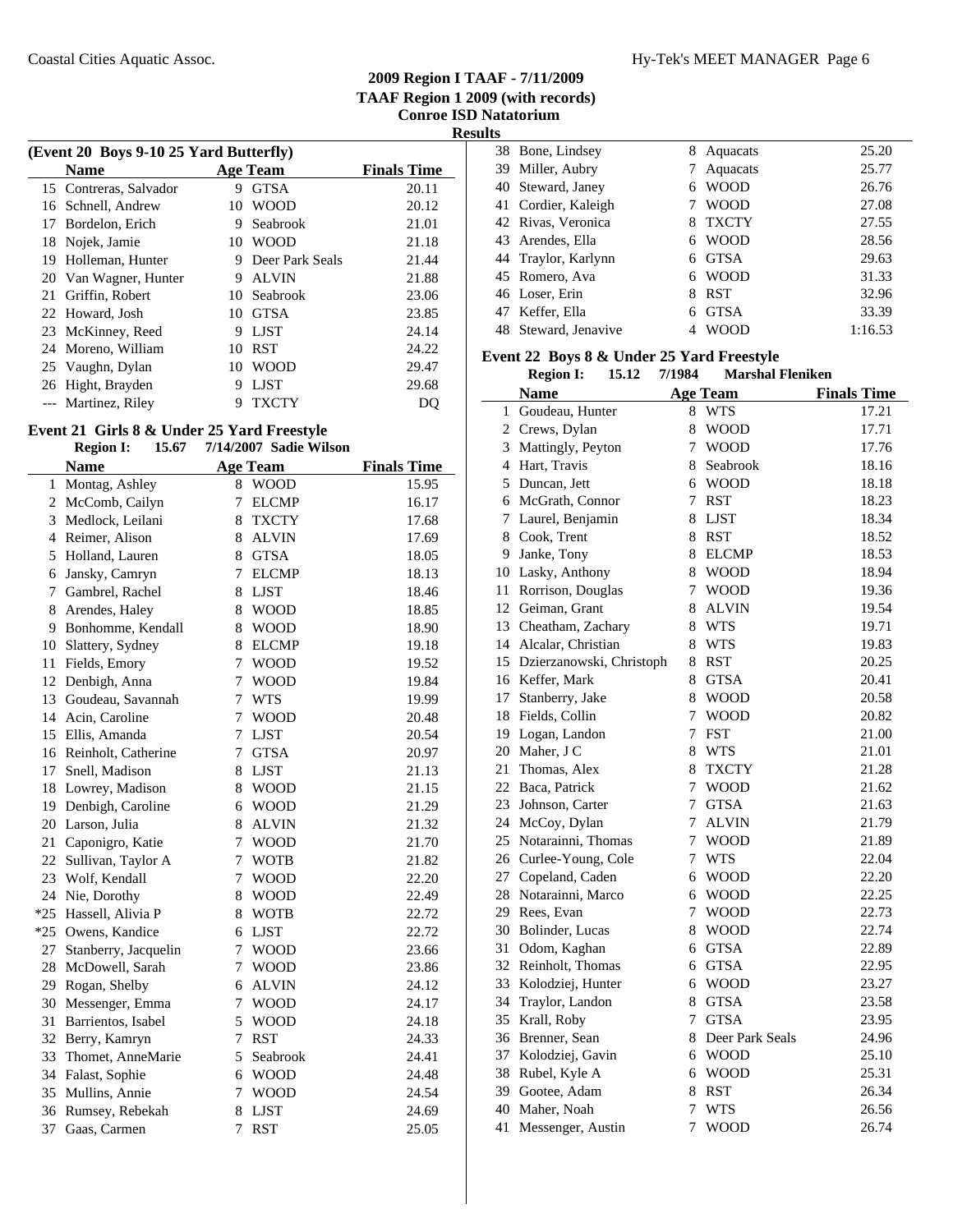## 2009 Region I TAAF - 7/11/2009
### TAAF Region 1 2009 (with records)
### Conroe ISD Natatorium
### Results

**(Event 20 Boys 9-10 25 Yard Butterfly)**

| | Name | Age | Team | Finals Time |
|---|---|---|---|---|
| 15 | Contreras, Salvador | 9 | GTSA | 20.11 |
| 16 | Schnell, Andrew | 10 | WOOD | 20.12 |
| 17 | Bordelon, Erich | 9 | Seabrook | 21.01 |
| 18 | Nojek, Jamie | 10 | WOOD | 21.18 |
| 19 | Holleman, Hunter | 9 | Deer Park Seals | 21.44 |
| 20 | Van Wagner, Hunter | 9 | ALVIN | 21.88 |
| 21 | Griffin, Robert | 10 | Seabrook | 23.06 |
| 22 | Howard, Josh | 10 | GTSA | 23.85 |
| 23 | McKinney, Reed | 9 | LJST | 24.14 |
| 24 | Moreno, William | 10 | RST | 24.22 |
| 25 | Vaughn, Dylan | 10 | WOOD | 29.47 |
| 26 | Hight, Brayden | 9 | LJST | 29.68 |
| --- | Martinez, Riley | 9 | TXCTY | DQ |

**Event 21 Girls 8 & Under 25 Yard Freestyle**

Region I: 15.67 7/14/2007 Sadie Wilson

| | Name | Age | Team | Finals Time |
|---|---|---|---|---|
| 1 | Montag, Ashley | 8 | WOOD | 15.95 |
| 2 | McComb, Cailyn | 7 | ELCMP | 16.17 |
| 3 | Medlock, Leilani | 8 | TXCTY | 17.68 |
| 4 | Reimer, Alison | 8 | ALVIN | 17.69 |
| 5 | Holland, Lauren | 8 | GTSA | 18.05 |
| 6 | Jansky, Camryn | 7 | ELCMP | 18.13 |
| 7 | Gambrel, Rachel | 8 | LJST | 18.46 |
| 8 | Arendes, Haley | 8 | WOOD | 18.85 |
| 9 | Bonhomme, Kendall | 8 | WOOD | 18.90 |
| 10 | Slattery, Sydney | 8 | ELCMP | 19.18 |
| 11 | Fields, Emory | 7 | WOOD | 19.52 |
| 12 | Denbigh, Anna | 7 | WOOD | 19.84 |
| 13 | Goudeau, Savannah | 7 | WTS | 19.99 |
| 14 | Acin, Caroline | 7 | WOOD | 20.48 |
| 15 | Ellis, Amanda | 7 | LJST | 20.54 |
| 16 | Reinholt, Catherine | 7 | GTSA | 20.97 |
| 17 | Snell, Madison | 8 | LJST | 21.13 |
| 18 | Lowrey, Madison | 8 | WOOD | 21.15 |
| 19 | Denbigh, Caroline | 6 | WOOD | 21.29 |
| 20 | Larson, Julia | 8 | ALVIN | 21.32 |
| 21 | Caponigro, Katie | 7 | WOOD | 21.70 |
| 22 | Sullivan, Taylor A | 7 | WOTB | 21.82 |
| 23 | Wolf, Kendall | 7 | WOOD | 22.20 |
| 24 | Nie, Dorothy | 8 | WOOD | 22.49 |
| *25 | Hassell, Alivia P | 8 | WOTB | 22.72 |
| *25 | Owens, Kandice | 6 | LJST | 22.72 |
| 27 | Stanberry, Jacquelin | 7 | WOOD | 23.66 |
| 28 | McDowell, Sarah | 7 | WOOD | 23.86 |
| 29 | Rogan, Shelby | 6 | ALVIN | 24.12 |
| 30 | Messenger, Emma | 7 | WOOD | 24.17 |
| 31 | Barrientos, Isabel | 5 | WOOD | 24.18 |
| 32 | Berry, Kamryn | 7 | RST | 24.33 |
| 33 | Thomet, AnneMarie | 5 | Seabrook | 24.41 |
| 34 | Falast, Sophie | 6 | WOOD | 24.48 |
| 35 | Mullins, Annie | 7 | WOOD | 24.54 |
| 36 | Rumsey, Rebekah | 8 | LJST | 24.69 |
| 37 | Gaas, Carmen | 7 | RST | 25.05 |
| 38 | Bone, Lindsey | 8 | Aquacats | 25.20 |
| 39 | Miller, Aubry | 7 | Aquacats | 25.77 |
| 40 | Steward, Janey | 6 | WOOD | 26.76 |
| 41 | Cordier, Kaleigh | 7 | WOOD | 27.08 |
| 42 | Rivas, Veronica | 8 | TXCTY | 27.55 |
| 43 | Arendes, Ella | 6 | WOOD | 28.56 |
| 44 | Traylor, Karlynn | 6 | GTSA | 29.63 |
| 45 | Romero, Ava | 6 | WOOD | 31.33 |
| 46 | Loser, Erin | 8 | RST | 32.96 |
| 47 | Keffer, Ella | 6 | GTSA | 33.39 |
| 48 | Steward, Jenavive | 4 | WOOD | 1:16.53 |

**Event 22 Boys 8 & Under 25 Yard Freestyle**

Region I: 15.12 7/1984 Marshal Fleniken

| | Name | Age | Team | Finals Time |
|---|---|---|---|---|
| 1 | Goudeau, Hunter | 8 | WTS | 17.21 |
| 2 | Crews, Dylan | 8 | WOOD | 17.71 |
| 3 | Mattingly, Peyton | 7 | WOOD | 17.76 |
| 4 | Hart, Travis | 8 | Seabrook | 18.16 |
| 5 | Duncan, Jett | 6 | WOOD | 18.18 |
| 6 | McGrath, Connor | 7 | RST | 18.23 |
| 7 | Laurel, Benjamin | 8 | LJST | 18.34 |
| 8 | Cook, Trent | 8 | RST | 18.52 |
| 9 | Janke, Tony | 8 | ELCMP | 18.53 |
| 10 | Lasky, Anthony | 8 | WOOD | 18.94 |
| 11 | Rorrison, Douglas | 7 | WOOD | 19.36 |
| 12 | Geiman, Grant | 8 | ALVIN | 19.54 |
| 13 | Cheatham, Zachary | 8 | WTS | 19.71 |
| 14 | Alcalar, Christian | 8 | WTS | 19.83 |
| 15 | Dzierzanowski, Christoph | 8 | RST | 20.25 |
| 16 | Keffer, Mark | 8 | GTSA | 20.41 |
| 17 | Stanberry, Jake | 8 | WOOD | 20.58 |
| 18 | Fields, Collin | 7 | WOOD | 20.82 |
| 19 | Logan, Landon | 7 | FST | 21.00 |
| 20 | Maher, J C | 8 | WTS | 21.01 |
| 21 | Thomas, Alex | 8 | TXCTY | 21.28 |
| 22 | Baca, Patrick | 7 | WOOD | 21.62 |
| 23 | Johnson, Carter | 7 | GTSA | 21.63 |
| 24 | McCoy, Dylan | 7 | ALVIN | 21.79 |
| 25 | Notarainni, Thomas | 7 | WOOD | 21.89 |
| 26 | Curlee-Young, Cole | 7 | WTS | 22.04 |
| 27 | Copeland, Caden | 6 | WOOD | 22.20 |
| 28 | Notarainni, Marco | 6 | WOOD | 22.25 |
| 29 | Rees, Evan | 7 | WOOD | 22.73 |
| 30 | Bolinder, Lucas | 8 | WOOD | 22.74 |
| 31 | Odom, Kaghan | 6 | GTSA | 22.89 |
| 32 | Reinholt, Thomas | 6 | GTSA | 22.95 |
| 33 | Kolodziej, Hunter | 6 | WOOD | 23.27 |
| 34 | Traylor, Landon | 8 | GTSA | 23.58 |
| 35 | Krall, Roby | 7 | GTSA | 23.95 |
| 36 | Brenner, Sean | 8 | Deer Park Seals | 24.96 |
| 37 | Kolodziej, Gavin | 6 | WOOD | 25.10 |
| 38 | Rubel, Kyle A | 6 | WOOD | 25.31 |
| 39 | Gootee, Adam | 8 | RST | 26.34 |
| 40 | Maher, Noah | 7 | WTS | 26.56 |
| 41 | Messenger, Austin | 7 | WOOD | 26.74 |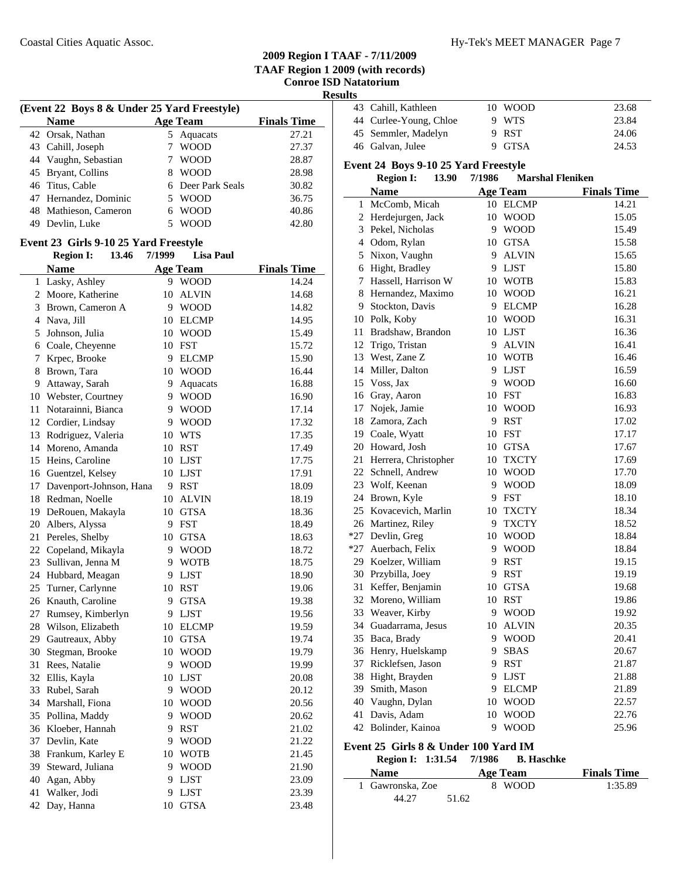## 2009 Region I TAAF - 7/11/2009
## TAAF Region 1 2009 (with records)
## Conroe ISD Natatorium
## Results

### (Event 22 Boys 8 & Under 25 Yard Freestyle)

| | Name | Age | Team | Finals Time |
|---|---|---|---|---|
| 42 | Orsak, Nathan | 5 | Aquacats | 27.21 |
| 43 | Cahill, Joseph | 7 | WOOD | 27.37 |
| 44 | Vaughn, Sebastian | 7 | WOOD | 28.87 |
| 45 | Bryant, Collins | 8 | WOOD | 28.98 |
| 46 | Titus, Cable | 6 | Deer Park Seals | 30.82 |
| 47 | Hernandez, Dominic | 5 | WOOD | 36.75 |
| 48 | Mathieson, Cameron | 6 | WOOD | 40.86 |
| 49 | Devlin, Luke | 5 | WOOD | 42.80 |

### Event 23 Girls 9-10 25 Yard Freestyle

**Region I: 13.46 7/1999 Lisa Paul**

| | Name | Age | Team | Finals Time |
|---|---|---|---|---|
| 1 | Lasky, Ashley | 9 | WOOD | 14.24 |
| 2 | Moore, Katherine | 10 | ALVIN | 14.68 |
| 3 | Brown, Cameron A | 9 | WOOD | 14.82 |
| 4 | Nava, Jill | 10 | ELCMP | 14.95 |
| 5 | Johnson, Julia | 10 | WOOD | 15.49 |
| 6 | Coale, Cheyenne | 10 | FST | 15.72 |
| 7 | Krpec, Brooke | 9 | ELCMP | 15.90 |
| 8 | Brown, Tara | 10 | WOOD | 16.44 |
| 9 | Attaway, Sarah | 9 | Aquacats | 16.88 |
| 10 | Webster, Courtney | 9 | WOOD | 16.90 |
| 11 | Notarainni, Bianca | 9 | WOOD | 17.14 |
| 12 | Cordier, Lindsay | 9 | WOOD | 17.32 |
| 13 | Rodriguez, Valeria | 10 | WTS | 17.35 |
| 14 | Moreno, Amanda | 10 | RST | 17.49 |
| 15 | Heins, Caroline | 10 | LJST | 17.75 |
| 16 | Guentzel, Kelsey | 10 | LJST | 17.91 |
| 17 | Davenport-Johnson, Hana | 9 | RST | 18.09 |
| 18 | Redman, Noelle | 10 | ALVIN | 18.19 |
| 19 | DeRouen, Makayla | 10 | GTSA | 18.36 |
| 20 | Albers, Alyssa | 9 | FST | 18.49 |
| 21 | Pereles, Shelby | 10 | GTSA | 18.63 |
| 22 | Copeland, Mikayla | 9 | WOOD | 18.72 |
| 23 | Sullivan, Jenna M | 9 | WOTB | 18.75 |
| 24 | Hubbard, Meagan | 9 | LJST | 18.90 |
| 25 | Turner, Carlynne | 10 | RST | 19.06 |
| 26 | Knauth, Caroline | 9 | GTSA | 19.38 |
| 27 | Rumsey, Kimberlyn | 9 | LJST | 19.56 |
| 28 | Wilson, Elizabeth | 10 | ELCMP | 19.59 |
| 29 | Gautreaux, Abby | 10 | GTSA | 19.74 |
| 30 | Stegman, Brooke | 10 | WOOD | 19.79 |
| 31 | Rees, Natalie | 9 | WOOD | 19.99 |
| 32 | Ellis, Kayla | 10 | LJST | 20.08 |
| 33 | Rubel, Sarah | 9 | WOOD | 20.12 |
| 34 | Marshall, Fiona | 10 | WOOD | 20.56 |
| 35 | Pollina, Maddy | 9 | WOOD | 20.62 |
| 36 | Kloeber, Hannah | 9 | RST | 21.02 |
| 37 | Devlin, Kate | 9 | WOOD | 21.22 |
| 38 | Frankum, Karley E | 10 | WOTB | 21.45 |
| 39 | Steward, Juliana | 9 | WOOD | 21.90 |
| 40 | Agan, Abby | 9 | LJST | 23.09 |
| 41 | Walker, Jodi | 9 | LJST | 23.39 |
| 42 | Day, Hanna | 10 | GTSA | 23.48 |
| 43 | Cahill, Kathleen | 10 | WOOD | 23.68 |
| 44 | Curlee-Young, Chloe | 9 | WTS | 23.84 |
| 45 | Semmler, Madelyn | 9 | RST | 24.06 |
| 46 | Galvan, Julee | 9 | GTSA | 24.53 |

### Event 24 Boys 9-10 25 Yard Freestyle

**Region I: 13.90 7/1986 Marshal Fleniken**

| | Name | Age | Team | Finals Time |
|---|---|---|---|---|
| 1 | McComb, Micah | 10 | ELCMP | 14.21 |
| 2 | Herdejurgen, Jack | 10 | WOOD | 15.05 |
| 3 | Pekel, Nicholas | 9 | WOOD | 15.49 |
| 4 | Odom, Rylan | 10 | GTSA | 15.58 |
| 5 | Nixon, Vaughn | 9 | ALVIN | 15.65 |
| 6 | Hight, Bradley | 9 | LJST | 15.80 |
| 7 | Hassell, Harrison W | 10 | WOTB | 15.83 |
| 8 | Hernandez, Maximo | 10 | WOOD | 16.21 |
| 9 | Stockton, Davis | 9 | ELCMP | 16.28 |
| 10 | Polk, Koby | 10 | WOOD | 16.31 |
| 11 | Bradshaw, Brandon | 10 | LJST | 16.36 |
| 12 | Trigo, Tristan | 9 | ALVIN | 16.41 |
| 13 | West, Zane Z | 10 | WOTB | 16.46 |
| 14 | Miller, Dalton | 9 | LJST | 16.59 |
| 15 | Voss, Jax | 9 | WOOD | 16.60 |
| 16 | Gray, Aaron | 10 | FST | 16.83 |
| 17 | Nojek, Jamie | 10 | WOOD | 16.93 |
| 18 | Zamora, Zach | 9 | RST | 17.02 |
| 19 | Coale, Wyatt | 10 | FST | 17.17 |
| 20 | Howard, Josh | 10 | GTSA | 17.67 |
| 21 | Herrera, Christopher | 10 | TXCTY | 17.69 |
| 22 | Schnell, Andrew | 10 | WOOD | 17.70 |
| 23 | Wolf, Keenan | 9 | WOOD | 18.09 |
| 24 | Brown, Kyle | 9 | FST | 18.10 |
| 25 | Kovacevich, Marlin | 10 | TXCTY | 18.34 |
| 26 | Martinez, Riley | 9 | TXCTY | 18.52 |
| *27 | Devlin, Greg | 10 | WOOD | 18.84 |
| *27 | Auerbach, Felix | 9 | WOOD | 18.84 |
| 29 | Koelzer, William | 9 | RST | 19.15 |
| 30 | Przybilla, Joey | 9 | RST | 19.19 |
| 31 | Keffer, Benjamin | 10 | GTSA | 19.68 |
| 32 | Moreno, William | 10 | RST | 19.86 |
| 33 | Weaver, Kirby | 9 | WOOD | 19.92 |
| 34 | Guadarrama, Jesus | 10 | ALVIN | 20.35 |
| 35 | Baca, Brady | 9 | WOOD | 20.41 |
| 36 | Henry, Huelskamp | 9 | SBAS | 20.67 |
| 37 | Ricklefsen, Jason | 9 | RST | 21.87 |
| 38 | Hight, Brayden | 9 | LJST | 21.88 |
| 39 | Smith, Mason | 9 | ELCMP | 21.89 |
| 40 | Vaughn, Dylan | 10 | WOOD | 22.57 |
| 41 | Davis, Adam | 10 | WOOD | 22.76 |
| 42 | Bolinder, Kainoa | 9 | WOOD | 25.96 |

### Event 25 Girls 8 & Under 100 Yard IM

**Region I: 1:31.54 7/1986 B. Haschke**

| | Name | Age | Team | Finals Time |
|---|---|---|---|---|
| 1 | Gawronska, Zoe | 8 | WOOD | 1:35.89 |
| | 44.27 | 51.62 | | |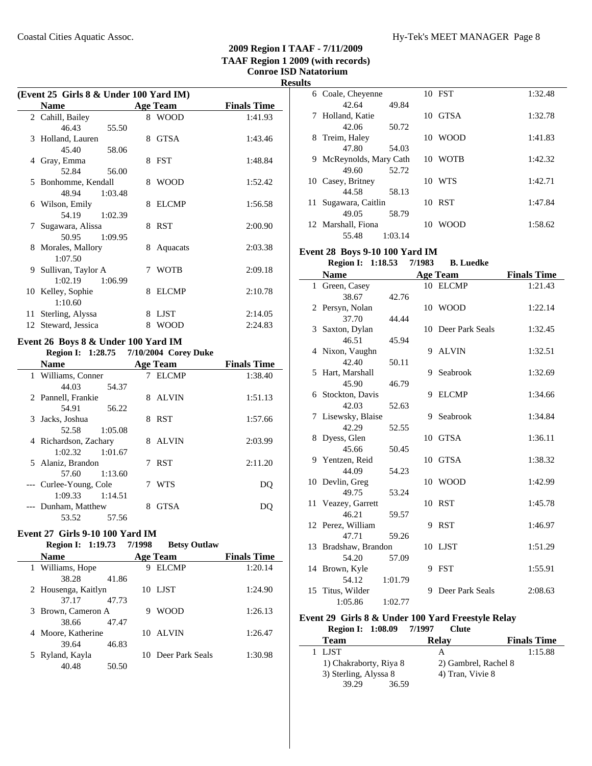## 2009 Region I TAAF - 7/11/2009
## TAAF Region 1 2009 (with records)
## Conroe ISD Natatorium
## Results

### (Event 25 Girls 8 & Under 100 Yard IM)

| | Name | Age | Team | Finals Time |
|---|---|---|---|---|
| 2 | Cahill, Bailey | 8 | WOOD | 1:41.93 |
| | 46.43 55.50 | | | |
| 3 | Holland, Lauren | 8 | GTSA | 1:43.46 |
| | 45.40 58.06 | | | |
| 4 | Gray, Emma | 8 | FST | 1:48.84 |
| | 52.84 56.00 | | | |
| 5 | Bonhomme, Kendall | 8 | WOOD | 1:52.42 |
| | 48.94 1:03.48 | | | |
| 6 | Wilson, Emily | 8 | ELCMP | 1:56.58 |
| | 54.19 1:02.39 | | | |
| 7 | Sugawara, Alissa | 8 | RST | 2:00.90 |
| | 50.95 1:09.95 | | | |
| 8 | Morales, Mallory | 8 | Aquacats | 2:03.38 |
| | 1:07.50 | | | |
| 9 | Sullivan, Taylor A | 7 | WOTB | 2:09.18 |
| | 1:02.19 1:06.99 | | | |
| 10 | Kelley, Sophie | 8 | ELCMP | 2:10.78 |
| | 1:10.60 | | | |
| 11 | Sterling, Alyssa | 8 | LJST | 2:14.05 |
| 12 | Steward, Jessica | 8 | WOOD | 2:24.83 |

### Event 26 Boys 8 & Under 100 Yard IM

**Region I: 1:28.75 7/10/2004 Corey Duke**

| | Name | Age | Team | Finals Time |
|---|---|---|---|---|
| 1 | Williams, Conner | 7 | ELCMP | 1:38.40 |
| | 44.03 54.37 | | | |
| 2 | Pannell, Frankie | 8 | ALVIN | 1:51.13 |
| | 54.91 56.22 | | | |
| 3 | Jacks, Joshua | 8 | RST | 1:57.66 |
| | 52.58 1:05.08 | | | |
| 4 | Richardson, Zachary | 8 | ALVIN | 2:03.99 |
| | 1:02.32 1:01.67 | | | |
| 5 | Alaniz, Brandon | 7 | RST | 2:11.20 |
| | 57.60 1:13.60 | | | |
| --- | Curlee-Young, Cole | 7 | WTS | DQ |
| | 1:09.33 1:14.51 | | | |
| --- | Dunham, Matthew | 8 | GTSA | DQ |
| | 53.52 57.56 | | | |

### Event 27 Girls 9-10 100 Yard IM

**Region I: 1:19.73 7/1998 Betsy Outlaw**

| | Name | Age | Team | Finals Time |
|---|---|---|---|---|
| 1 | Williams, Hope | 9 | ELCMP | 1:20.14 |
| | 38.28 41.86 | | | |
| 2 | Housenga, Kaitlyn | 10 | LJST | 1:24.90 |
| | 37.17 47.73 | | | |
| 3 | Brown, Cameron A | 9 | WOOD | 1:26.13 |
| | 38.66 47.47 | | | |
| 4 | Moore, Katherine | 10 | ALVIN | 1:26.47 |
| | 39.64 46.83 | | | |
| 5 | Ryland, Kayla | 10 | Deer Park Seals | 1:30.98 |
| | 40.48 50.50 | | | |
| 6 | Coale, Cheyenne | 10 | FST | 1:32.48 |
| | 42.64 49.84 | | | |
| 7 | Holland, Katie | 10 | GTSA | 1:32.78 |
| | 42.06 50.72 | | | |
| 8 | Treim, Haley | 10 | WOOD | 1:41.83 |
| | 47.80 54.03 | | | |
| 9 | McReynolds, Mary Cath | 10 | WOTB | 1:42.32 |
| | 49.60 52.72 | | | |
| 10 | Casey, Britney | 10 | WTS | 1:42.71 |
| | 44.58 58.13 | | | |
| 11 | Sugawara, Caitlin | 10 | RST | 1:47.84 |
| | 49.05 58.79 | | | |
| 12 | Marshall, Fiona | 10 | WOOD | 1:58.62 |
| | 55.48 1:03.14 | | | |

### Event 28 Boys 9-10 100 Yard IM

**Region I: 1:18.53 7/1983 B. Luedke**

| | Name | Age | Team | Finals Time |
|---|---|---|---|---|
| 1 | Green, Casey | 10 | ELCMP | 1:21.43 |
| | 38.67 42.76 | | | |
| 2 | Persyn, Nolan | 10 | WOOD | 1:22.14 |
| | 37.70 44.44 | | | |
| 3 | Saxton, Dylan | 10 | Deer Park Seals | 1:32.45 |
| | 46.51 45.94 | | | |
| 4 | Nixon, Vaughn | 9 | ALVIN | 1:32.51 |
| | 42.40 50.11 | | | |
| 5 | Hart, Marshall | 9 | Seabrook | 1:32.69 |
| | 45.90 46.79 | | | |
| 6 | Stockton, Davis | 9 | ELCMP | 1:34.66 |
| | 42.03 52.63 | | | |
| 7 | Lisewsky, Blaise | 9 | Seabrook | 1:34.84 |
| | 42.29 52.55 | | | |
| 8 | Dyess, Glen | 10 | GTSA | 1:36.11 |
| | 45.66 50.45 | | | |
| 9 | Yentzen, Reid | 10 | GTSA | 1:38.32 |
| | 44.09 54.23 | | | |
| 10 | Devlin, Greg | 10 | WOOD | 1:42.99 |
| | 49.75 53.24 | | | |
| 11 | Veazey, Garrett | 10 | RST | 1:45.78 |
| | 46.21 59.57 | | | |
| 12 | Perez, William | 9 | RST | 1:46.97 |
| | 47.71 59.26 | | | |
| 13 | Bradshaw, Brandon | 10 | LJST | 1:51.29 |
| | 54.20 57.09 | | | |
| 14 | Brown, Kyle | 9 | FST | 1:55.91 |
| | 54.12 1:01.79 | | | |
| 15 | Titus, Wilder | 9 | Deer Park Seals | 2:08.63 |
| | 1:05.86 1:02.77 | | | |

### Event 29 Girls 8 & Under 100 Yard Freestyle Relay

**Region I: 1:08.09 7/1997 Clute**

| | Team | Relay | Finals Time |
|---|---|---|---|
| 1 | LJST | A | 1:15.88 |
| | 1) Chakraborty, Riya 8 | 2) Gambrel, Rachel 8 | |
| | 3) Sterling, Alyssa 8 | 4) Tran, Vivie 8 | |
| | 39.29 36.59 | | |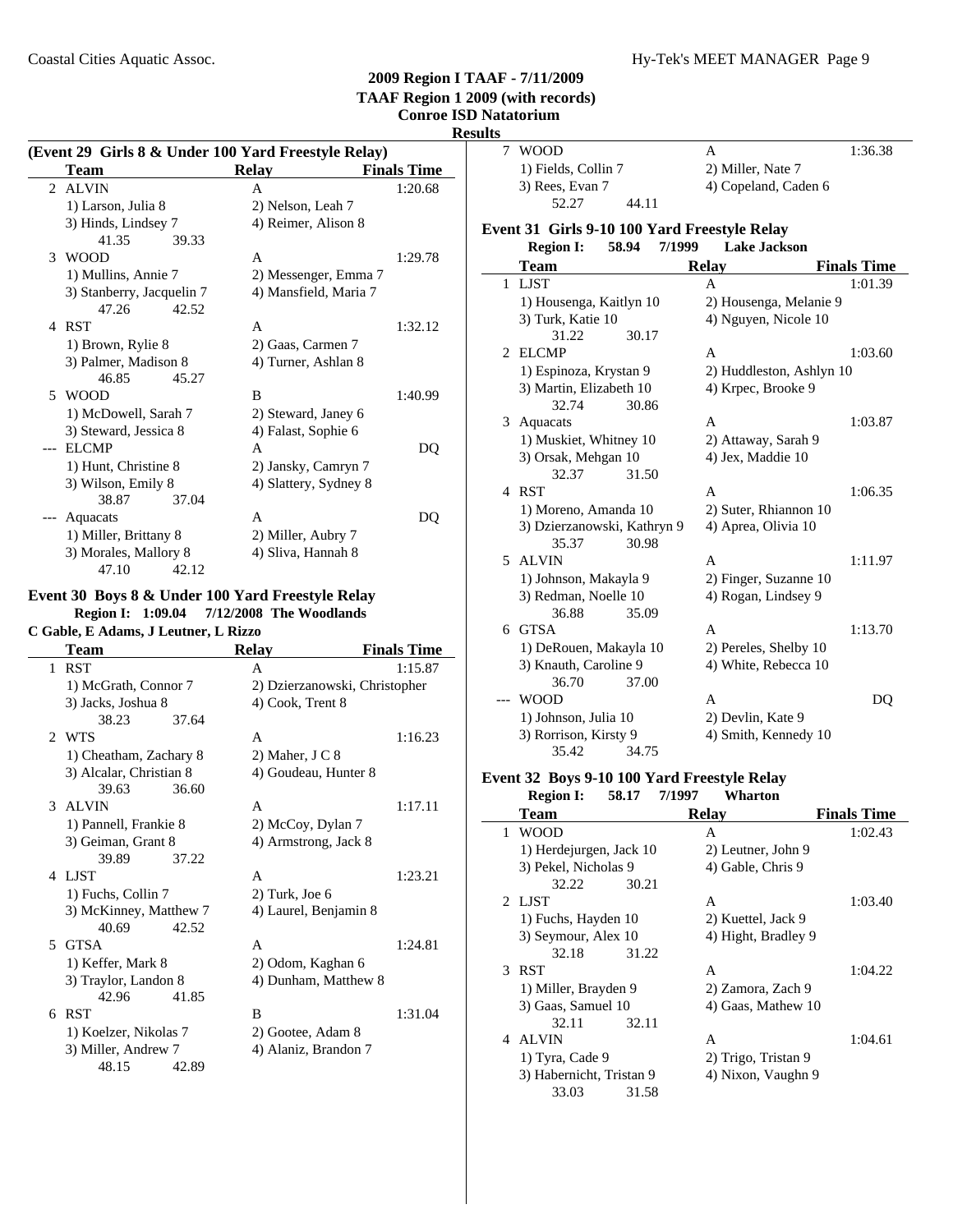**2009 Region I TAAF - 7/11/2009**
**TAAF Region 1 2009 (with records)**
**Conroe ISD Natatorium**
**Results**

### (Event 29 Girls 8 & Under 100 Yard Freestyle Relay)

| | Team | Relay | Finals Time |
|---|---|---|---|
| 2 | ALVIN | A | 1:20.68 |
| | 1) Larson, Julia 8 | 2) Nelson, Leah 7 | |
| | 3) Hinds, Lindsey 7 | 4) Reimer, Alison 8 | |
| | 41.35 39.33 | | |
| 3 | WOOD | A | 1:29.78 |
| | 1) Mullins, Annie 7 | 2) Messenger, Emma 7 | |
| | 3) Stanberry, Jacquelin 7 | 4) Mansfield, Maria 7 | |
| | 47.26 42.52 | | |
| 4 | RST | A | 1:32.12 |
| | 1) Brown, Rylie 8 | 2) Gaas, Carmen 7 | |
| | 3) Palmer, Madison 8 | 4) Turner, Ashlan 8 | |
| | 46.85 45.27 | | |
| 5 | WOOD | B | 1:40.99 |
| | 1) McDowell, Sarah 7 | 2) Steward, Janey 6 | |
| | 3) Steward, Jessica 8 | 4) Falast, Sophie 6 | |
| --- | ELCMP | A | DQ |
| | 1) Hunt, Christine 8 | 2) Jansky, Camryn 7 | |
| | 3) Wilson, Emily 8 | 4) Slattery, Sydney 8 | |
| | 38.87 37.04 | | |
| --- | Aquacats | A | DQ |
| | 1) Miller, Brittany 8 | 2) Miller, Aubry 7 | |
| | 3) Morales, Mallory 8 | 4) Sliva, Hannah 8 | |
| | 47.10 42.12 | | |

### Event 30 Boys 8 & Under 100 Yard Freestyle Relay

**Region I: 1:09.04 7/12/2008 The Woodlands**
**C Gable, E Adams, J Leutner, L Rizzo**

| | Team | Relay | Finals Time |
|---|---|---|---|
| 1 | RST | A | 1:15.87 |
| | 1) McGrath, Connor 7 | 2) Dzierzanowski, Christopher | |
| | 3) Jacks, Joshua 8 | 4) Cook, Trent 8 | |
| | 38.23 37.64 | | |
| 2 | WTS | A | 1:16.23 |
| | 1) Cheatham, Zachary 8 | 2) Maher, J C 8 | |
| | 3) Alcalar, Christian 8 | 4) Goudeau, Hunter 8 | |
| | 39.63 36.60 | | |
| 3 | ALVIN | A | 1:17.11 |
| | 1) Pannell, Frankie 8 | 2) McCoy, Dylan 7 | |
| | 3) Geiman, Grant 8 | 4) Armstrong, Jack 8 | |
| | 39.89 37.22 | | |
| 4 | LJST | A | 1:23.21 |
| | 1) Fuchs, Collin 7 | 2) Turk, Joe 6 | |
| | 3) McKinney, Matthew 7 | 4) Laurel, Benjamin 8 | |
| | 40.69 42.52 | | |
| 5 | GTSA | A | 1:24.81 |
| | 1) Keffer, Mark 8 | 2) Odom, Kaghan 6 | |
| | 3) Traylor, Landon 8 | 4) Dunham, Matthew 8 | |
| | 42.96 41.85 | | |
| 6 | RST | B | 1:31.04 |
| | 1) Koelzer, Nikolas 7 | 2) Gootee, Adam 8 | |
| | 3) Miller, Andrew 7 | 4) Alaniz, Brandon 7 | |
| | 48.15 42.89 | | |
| 7 | WOOD | A | 1:36.38 |
| | 1) Fields, Collin 7 | 2) Miller, Nate 7 | |
| | 3) Rees, Evan 7 | 4) Copeland, Caden 6 | |
| | 52.27 44.11 | | |

### Event 31 Girls 9-10 100 Yard Freestyle Relay

**Region I: 58.94 7/1999 Lake Jackson**

| | Team | Relay | Finals Time |
|---|---|---|---|
| 1 | LJST | A | 1:01.39 |
| | 1) Housenga, Kaitlyn 10 | 2) Housenga, Melanie 9 | |
| | 3) Turk, Katie 10 | 4) Nguyen, Nicole 10 | |
| | 31.22 30.17 | | |
| 2 | ELCMP | A | 1:03.60 |
| | 1) Espinoza, Krystan 9 | 2) Huddleston, Ashlyn 10 | |
| | 3) Martin, Elizabeth 10 | 4) Krpec, Brooke 9 | |
| | 32.74 30.86 | | |
| 3 | Aquacats | A | 1:03.87 |
| | 1) Muskiet, Whitney 10 | 2) Attaway, Sarah 9 | |
| | 3) Orsak, Mehgan 10 | 4) Jex, Maddie 10 | |
| | 32.37 31.50 | | |
| 4 | RST | A | 1:06.35 |
| | 1) Moreno, Amanda 10 | 2) Suter, Rhiannon 10 | |
| | 3) Dzierzanowski, Kathryn 9 | 4) Aprea, Olivia 10 | |
| | 35.37 30.98 | | |
| 5 | ALVIN | A | 1:11.97 |
| | 1) Johnson, Makayla 9 | 2) Finger, Suzanne 10 | |
| | 3) Redman, Noelle 10 | 4) Rogan, Lindsey 9 | |
| | 36.88 35.09 | | |
| 6 | GTSA | A | 1:13.70 |
| | 1) DeRouen, Makayla 10 | 2) Pereles, Shelby 10 | |
| | 3) Knauth, Caroline 9 | 4) White, Rebecca 10 | |
| | 36.70 37.00 | | |
| --- | WOOD | A | DQ |
| | 1) Johnson, Julia 10 | 2) Devlin, Kate 9 | |
| | 3) Rorrison, Kirsty 9 | 4) Smith, Kennedy 10 | |
| | 35.42 34.75 | | |

### Event 32 Boys 9-10 100 Yard Freestyle Relay

**Region I: 58.17 7/1997 Wharton**

| | Team | Relay | Finals Time |
|---|---|---|---|
| 1 | WOOD | A | 1:02.43 |
| | 1) Herdejurgen, Jack 10 | 2) Leutner, John 9 | |
| | 3) Pekel, Nicholas 9 | 4) Gable, Chris 9 | |
| | 32.22 30.21 | | |
| 2 | LJST | A | 1:03.40 |
| | 1) Fuchs, Hayden 10 | 2) Kuettel, Jack 9 | |
| | 3) Seymour, Alex 10 | 4) Hight, Bradley 9 | |
| | 32.18 31.22 | | |
| 3 | RST | A | 1:04.22 |
| | 1) Miller, Brayden 9 | 2) Zamora, Zach 9 | |
| | 3) Gaas, Samuel 10 | 4) Gaas, Mathew 10 | |
| | 32.11 32.11 | | |
| 4 | ALVIN | A | 1:04.61 |
| | 1) Tyra, Cade 9 | 2) Trigo, Tristan 9 | |
| | 3) Habernicht, Tristan 9 | 4) Nixon, Vaughn 9 | |
| | 33.03 31.58 | | |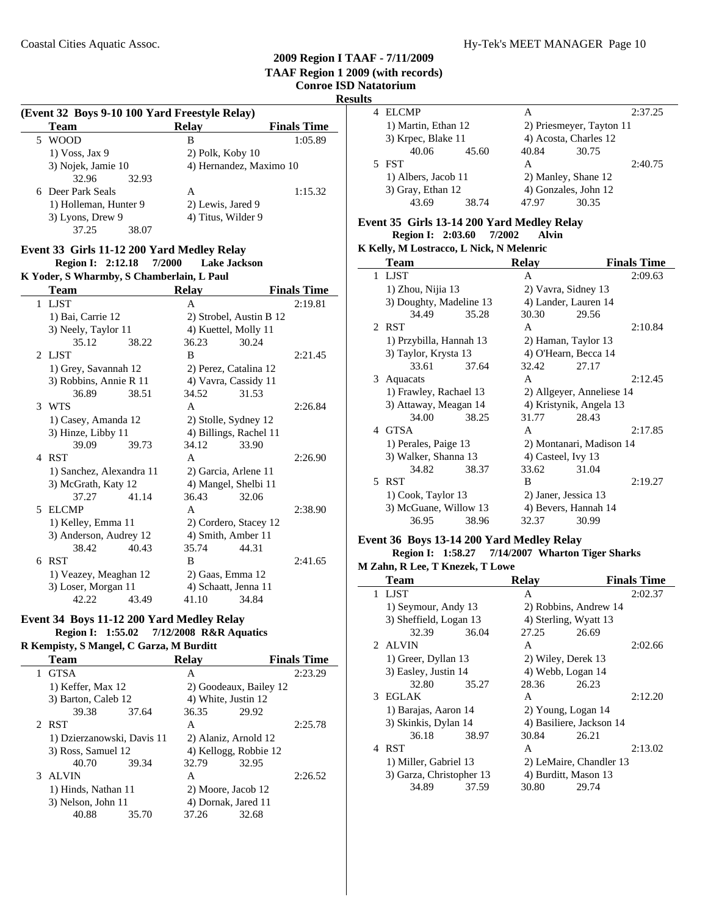## 2009 Region I TAAF - 7/11/2009

### TAAF Region 1 2009 (with records)

### Conroe ISD Natatorium

### Results

**(Event 32 Boys 9-10 100 Yard Freestyle Relay)**

| | Team | Relay | Finals Time |
|---|---|---|---|
| 5 | WOOD | B | 1:05.89 |
| | 1) Voss, Jax 9 | 2) Polk, Koby 10 | |
| | 3) Nojek, Jamie 10 | 4) Hernandez, Maximo 10 | |
| | 32.96 32.93 | | |
| 6 | Deer Park Seals | A | 1:15.32 |
| | 1) Holleman, Hunter 9 | 2) Lewis, Jared 9 | |
| | 3) Lyons, Drew 9 | 4) Titus, Wilder 9 | |
| | 37.25 38.07 | | |

**Event 33 Girls 11-12 200 Yard Medley Relay**

**Region I: 2:12.18 7/2000 Lake Jackson**

**K Yoder, S Wharmby, S Chamberlain, L Paul**

| | Team | Relay | Finals Time |
|---|---|---|---|
| 1 | LJST | A | 2:19.81 |
| | 1) Bai, Carrie 12 | 2) Strobel, Austin B 12 | |
| | 3) Neely, Taylor 11 | 4) Kuettel, Molly 11 | |
| | 35.12 38.22 | 36.23 30.24 | |
| 2 | LJST | B | 2:21.45 |
| | 1) Grey, Savannah 12 | 2) Perez, Catalina 12 | |
| | 3) Robbins, Annie R 11 | 4) Vavra, Cassidy 11 | |
| | 36.89 38.51 | 34.52 31.53 | |
| 3 | WTS | A | 2:26.84 |
| | 1) Casey, Amanda 12 | 2) Stolle, Sydney 12 | |
| | 3) Hinze, Libby 11 | 4) Billings, Rachel 11 | |
| | 39.09 39.73 | 34.12 33.90 | |
| 4 | RST | A | 2:26.90 |
| | 1) Sanchez, Alexandra 11 | 2) Garcia, Arlene 11 | |
| | 3) McGrath, Katy 12 | 4) Mangel, Shelbi 11 | |
| | 37.27 41.14 | 36.43 32.06 | |
| 5 | ELCMP | A | 2:38.90 |
| | 1) Kelley, Emma 11 | 2) Cordero, Stacey 12 | |
| | 3) Anderson, Audrey 12 | 4) Smith, Amber 11 | |
| | 38.42 40.43 | 35.74 44.31 | |
| 6 | RST | B | 2:41.65 |
| | 1) Veazey, Meaghan 12 | 2) Gaas, Emma 12 | |
| | 3) Loser, Morgan 11 | 4) Schaatt, Jenna 11 | |
| | 42.22 43.49 | 41.10 34.84 | |

**Event 34 Boys 11-12 200 Yard Medley Relay**

**Region I: 1:55.02 7/12/2008 R&R Aquatics**

**R Kempisty, S Mangel, C Garza, M Burditt**

| | Team | Relay | Finals Time |
|---|---|---|---|
| 1 | GTSA | A | 2:23.29 |
| | 1) Keffer, Max 12 | 2) Goodeaux, Bailey 12 | |
| | 3) Barton, Caleb 12 | 4) White, Justin 12 | |
| | 39.38 37.64 | 36.35 29.92 | |
| 2 | RST | A | 2:25.78 |
| | 1) Dzierzanowski, Davis 11 | 2) Alaniz, Arnold 12 | |
| | 3) Ross, Samuel 12 | 4) Kellogg, Robbie 12 | |
| | 40.70 39.34 | 32.79 32.95 | |
| 3 | ALVIN | A | 2:26.52 |
| | 1) Hinds, Nathan 11 | 2) Moore, Jacob 12 | |
| | 3) Nelson, John 11 | 4) Dornak, Jared 11 | |
| | 40.88 35.70 | 37.26 32.68 | |
| 4 | ELCMP | A | 2:37.25 |
| | 1) Martin, Ethan 12 | 2) Priesmeyer, Tayton 11 | |
| | 3) Krpec, Blake 11 | 4) Acosta, Charles 12 | |
| | 40.06 45.60 | 40.84 30.75 | |
| 5 | FST | A | 2:40.75 |
| | 1) Albers, Jacob 11 | 2) Manley, Shane 12 | |
| | 3) Gray, Ethan 12 | 4) Gonzales, John 12 | |
| | 43.69 38.74 | 47.97 30.35 | |

**Event 35 Girls 13-14 200 Yard Medley Relay**

**Region I: 2:03.60 7/2002 Alvin**

**K Kelly, M Lostracco, L Nick, N Melenric**

| | Team | Relay | Finals Time |
|---|---|---|---|
| 1 | LJST | A | 2:09.63 |
| | 1) Zhou, Nijia 13 | 2) Vavra, Sidney 13 | |
| | 3) Doughty, Madeline 13 | 4) Lander, Lauren 14 | |
| | 34.49 35.28 | 30.30 29.56 | |
| 2 | RST | A | 2:10.84 |
| | 1) Przybilla, Hannah 13 | 2) Haman, Taylor 13 | |
| | 3) Taylor, Krysta 13 | 4) O'Hearn, Becca 14 | |
| | 33.61 37.64 | 32.42 27.17 | |
| 3 | Aquacats | A | 2:12.45 |
| | 1) Frawley, Rachael 13 | 2) Allgeyer, Anneliese 14 | |
| | 3) Attaway, Meagan 14 | 4) Kristynik, Angela 13 | |
| | 34.00 38.25 | 31.77 28.43 | |
| 4 | GTSA | A | 2:17.85 |
| | 1) Perales, Paige 13 | 2) Montanari, Madison 14 | |
| | 3) Walker, Shanna 13 | 4) Casteel, Ivy 13 | |
| | 34.82 38.37 | 33.62 31.04 | |
| 5 | RST | B | 2:19.27 |
| | 1) Cook, Taylor 13 | 2) Janer, Jessica 13 | |
| | 3) McGuane, Willow 13 | 4) Bevers, Hannah 14 | |
| | 36.95 38.96 | 32.37 30.99 | |

**Event 36 Boys 13-14 200 Yard Medley Relay**

**Region I: 1:58.27 7/14/2007 Wharton Tiger Sharks**

**M Zahn, R Lee, T Knezek, T Lowe**

| | Team | Relay | Finals Time |
|---|---|---|---|
| 1 | LJST | A | 2:02.37 |
| | 1) Seymour, Andy 13 | 2) Robbins, Andrew 14 | |
| | 3) Sheffield, Logan 13 | 4) Sterling, Wyatt 13 | |
| | 32.39 36.04 | 27.25 26.69 | |
| 2 | ALVIN | A | 2:02.66 |
| | 1) Greer, Dyllan 13 | 2) Wiley, Derek 13 | |
| | 3) Easley, Justin 14 | 4) Webb, Logan 14 | |
| | 32.80 35.27 | 28.36 26.23 | |
| 3 | EGLAK | A | 2:12.20 |
| | 1) Barajas, Aaron 14 | 2) Young, Logan 14 | |
| | 3) Skinkis, Dylan 14 | 4) Basiliere, Jackson 14 | |
| | 36.18 38.97 | 30.84 26.21 | |
| 4 | RST | A | 2:13.02 |
| | 1) Miller, Gabriel 13 | 2) LeMaire, Chandler 13 | |
| | 3) Garza, Christopher 13 | 4) Burditt, Mason 13 | |
| | 34.89 37.59 | 30.80 29.74 | |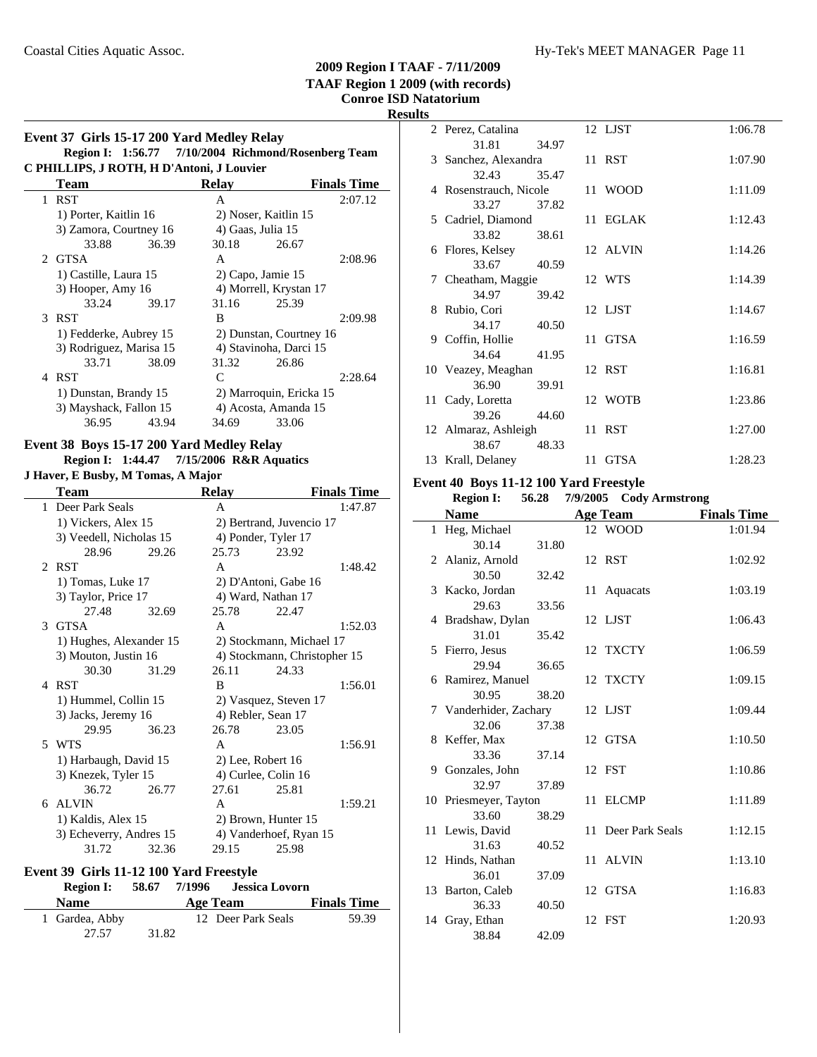# 2009 Region I TAAF - 7/11/2009
## TAAF Region 1 2009 (with records)
## Conroe ISD Natatorium
## Results

### Event 37 Girls 15-17 200 Yard Medley Relay

**Region I: 1:56.77 7/10/2004 Richmond/Rosenberg Team**
**C PHILLIPS, J ROTH, H D'Antoni, J Louvier**

| | Team | Relay | Finals Time |
|---|---|---|---|
| 1 | RST | A | 2:07.12 |
| | 1) Porter, Kaitlin 16 | 2) Noser, Kaitlin 15 | |
| | 3) Zamora, Courtney 16 | 4) Gaas, Julia 15 | |
| | 33.88  36.39 | 30.18  26.67 | |
| 2 | GTSA | A | 2:08.96 |
| | 1) Castille, Laura 15 | 2) Capo, Jamie 15 | |
| | 3) Hooper, Amy 16 | 4) Morrell, Krystan 17 | |
| | 33.24  39.17 | 31.16  25.39 | |
| 3 | RST | B | 2:09.98 |
| | 1) Fedderke, Aubrey 15 | 2) Dunstan, Courtney 16 | |
| | 3) Rodriguez, Marisa 15 | 4) Stavinoha, Darci 15 | |
| | 33.71  38.09 | 31.32  26.86 | |
| 4 | RST | C | 2:28.64 |
| | 1) Dunstan, Brandy 15 | 2) Marroquin, Ericka 15 | |
| | 3) Mayshack, Fallon 15 | 4) Acosta, Amanda 15 | |
| | 36.95  43.94 | 34.69  33.06 | |

### Event 38 Boys 15-17 200 Yard Medley Relay

**Region I: 1:44.47 7/15/2006 R&R Aquatics**
**J Haver, E Busby, M Tomas, A Major**

| | Team | Relay | Finals Time |
|---|---|---|---|
| 1 | Deer Park Seals | A | 1:47.87 |
| | 1) Vickers, Alex 15 | 2) Bertrand, Juvencio 17 | |
| | 3) Veedell, Nicholas 15 | 4) Ponder, Tyler 17 | |
| | 28.96  29.26 | 25.73  23.92 | |
| 2 | RST | A | 1:48.42 |
| | 1) Tomas, Luke 17 | 2) D'Antoni, Gabe 16 | |
| | 3) Taylor, Price 17 | 4) Ward, Nathan 17 | |
| | 27.48  32.69 | 25.78  22.47 | |
| 3 | GTSA | A | 1:52.03 |
| | 1) Hughes, Alexander 15 | 2) Stockmann, Michael 17 | |
| | 3) Mouton, Justin 16 | 4) Stockmann, Christopher 15 | |
| | 30.30  31.29 | 26.11  24.33 | |
| 4 | RST | B | 1:56.01 |
| | 1) Hummel, Collin 15 | 2) Vasquez, Steven 17 | |
| | 3) Jacks, Jeremy 16 | 4) Rebler, Sean 17 | |
| | 29.95  36.23 | 26.78  23.05 | |
| 5 | WTS | A | 1:56.91 |
| | 1) Harbaugh, David 15 | 2) Lee, Robert 16 | |
| | 3) Knezek, Tyler 15 | 4) Curlee, Colin 16 | |
| | 36.72  26.77 | 27.61  25.81 | |
| 6 | ALVIN | A | 1:59.21 |
| | 1) Kaldis, Alex 15 | 2) Brown, Hunter 15 | |
| | 3) Echeverry, Andres 15 | 4) Vanderhoef, Ryan 15 | |
| | 31.72  32.36 | 29.15  25.98 | |

### Event 39 Girls 11-12 100 Yard Freestyle

**Region I: 58.67 7/1996 Jessica Lovorn**

| | Name | Age | Team | Finals Time |
|---|---|---|---|---|
| 1 | Gardea, Abby | 12 | Deer Park Seals | 59.39 |
| | 27.57  31.82 | | | |
| 2 | Perez, Catalina | 12 | LJST | 1:06.78 |
| | 31.81  34.97 | | | |
| 3 | Sanchez, Alexandra | 11 | RST | 1:07.90 |
| | 32.43  35.47 | | | |
| 4 | Rosenstrauch, Nicole | 11 | WOOD | 1:11.09 |
| | 33.27  37.82 | | | |
| 5 | Cadriel, Diamond | 11 | EGLAK | 1:12.43 |
| | 33.82  38.61 | | | |
| 6 | Flores, Kelsey | 12 | ALVIN | 1:14.26 |
| | 33.67  40.59 | | | |
| 7 | Cheatham, Maggie | 12 | WTS | 1:14.39 |
| | 34.97  39.42 | | | |
| 8 | Rubio, Cori | 12 | LJST | 1:14.67 |
| | 34.17  40.50 | | | |
| 9 | Coffin, Hollie | 11 | GTSA | 1:16.59 |
| | 34.64  41.95 | | | |
| 10 | Veazey, Meaghan | 12 | RST | 1:16.81 |
| | 36.90  39.91 | | | |
| 11 | Cady, Loretta | 12 | WOTB | 1:23.86 |
| | 39.26  44.60 | | | |
| 12 | Almaraz, Ashleigh | 11 | RST | 1:27.00 |
| | 38.67  48.33 | | | |
| 13 | Krall, Delaney | 11 | GTSA | 1:28.23 |

### Event 40 Boys 11-12 100 Yard Freestyle

**Region I: 56.28 7/9/2005 Cody Armstrong**

| | Name | Age | Team | Finals Time |
|---|---|---|---|---|
| 1 | Heg, Michael | 12 | WOOD | 1:01.94 |
| | 30.14  31.80 | | | |
| 2 | Alaniz, Arnold | 12 | RST | 1:02.92 |
| | 30.50  32.42 | | | |
| 3 | Kacko, Jordan | 11 | Aquacats | 1:03.19 |
| | 29.63  33.56 | | | |
| 4 | Bradshaw, Dylan | 12 | LJST | 1:06.43 |
| | 31.01  35.42 | | | |
| 5 | Fierro, Jesus | 12 | TXCTY | 1:06.59 |
| | 29.94  36.65 | | | |
| 6 | Ramirez, Manuel | 12 | TXCTY | 1:09.15 |
| | 30.95  38.20 | | | |
| 7 | Vanderhider, Zachary | 12 | LJST | 1:09.44 |
| | 32.06  37.38 | | | |
| 8 | Keffer, Max | 12 | GTSA | 1:10.50 |
| | 33.36  37.14 | | | |
| 9 | Gonzales, John | 12 | FST | 1:10.86 |
| | 32.97  37.89 | | | |
| 10 | Priesmeyer, Tayton | 11 | ELCMP | 1:11.89 |
| | 33.60  38.29 | | | |
| 11 | Lewis, David | 11 | Deer Park Seals | 1:12.15 |
| | 31.63  40.52 | | | |
| 12 | Hinds, Nathan | 11 | ALVIN | 1:13.10 |
| | 36.01  37.09 | | | |
| 13 | Barton, Caleb | 12 | GTSA | 1:16.83 |
| | 36.33  40.50 | | | |
| 14 | Gray, Ethan | 12 | FST | 1:20.93 |
| | 38.84  42.09 | | | |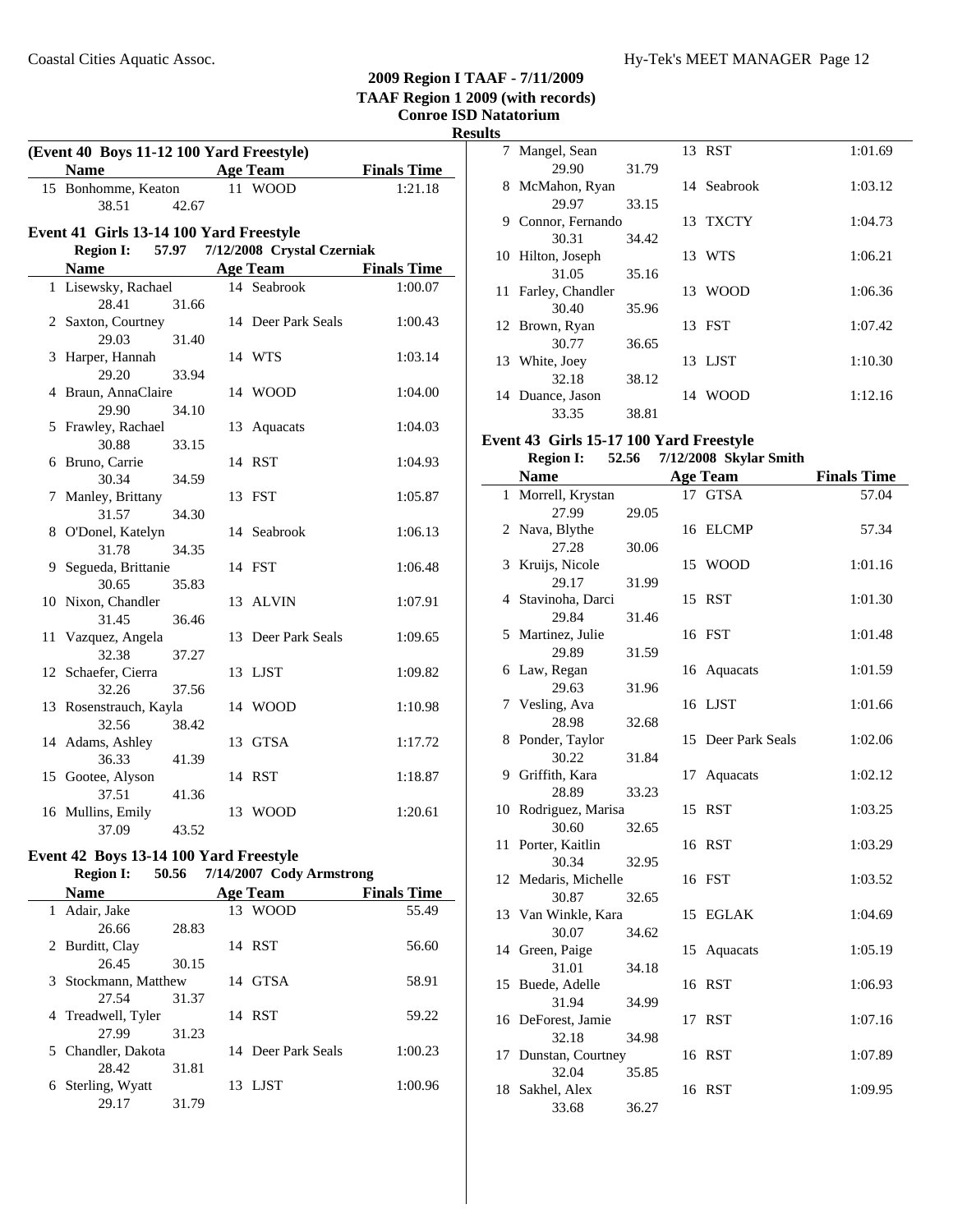**2009 Region I TAAF - 7/11/2009**
**TAAF Region 1 2009 (with records)**
**Conroe ISD Natatorium**

**Results**

### (Event 40 Boys 11-12 100 Yard Freestyle)

| | Name | | Age | Team | Finals Time |
|---|---|---|---|---|---|
| 15 | Bonhomme, Keaton | | 11 | WOOD | 1:21.18 |
| | 38.51 | 42.67 | | | |

### Event 41 Girls 13-14 100 Yard Freestyle

**Region I: 57.97 7/12/2008 Crystal Czerniak**

| | Name | | Age | Team | Finals Time |
|---|---|---|---|---|---|
| 1 | Lisewsky, Rachael | | 14 | Seabrook | 1:00.07 |
| | 28.41 | 31.66 | | | |
| 2 | Saxton, Courtney | | 14 | Deer Park Seals | 1:00.43 |
| | 29.03 | 31.40 | | | |
| 3 | Harper, Hannah | | 14 | WTS | 1:03.14 |
| | 29.20 | 33.94 | | | |
| 4 | Braun, AnnaClaire | | 14 | WOOD | 1:04.00 |
| | 29.90 | 34.10 | | | |
| 5 | Frawley, Rachael | | 13 | Aquacats | 1:04.03 |
| | 30.88 | 33.15 | | | |
| 6 | Bruno, Carrie | | 14 | RST | 1:04.93 |
| | 30.34 | 34.59 | | | |
| 7 | Manley, Brittany | | 13 | FST | 1:05.87 |
| | 31.57 | 34.30 | | | |
| 8 | O'Donel, Katelyn | | 14 | Seabrook | 1:06.13 |
| | 31.78 | 34.35 | | | |
| 9 | Segueda, Brittanie | | 14 | FST | 1:06.48 |
| | 30.65 | 35.83 | | | |
| 10 | Nixon, Chandler | | 13 | ALVIN | 1:07.91 |
| | 31.45 | 36.46 | | | |
| 11 | Vazquez, Angela | | 13 | Deer Park Seals | 1:09.65 |
| | 32.38 | 37.27 | | | |
| 12 | Schaefer, Cierra | | 13 | LJST | 1:09.82 |
| | 32.26 | 37.56 | | | |
| 13 | Rosenstrauch, Kayla | | 14 | WOOD | 1:10.98 |
| | 32.56 | 38.42 | | | |
| 14 | Adams, Ashley | | 13 | GTSA | 1:17.72 |
| | 36.33 | 41.39 | | | |
| 15 | Gootee, Alyson | | 14 | RST | 1:18.87 |
| | 37.51 | 41.36 | | | |
| 16 | Mullins, Emily | | 13 | WOOD | 1:20.61 |
| | 37.09 | 43.52 | | | |

### Event 42 Boys 13-14 100 Yard Freestyle

**Region I: 50.56 7/14/2007 Cody Armstrong**

| | Name | | Age | Team | Finals Time |
|---|---|---|---|---|---|
| 1 | Adair, Jake | | 13 | WOOD | 55.49 |
| | 26.66 | 28.83 | | | |
| 2 | Burditt, Clay | | 14 | RST | 56.60 |
| | 26.45 | 30.15 | | | |
| 3 | Stockmann, Matthew | | 14 | GTSA | 58.91 |
| | 27.54 | 31.37 | | | |
| 4 | Treadwell, Tyler | | 14 | RST | 59.22 |
| | 27.99 | 31.23 | | | |
| 5 | Chandler, Dakota | | 14 | Deer Park Seals | 1:00.23 |
| | 28.42 | 31.81 | | | |
| 6 | Sterling, Wyatt | | 13 | LJST | 1:00.96 |
| | 29.17 | 31.79 | | | |
| 7 | Mangel, Sean | | 13 | RST | 1:01.69 |
| | 29.90 | 31.79 | | | |
| 8 | McMahon, Ryan | | 14 | Seabrook | 1:03.12 |
| | 29.97 | 33.15 | | | |
| 9 | Connor, Fernando | | 13 | TXCTY | 1:04.73 |
| | 30.31 | 34.42 | | | |
| 10 | Hilton, Joseph | | 13 | WTS | 1:06.21 |
| | 31.05 | 35.16 | | | |
| 11 | Farley, Chandler | | 13 | WOOD | 1:06.36 |
| | 30.40 | 35.96 | | | |
| 12 | Brown, Ryan | | 13 | FST | 1:07.42 |
| | 30.77 | 36.65 | | | |
| 13 | White, Joey | | 13 | LJST | 1:10.30 |
| | 32.18 | 38.12 | | | |
| 14 | Duance, Jason | | 14 | WOOD | 1:12.16 |
| | 33.35 | 38.81 | | | |

### Event 43 Girls 15-17 100 Yard Freestyle

**Region I: 52.56 7/12/2008 Skylar Smith**

| | Name | | Age | Team | Finals Time |
|---|---|---|---|---|---|
| 1 | Morrell, Krystan | | 17 | GTSA | 57.04 |
| | 27.99 | 29.05 | | | |
| 2 | Nava, Blythe | | 16 | ELCMP | 57.34 |
| | 27.28 | 30.06 | | | |
| 3 | Kruijs, Nicole | | 15 | WOOD | 1:01.16 |
| | 29.17 | 31.99 | | | |
| 4 | Stavinoha, Darci | | 15 | RST | 1:01.30 |
| | 29.84 | 31.46 | | | |
| 5 | Martinez, Julie | | 16 | FST | 1:01.48 |
| | 29.89 | 31.59 | | | |
| 6 | Law, Regan | | 16 | Aquacats | 1:01.59 |
| | 29.63 | 31.96 | | | |
| 7 | Vesling, Ava | | 16 | LJST | 1:01.66 |
| | 28.98 | 32.68 | | | |
| 8 | Ponder, Taylor | | 15 | Deer Park Seals | 1:02.06 |
| | 30.22 | 31.84 | | | |
| 9 | Griffith, Kara | | 17 | Aquacats | 1:02.12 |
| | 28.89 | 33.23 | | | |
| 10 | Rodriguez, Marisa | | 15 | RST | 1:03.25 |
| | 30.60 | 32.65 | | | |
| 11 | Porter, Kaitlin | | 16 | RST | 1:03.29 |
| | 30.34 | 32.95 | | | |
| 12 | Medaris, Michelle | | 16 | FST | 1:03.52 |
| | 30.87 | 32.65 | | | |
| 13 | Van Winkle, Kara | | 15 | EGLAK | 1:04.69 |
| | 30.07 | 34.62 | | | |
| 14 | Green, Paige | | 15 | Aquacats | 1:05.19 |
| | 31.01 | 34.18 | | | |
| 15 | Buede, Adelle | | 16 | RST | 1:06.93 |
| | 31.94 | 34.99 | | | |
| 16 | DeForest, Jamie | | 17 | RST | 1:07.16 |
| | 32.18 | 34.98 | | | |
| 17 | Dunstan, Courtney | | 16 | RST | 1:07.89 |
| | 32.04 | 35.85 | | | |
| 18 | Sakhel, Alex | | 16 | RST | 1:09.95 |
| | 33.68 | 36.27 | | | |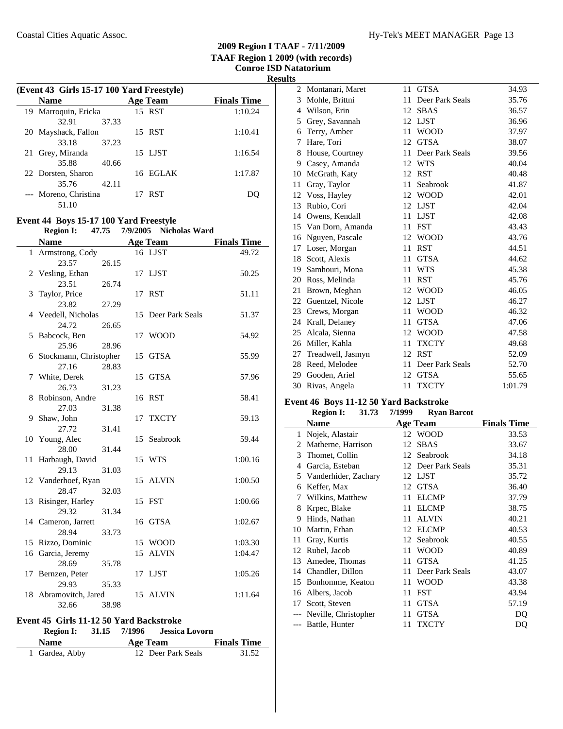## 2009 Region I TAAF - 7/11/2009
## TAAF Region 1 2009 (with records)
## Conroe ISD Natatorium
## Results

**(Event 43 Girls 15-17 100 Yard Freestyle)**

| | Name | Age | Team | Finals Time |
|---|---|---|---|---|
| 19 | Marroquin, Ericka | 15 | RST | 1:10.24 |
| | 32.91 | 37.33 | | |
| 20 | Mayshack, Fallon | 15 | RST | 1:10.41 |
| | 33.18 | 37.23 | | |
| 21 | Grey, Miranda | 15 | LJST | 1:16.54 |
| | 35.88 | 40.66 | | |
| 22 | Dorsten, Sharon | 16 | EGLAK | 1:17.87 |
| | 35.76 | 42.11 | | |
| --- | Moreno, Christina | 17 | RST | DQ |
| | 51.10 | | | |

### Event 44 Boys 15-17 100 Yard Freestyle

**Region I: 47.75 7/9/2005 Nicholas Ward**

| | Name | Age | Team | Finals Time |
|---|---|---|---|---|
| 1 | Armstrong, Cody | 16 | LJST | 49.72 |
| | 23.57 | 26.15 | | |
| 2 | Vesling, Ethan | 17 | LJST | 50.25 |
| | 23.51 | 26.74 | | |
| 3 | Taylor, Price | 17 | RST | 51.11 |
| | 23.82 | 27.29 | | |
| 4 | Veedell, Nicholas | 15 | Deer Park Seals | 51.37 |
| | 24.72 | 26.65 | | |
| 5 | Babcock, Ben | 17 | WOOD | 54.92 |
| | 25.96 | 28.96 | | |
| 6 | Stockmann, Christopher | 15 | GTSA | 55.99 |
| | 27.16 | 28.83 | | |
| 7 | White, Derek | 15 | GTSA | 57.96 |
| | 26.73 | 31.23 | | |
| 8 | Robinson, Andre | 16 | RST | 58.41 |
| | 27.03 | 31.38 | | |
| 9 | Shaw, John | 17 | TXCTY | 59.13 |
| | 27.72 | 31.41 | | |
| 10 | Young, Alec | 15 | Seabrook | 59.44 |
| | 28.00 | 31.44 | | |
| 11 | Harbaugh, David | 15 | WTS | 1:00.16 |
| | 29.13 | 31.03 | | |
| 12 | Vanderhoef, Ryan | 15 | ALVIN | 1:00.50 |
| | 28.47 | 32.03 | | |
| 13 | Risinger, Harley | 15 | FST | 1:00.66 |
| | 29.32 | 31.34 | | |
| 14 | Cameron, Jarrett | 16 | GTSA | 1:02.67 |
| | 28.94 | 33.73 | | |
| 15 | Rizzo, Dominic | 15 | WOOD | 1:03.30 |
| 16 | Garcia, Jeremy | 15 | ALVIN | 1:04.47 |
| | 28.69 | 35.78 | | |
| 17 | Bernzen, Peter | 17 | LJST | 1:05.26 |
| | 29.93 | 35.33 | | |
| 18 | Abramovitch, Jared | 15 | ALVIN | 1:11.64 |
| | 32.66 | 38.98 | | |

### Event 45 Girls 11-12 50 Yard Backstroke

**Region I: 31.15 7/1996 Jessica Lovorn**

| | Name | Age | Team | Finals Time |
|---|---|---|---|---|
| 1 | Gardea, Abby | 12 | Deer Park Seals | 31.52 |
| 2 | Montanari, Maret | 11 | GTSA | 34.93 |
| 3 | Mohle, Brittni | 11 | Deer Park Seals | 35.76 |
| 4 | Wilson, Erin | 12 | SBAS | 36.57 |
| 5 | Grey, Savannah | 12 | LJST | 36.96 |
| 6 | Terry, Amber | 11 | WOOD | 37.97 |
| 7 | Hare, Tori | 12 | GTSA | 38.07 |
| 8 | House, Courtney | 11 | Deer Park Seals | 39.56 |
| 9 | Casey, Amanda | 12 | WTS | 40.04 |
| 10 | McGrath, Katy | 12 | RST | 40.48 |
| 11 | Gray, Taylor | 11 | Seabrook | 41.87 |
| 12 | Voss, Hayley | 12 | WOOD | 42.01 |
| 13 | Rubio, Cori | 12 | LJST | 42.04 |
| 14 | Owens, Kendall | 11 | LJST | 42.08 |
| 15 | Van Dorn, Amanda | 11 | FST | 43.43 |
| 16 | Nguyen, Pascale | 12 | WOOD | 43.76 |
| 17 | Loser, Morgan | 11 | RST | 44.51 |
| 18 | Scott, Alexis | 11 | GTSA | 44.62 |
| 19 | Samhouri, Mona | 11 | WTS | 45.38 |
| 20 | Ross, Melinda | 11 | RST | 45.76 |
| 21 | Brown, Meghan | 12 | WOOD | 46.05 |
| 22 | Guentzel, Nicole | 12 | LJST | 46.27 |
| 23 | Crews, Morgan | 11 | WOOD | 46.32 |
| 24 | Krall, Delaney | 11 | GTSA | 47.06 |
| 25 | Alcala, Sienna | 12 | WOOD | 47.58 |
| 26 | Miller, Kahla | 11 | TXCTY | 49.68 |
| 27 | Treadwell, Jasmyn | 12 | RST | 52.09 |
| 28 | Reed, Melodee | 11 | Deer Park Seals | 52.70 |
| 29 | Gooden, Ariel | 12 | GTSA | 55.65 |
| 30 | Rivas, Angela | 11 | TXCTY | 1:01.79 |

### Event 46 Boys 11-12 50 Yard Backstroke

**Region I: 31.73 7/1999 Ryan Barcot**

| | Name | Age | Team | Finals Time |
|---|---|---|---|---|
| 1 | Nojek, Alastair | 12 | WOOD | 33.53 |
| 2 | Matherne, Harrison | 12 | SBAS | 33.67 |
| 3 | Thomet, Collin | 12 | Seabrook | 34.18 |
| 4 | Garcia, Esteban | 12 | Deer Park Seals | 35.31 |
| 5 | Vanderhider, Zachary | 12 | LJST | 35.72 |
| 6 | Keffer, Max | 12 | GTSA | 36.40 |
| 7 | Wilkins, Matthew | 11 | ELCMP | 37.79 |
| 8 | Krpec, Blake | 11 | ELCMP | 38.75 |
| 9 | Hinds, Nathan | 11 | ALVIN | 40.21 |
| 10 | Martin, Ethan | 12 | ELCMP | 40.53 |
| 11 | Gray, Kurtis | 12 | Seabrook | 40.55 |
| 12 | Rubel, Jacob | 11 | WOOD | 40.89 |
| 13 | Amedee, Thomas | 11 | GTSA | 41.25 |
| 14 | Chandler, Dillon | 11 | Deer Park Seals | 43.07 |
| 15 | Bonhomme, Keaton | 11 | WOOD | 43.38 |
| 16 | Albers, Jacob | 11 | FST | 43.94 |
| 17 | Scott, Steven | 11 | GTSA | 57.19 |
| --- | Neville, Christopher | 11 | GTSA | DQ |
| --- | Battle, Hunter | 11 | TXCTY | DQ |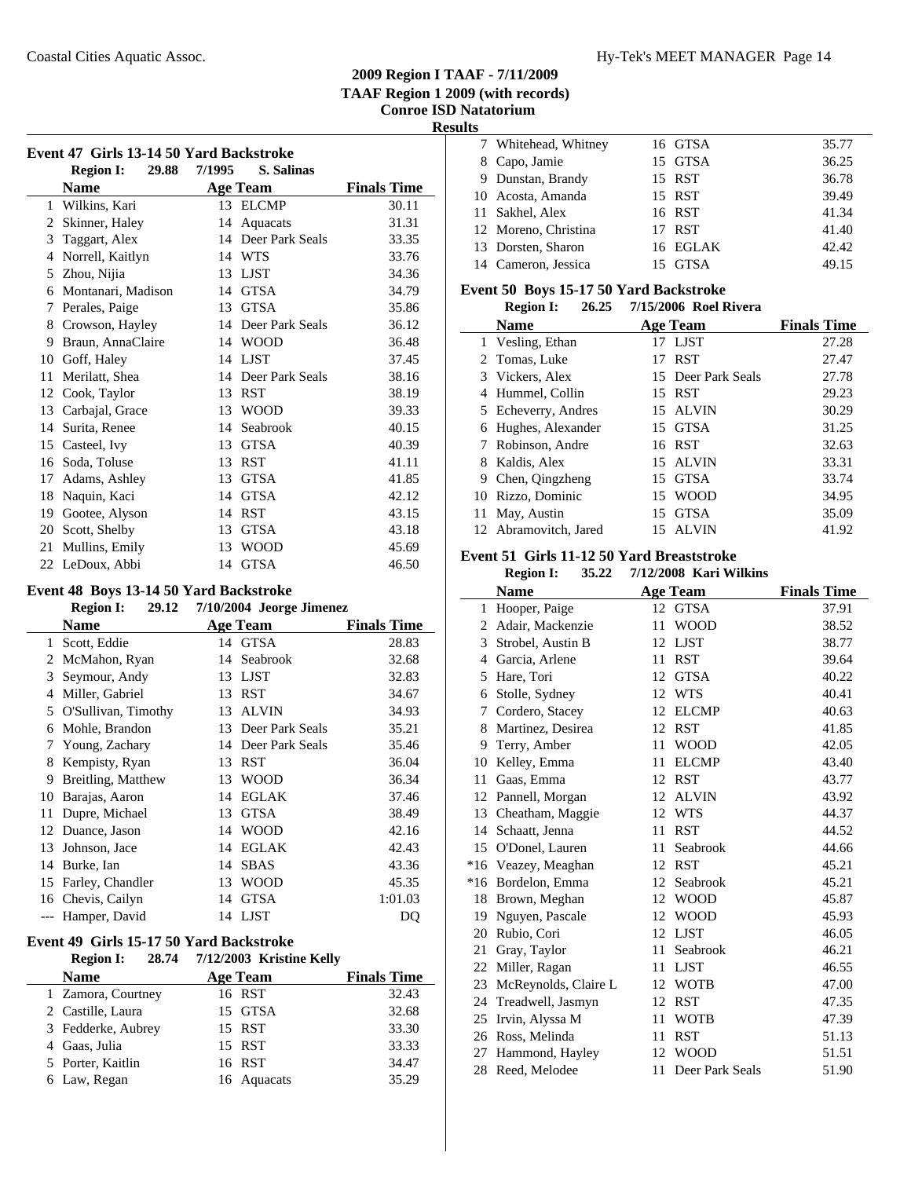## 2009 Region I TAAF - 7/11/2009
## TAAF Region 1 2009 (with records)
## Conroe ISD Natatorium
## Results

### Event 47 Girls 13-14 50 Yard Backstroke

**Region I: 29.88 7/1995 S. Salinas**

| | Name | Age | Team | Finals Time |
|---|---|---|---|---|
| 1 | Wilkins, Kari | 13 | ELCMP | 30.11 |
| 2 | Skinner, Haley | 14 | Aquacats | 31.31 |
| 3 | Taggart, Alex | 14 | Deer Park Seals | 33.35 |
| 4 | Norrell, Kaitlyn | 14 | WTS | 33.76 |
| 5 | Zhou, Nijia | 13 | LJST | 34.36 |
| 6 | Montanari, Madison | 14 | GTSA | 34.79 |
| 7 | Perales, Paige | 13 | GTSA | 35.86 |
| 8 | Crowson, Hayley | 14 | Deer Park Seals | 36.12 |
| 9 | Braun, AnnaClaire | 14 | WOOD | 36.48 |
| 10 | Goff, Haley | 14 | LJST | 37.45 |
| 11 | Merilatt, Shea | 14 | Deer Park Seals | 38.16 |
| 12 | Cook, Taylor | 13 | RST | 38.19 |
| 13 | Carbajal, Grace | 13 | WOOD | 39.33 |
| 14 | Surita, Renee | 14 | Seabrook | 40.15 |
| 15 | Casteel, Ivy | 13 | GTSA | 40.39 |
| 16 | Soda, Toluse | 13 | RST | 41.11 |
| 17 | Adams, Ashley | 13 | GTSA | 41.85 |
| 18 | Naquin, Kaci | 14 | GTSA | 42.12 |
| 19 | Gootee, Alyson | 14 | RST | 43.15 |
| 20 | Scott, Shelby | 13 | GTSA | 43.18 |
| 21 | Mullins, Emily | 13 | WOOD | 45.69 |
| 22 | LeDoux, Abbi | 14 | GTSA | 46.50 |

### Event 48 Boys 13-14 50 Yard Backstroke

**Region I: 29.12 7/10/2004 Jeorge Jimenez**

| | Name | Age | Team | Finals Time |
|---|---|---|---|---|
| 1 | Scott, Eddie | 14 | GTSA | 28.83 |
| 2 | McMahon, Ryan | 14 | Seabrook | 32.68 |
| 3 | Seymour, Andy | 13 | LJST | 32.83 |
| 4 | Miller, Gabriel | 13 | RST | 34.67 |
| 5 | O'Sullivan, Timothy | 13 | ALVIN | 34.93 |
| 6 | Mohle, Brandon | 13 | Deer Park Seals | 35.21 |
| 7 | Young, Zachary | 14 | Deer Park Seals | 35.46 |
| 8 | Kempisty, Ryan | 13 | RST | 36.04 |
| 9 | Breitling, Matthew | 13 | WOOD | 36.34 |
| 10 | Barajas, Aaron | 14 | EGLAK | 37.46 |
| 11 | Dupre, Michael | 13 | GTSA | 38.49 |
| 12 | Duance, Jason | 14 | WOOD | 42.16 |
| 13 | Johnson, Jace | 14 | EGLAK | 42.43 |
| 14 | Burke, Ian | 14 | SBAS | 43.36 |
| 15 | Farley, Chandler | 13 | WOOD | 45.35 |
| 16 | Chevis, Cailyn | 14 | GTSA | 1:01.03 |
| --- | Hamper, David | 14 | LJST | DQ |

### Event 49 Girls 15-17 50 Yard Backstroke

**Region I: 28.74 7/12/2003 Kristine Kelly**

| | Name | Age | Team | Finals Time |
|---|---|---|---|---|
| 1 | Zamora, Courtney | 16 | RST | 32.43 |
| 2 | Castille, Laura | 15 | GTSA | 32.68 |
| 3 | Fedderke, Aubrey | 15 | RST | 33.30 |
| 4 | Gaas, Julia | 15 | RST | 33.33 |
| 5 | Porter, Kaitlin | 16 | RST | 34.47 |
| 6 | Law, Regan | 16 | Aquacats | 35.29 |
| 7 | Whitehead, Whitney | 16 | GTSA | 35.77 |
| 8 | Capo, Jamie | 15 | GTSA | 36.25 |
| 9 | Dunstan, Brandy | 15 | RST | 36.78 |
| 10 | Acosta, Amanda | 15 | RST | 39.49 |
| 11 | Sakhel, Alex | 16 | RST | 41.34 |
| 12 | Moreno, Christina | 17 | RST | 41.40 |
| 13 | Dorsten, Sharon | 16 | EGLAK | 42.42 |
| 14 | Cameron, Jessica | 15 | GTSA | 49.15 |

### Event 50 Boys 15-17 50 Yard Backstroke

**Region I: 26.25 7/15/2006 Roel Rivera**

| | Name | Age | Team | Finals Time |
|---|---|---|---|---|
| 1 | Vesling, Ethan | 17 | LJST | 27.28 |
| 2 | Tomas, Luke | 17 | RST | 27.47 |
| 3 | Vickers, Alex | 15 | Deer Park Seals | 27.78 |
| 4 | Hummel, Collin | 15 | RST | 29.23 |
| 5 | Echeverry, Andres | 15 | ALVIN | 30.29 |
| 6 | Hughes, Alexander | 15 | GTSA | 31.25 |
| 7 | Robinson, Andre | 16 | RST | 32.63 |
| 8 | Kaldis, Alex | 15 | ALVIN | 33.31 |
| 9 | Chen, Qingzheng | 15 | GTSA | 33.74 |
| 10 | Rizzo, Dominic | 15 | WOOD | 34.95 |
| 11 | May, Austin | 15 | GTSA | 35.09 |
| 12 | Abramovitch, Jared | 15 | ALVIN | 41.92 |

### Event 51 Girls 11-12 50 Yard Breaststroke

**Region I: 35.22 7/12/2008 Kari Wilkins**

| | Name | Age | Team | Finals Time |
|---|---|---|---|---|
| 1 | Hooper, Paige | 12 | GTSA | 37.91 |
| 2 | Adair, Mackenzie | 11 | WOOD | 38.52 |
| 3 | Strobel, Austin B | 12 | LJST | 38.77 |
| 4 | Garcia, Arlene | 11 | RST | 39.64 |
| 5 | Hare, Tori | 12 | GTSA | 40.22 |
| 6 | Stolle, Sydney | 12 | WTS | 40.41 |
| 7 | Cordero, Stacey | 12 | ELCMP | 40.63 |
| 8 | Martinez, Desirea | 12 | RST | 41.85 |
| 9 | Terry, Amber | 11 | WOOD | 42.05 |
| 10 | Kelley, Emma | 11 | ELCMP | 43.40 |
| 11 | Gaas, Emma | 12 | RST | 43.77 |
| 12 | Pannell, Morgan | 12 | ALVIN | 43.92 |
| 13 | Cheatham, Maggie | 12 | WTS | 44.37 |
| 14 | Schaatt, Jenna | 11 | RST | 44.52 |
| 15 | O'Donel, Lauren | 11 | Seabrook | 44.66 |
| *16 | Veazey, Meaghan | 12 | RST | 45.21 |
| *16 | Bordelon, Emma | 12 | Seabrook | 45.21 |
| 18 | Brown, Meghan | 12 | WOOD | 45.87 |
| 19 | Nguyen, Pascale | 12 | WOOD | 45.93 |
| 20 | Rubio, Cori | 12 | LJST | 46.05 |
| 21 | Gray, Taylor | 11 | Seabrook | 46.21 |
| 22 | Miller, Ragan | 11 | LJST | 46.55 |
| 23 | McReynolds, Claire L | 12 | WOTB | 47.00 |
| 24 | Treadwell, Jasmyn | 12 | RST | 47.35 |
| 25 | Irvin, Alyssa M | 11 | WOTB | 47.39 |
| 26 | Ross, Melinda | 11 | RST | 51.13 |
| 27 | Hammond, Hayley | 12 | WOOD | 51.51 |
| 28 | Reed, Melodee | 11 | Deer Park Seals | 51.90 |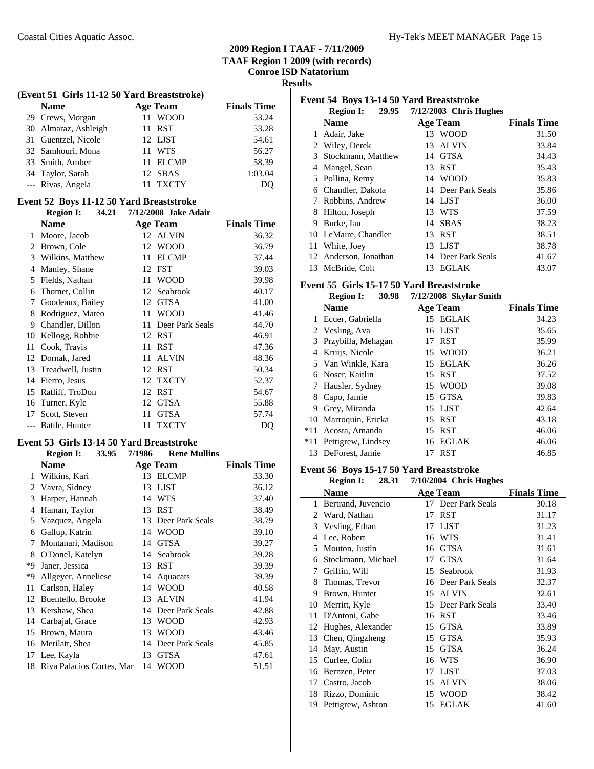**2009 Region I TAAF - 7/11/2009**
**TAAF Region 1 2009 (with records)**
**Conroe ISD Natatorium**
**Results**

### (Event 51 Girls 11-12 50 Yard Breaststroke)

| | Name | Age | Team | Finals Time |
|---|---|---|---|---|
| 29 | Crews, Morgan | 11 | WOOD | 53.24 |
| 30 | Almaraz, Ashleigh | 11 | RST | 53.28 |
| 31 | Guentzel, Nicole | 12 | LJST | 54.61 |
| 32 | Samhouri, Mona | 11 | WTS | 56.27 |
| 33 | Smith, Amber | 11 | ELCMP | 58.39 |
| 34 | Taylor, Sarah | 12 | SBAS | 1:03.04 |
| --- | Rivas, Angela | 11 | TXCTY | DQ |

### Event 52 Boys 11-12 50 Yard Breaststroke

**Region I: 34.21 7/12/2008 Jake Adair**

| | Name | Age | Team | Finals Time |
|---|---|---|---|---|
| 1 | Moore, Jacob | 12 | ALVIN | 36.32 |
| 2 | Brown, Cole | 12 | WOOD | 36.79 |
| 3 | Wilkins, Matthew | 11 | ELCMP | 37.44 |
| 4 | Manley, Shane | 12 | FST | 39.03 |
| 5 | Fields, Nathan | 11 | WOOD | 39.98 |
| 6 | Thomet, Collin | 12 | Seabrook | 40.17 |
| 7 | Goodeaux, Bailey | 12 | GTSA | 41.00 |
| 8 | Rodriguez, Mateo | 11 | WOOD | 41.46 |
| 9 | Chandler, Dillon | 11 | Deer Park Seals | 44.70 |
| 10 | Kellogg, Robbie | 12 | RST | 46.91 |
| 11 | Cook, Travis | 11 | RST | 47.36 |
| 12 | Dornak, Jared | 11 | ALVIN | 48.36 |
| 13 | Treadwell, Justin | 12 | RST | 50.34 |
| 14 | Fierro, Jesus | 12 | TXCTY | 52.37 |
| 15 | Ratliff, TroDon | 12 | RST | 54.67 |
| 16 | Turner, Kyle | 12 | GTSA | 55.88 |
| 17 | Scott, Steven | 11 | GTSA | 57.74 |
| --- | Battle, Hunter | 11 | TXCTY | DQ |

### Event 53 Girls 13-14 50 Yard Breaststroke

**Region I: 33.95 7/1986 Rene Mullins**

| | Name | Age | Team | Finals Time |
|---|---|---|---|---|
| 1 | Wilkins, Kari | 13 | ELCMP | 33.30 |
| 2 | Vavra, Sidney | 13 | LJST | 36.12 |
| 3 | Harper, Hannah | 14 | WTS | 37.40 |
| 4 | Haman, Taylor | 13 | RST | 38.49 |
| 5 | Vazquez, Angela | 13 | Deer Park Seals | 38.79 |
| 6 | Gallup, Katrin | 14 | WOOD | 39.10 |
| 7 | Montanari, Madison | 14 | GTSA | 39.27 |
| 8 | O'Donel, Katelyn | 14 | Seabrook | 39.28 |
| *9 | Janer, Jessica | 13 | RST | 39.39 |
| *9 | Allgeyer, Anneliese | 14 | Aquacats | 39.39 |
| 11 | Carlson, Haley | 14 | WOOD | 40.58 |
| 12 | Buentello, Brooke | 13 | ALVIN | 41.94 |
| 13 | Kershaw, Shea | 14 | Deer Park Seals | 42.88 |
| 14 | Carbajal, Grace | 13 | WOOD | 42.93 |
| 15 | Brown, Maura | 13 | WOOD | 43.46 |
| 16 | Merilatt, Shea | 14 | Deer Park Seals | 45.85 |
| 17 | Lee, Kayla | 13 | GTSA | 47.61 |
| 18 | Riva Palacios Cortes, Mar | 14 | WOOD | 51.51 |

### Event 54 Boys 13-14 50 Yard Breaststroke

**Region I: 29.95 7/12/2003 Chris Hughes**

| | Name | Age | Team | Finals Time |
|---|---|---|---|---|
| 1 | Adair, Jake | 13 | WOOD | 31.50 |
| 2 | Wiley, Derek | 13 | ALVIN | 33.84 |
| 3 | Stockmann, Matthew | 14 | GTSA | 34.43 |
| 4 | Mangel, Sean | 13 | RST | 35.43 |
| 5 | Pollina, Remy | 14 | WOOD | 35.83 |
| 6 | Chandler, Dakota | 14 | Deer Park Seals | 35.86 |
| 7 | Robbins, Andrew | 14 | LJST | 36.00 |
| 8 | Hilton, Joseph | 13 | WTS | 37.59 |
| 9 | Burke, Ian | 14 | SBAS | 38.23 |
| 10 | LeMaire, Chandler | 13 | RST | 38.51 |
| 11 | White, Joey | 13 | LJST | 38.78 |
| 12 | Anderson, Jonathan | 14 | Deer Park Seals | 41.67 |
| 13 | McBride, Colt | 13 | EGLAK | 43.07 |

### Event 55 Girls 15-17 50 Yard Breaststroke

**Region I: 30.98 7/12/2008 Skylar Smith**

| | Name | Age | Team | Finals Time |
|---|---|---|---|---|
| 1 | Ecuer, Gabriella | 15 | EGLAK | 34.23 |
| 2 | Vesling, Ava | 16 | LJST | 35.65 |
| 3 | Przybilla, Mehagan | 17 | RST | 35.99 |
| 4 | Kruijs, Nicole | 15 | WOOD | 36.21 |
| 5 | Van Winkle, Kara | 15 | EGLAK | 36.26 |
| 6 | Noser, Kaitlin | 15 | RST | 37.52 |
| 7 | Hausler, Sydney | 15 | WOOD | 39.08 |
| 8 | Capo, Jamie | 15 | GTSA | 39.83 |
| 9 | Grey, Miranda | 15 | LJST | 42.64 |
| 10 | Marroquin, Ericka | 15 | RST | 43.18 |
| *11 | Acosta, Amanda | 15 | RST | 46.06 |
| *11 | Pettigrew, Lindsey | 16 | EGLAK | 46.06 |
| 13 | DeForest, Jamie | 17 | RST | 46.85 |

### Event 56 Boys 15-17 50 Yard Breaststroke

**Region I: 28.31 7/10/2004 Chris Hughes**

| | Name | Age | Team | Finals Time |
|---|---|---|---|---|
| 1 | Bertrand, Juvencio | 17 | Deer Park Seals | 30.18 |
| 2 | Ward, Nathan | 17 | RST | 31.17 |
| 3 | Vesling, Ethan | 17 | LJST | 31.23 |
| 4 | Lee, Robert | 16 | WTS | 31.41 |
| 5 | Mouton, Justin | 16 | GTSA | 31.61 |
| 6 | Stockmann, Michael | 17 | GTSA | 31.64 |
| 7 | Griffin, Will | 15 | Seabrook | 31.93 |
| 8 | Thomas, Trevor | 16 | Deer Park Seals | 32.37 |
| 9 | Brown, Hunter | 15 | ALVIN | 32.61 |
| 10 | Merritt, Kyle | 15 | Deer Park Seals | 33.40 |
| 11 | D'Antoni, Gabe | 16 | RST | 33.46 |
| 12 | Hughes, Alexander | 15 | GTSA | 33.89 |
| 13 | Chen, Qingzheng | 15 | GTSA | 35.93 |
| 14 | May, Austin | 15 | GTSA | 36.24 |
| 15 | Curlee, Colin | 16 | WTS | 36.90 |
| 16 | Bernzen, Peter | 17 | LJST | 37.03 |
| 17 | Castro, Jacob | 15 | ALVIN | 38.06 |
| 18 | Rizzo, Dominic | 15 | WOOD | 38.42 |
| 19 | Pettigrew, Ashton | 15 | EGLAK | 41.60 |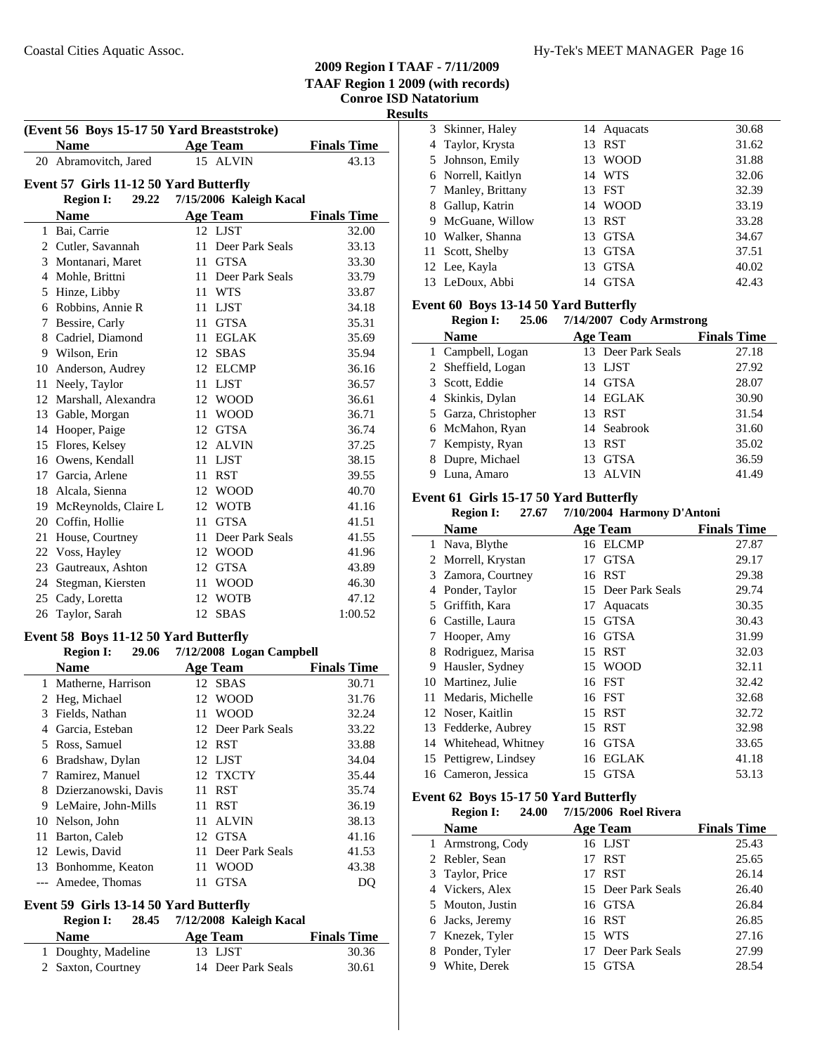## 2009 Region I TAAF - 7/11/2009
## TAAF Region 1 2009 (with records)
## Conroe ISD Natatorium
### Results

**(Event 56 Boys 15-17 50 Yard Breaststroke)**

| | Name | Age | Team | Finals Time |
|---|---|---|---|---|
| 20 | Abramovitch, Jared | 15 | ALVIN | 43.13 |

**Event 57 Girls 11-12 50 Yard Butterfly**

**Region I: 29.22 7/15/2006 Kaleigh Kacal**

| | Name | Age | Team | Finals Time |
|---|---|---|---|---|
| 1 | Bai, Carrie | 12 | LJST | 32.00 |
| 2 | Cutler, Savannah | 11 | Deer Park Seals | 33.13 |
| 3 | Montanari, Maret | 11 | GTSA | 33.30 |
| 4 | Mohle, Brittni | 11 | Deer Park Seals | 33.79 |
| 5 | Hinze, Libby | 11 | WTS | 33.87 |
| 6 | Robbins, Annie R | 11 | LJST | 34.18 |
| 7 | Bessire, Carly | 11 | GTSA | 35.31 |
| 8 | Cadriel, Diamond | 11 | EGLAK | 35.69 |
| 9 | Wilson, Erin | 12 | SBAS | 35.94 |
| 10 | Anderson, Audrey | 12 | ELCMP | 36.16 |
| 11 | Neely, Taylor | 11 | LJST | 36.57 |
| 12 | Marshall, Alexandra | 12 | WOOD | 36.61 |
| 13 | Gable, Morgan | 11 | WOOD | 36.71 |
| 14 | Hooper, Paige | 12 | GTSA | 36.74 |
| 15 | Flores, Kelsey | 12 | ALVIN | 37.25 |
| 16 | Owens, Kendall | 11 | LJST | 38.15 |
| 17 | Garcia, Arlene | 11 | RST | 39.55 |
| 18 | Alcala, Sienna | 12 | WOOD | 40.70 |
| 19 | McReynolds, Claire L | 12 | WOTB | 41.16 |
| 20 | Coffin, Hollie | 11 | GTSA | 41.51 |
| 21 | House, Courtney | 11 | Deer Park Seals | 41.55 |
| 22 | Voss, Hayley | 12 | WOOD | 41.96 |
| 23 | Gautreaux, Ashton | 12 | GTSA | 43.89 |
| 24 | Stegman, Kiersten | 11 | WOOD | 46.30 |
| 25 | Cady, Loretta | 12 | WOTB | 47.12 |
| 26 | Taylor, Sarah | 12 | SBAS | 1:00.52 |

**Event 58 Boys 11-12 50 Yard Butterfly**

**Region I: 29.06 7/12/2008 Logan Campbell**

| | Name | Age | Team | Finals Time |
|---|---|---|---|---|
| 1 | Matherne, Harrison | 12 | SBAS | 30.71 |
| 2 | Heg, Michael | 12 | WOOD | 31.76 |
| 3 | Fields, Nathan | 11 | WOOD | 32.24 |
| 4 | Garcia, Esteban | 12 | Deer Park Seals | 33.22 |
| 5 | Ross, Samuel | 12 | RST | 33.88 |
| 6 | Bradshaw, Dylan | 12 | LJST | 34.04 |
| 7 | Ramirez, Manuel | 12 | TXCTY | 35.44 |
| 8 | Dzierzanowski, Davis | 11 | RST | 35.74 |
| 9 | LeMaire, John-Mills | 11 | RST | 36.19 |
| 10 | Nelson, John | 11 | ALVIN | 38.13 |
| 11 | Barton, Caleb | 12 | GTSA | 41.16 |
| 12 | Lewis, David | 11 | Deer Park Seals | 41.53 |
| 13 | Bonhomme, Keaton | 11 | WOOD | 43.38 |
| --- | Amedee, Thomas | 11 | GTSA | DQ |

**Event 59 Girls 13-14 50 Yard Butterfly**

**Region I: 28.45 7/12/2008 Kaleigh Kacal**

| | Name | Age | Team | Finals Time |
|---|---|---|---|---|
| 1 | Doughty, Madeline | 13 | LJST | 30.36 |
| 2 | Saxton, Courtney | 14 | Deer Park Seals | 30.61 |
| 3 | Skinner, Haley | 14 | Aquacats | 30.68 |
| 4 | Taylor, Krysta | 13 | RST | 31.62 |
| 5 | Johnson, Emily | 13 | WOOD | 31.88 |
| 6 | Norrell, Kaitlyn | 14 | WTS | 32.06 |
| 7 | Manley, Brittany | 13 | FST | 32.39 |
| 8 | Gallup, Katrin | 14 | WOOD | 33.19 |
| 9 | McGuane, Willow | 13 | RST | 33.28 |
| 10 | Walker, Shanna | 13 | GTSA | 34.67 |
| 11 | Scott, Shelby | 13 | GTSA | 37.51 |
| 12 | Lee, Kayla | 13 | GTSA | 40.02 |
| 13 | LeDoux, Abbi | 14 | GTSA | 42.43 |

**Event 60 Boys 13-14 50 Yard Butterfly**

**Region I: 25.06 7/14/2007 Cody Armstrong**

| | Name | Age | Team | Finals Time |
|---|---|---|---|---|
| 1 | Campbell, Logan | 13 | Deer Park Seals | 27.18 |
| 2 | Sheffield, Logan | 13 | LJST | 27.92 |
| 3 | Scott, Eddie | 14 | GTSA | 28.07 |
| 4 | Skinkis, Dylan | 14 | EGLAK | 30.90 |
| 5 | Garza, Christopher | 13 | RST | 31.54 |
| 6 | McMahon, Ryan | 14 | Seabrook | 31.60 |
| 7 | Kempisty, Ryan | 13 | RST | 35.02 |
| 8 | Dupre, Michael | 13 | GTSA | 36.59 |
| 9 | Luna, Amaro | 13 | ALVIN | 41.49 |

**Event 61 Girls 15-17 50 Yard Butterfly**

**Region I: 27.67 7/10/2004 Harmony D'Antoni**

| | Name | Age | Team | Finals Time |
|---|---|---|---|---|
| 1 | Nava, Blythe | 16 | ELCMP | 27.87 |
| 2 | Morrell, Krystan | 17 | GTSA | 29.17 |
| 3 | Zamora, Courtney | 16 | RST | 29.38 |
| 4 | Ponder, Taylor | 15 | Deer Park Seals | 29.74 |
| 5 | Griffith, Kara | 17 | Aquacats | 30.35 |
| 6 | Castille, Laura | 15 | GTSA | 30.43 |
| 7 | Hooper, Amy | 16 | GTSA | 31.99 |
| 8 | Rodriguez, Marisa | 15 | RST | 32.03 |
| 9 | Hausler, Sydney | 15 | WOOD | 32.11 |
| 10 | Martinez, Julie | 16 | FST | 32.42 |
| 11 | Medaris, Michelle | 16 | FST | 32.68 |
| 12 | Noser, Kaitlin | 15 | RST | 32.72 |
| 13 | Fedderke, Aubrey | 15 | RST | 32.98 |
| 14 | Whitehead, Whitney | 16 | GTSA | 33.65 |
| 15 | Pettigrew, Lindsey | 16 | EGLAK | 41.18 |
| 16 | Cameron, Jessica | 15 | GTSA | 53.13 |

**Event 62 Boys 15-17 50 Yard Butterfly**

**Region I: 24.00 7/15/2006 Roel Rivera**

| | Name | Age | Team | Finals Time |
|---|---|---|---|---|
| 1 | Armstrong, Cody | 16 | LJST | 25.43 |
| 2 | Rebler, Sean | 17 | RST | 25.65 |
| 3 | Taylor, Price | 17 | RST | 26.14 |
| 4 | Vickers, Alex | 15 | Deer Park Seals | 26.40 |
| 5 | Mouton, Justin | 16 | GTSA | 26.84 |
| 6 | Jacks, Jeremy | 16 | RST | 26.85 |
| 7 | Knezek, Tyler | 15 | WTS | 27.16 |
| 8 | Ponder, Tyler | 17 | Deer Park Seals | 27.99 |
| 9 | White, Derek | 15 | GTSA | 28.54 |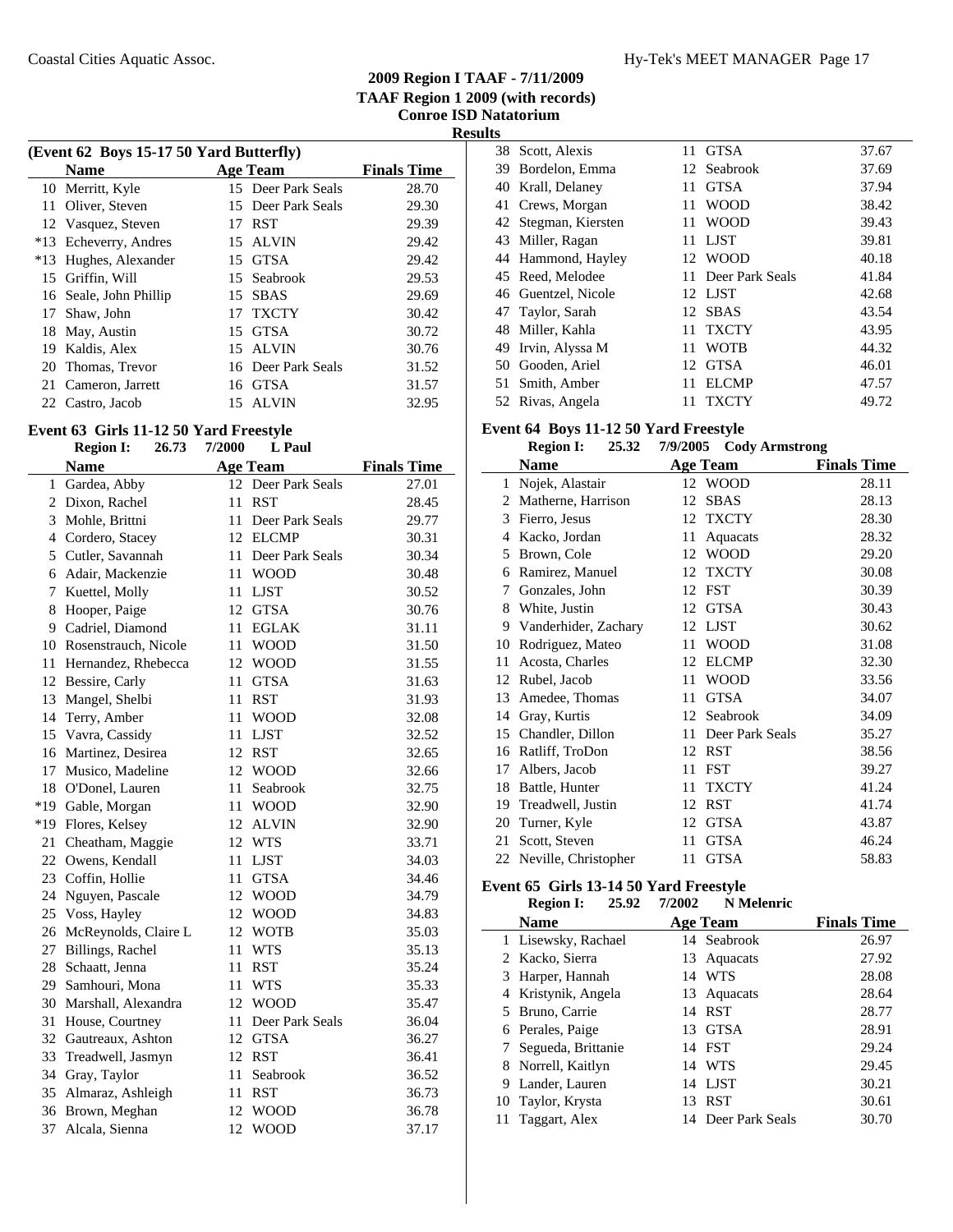## 2009 Region I TAAF - 7/11/2009
### TAAF Region 1 2009 (with records)
### Conroe ISD Natatorium
### Results

**(Event 62 Boys 15-17 50 Yard Butterfly)**

| | Name | Age | Team | Finals Time |
|---|---|---|---|---|
| 10 | Merritt, Kyle | 15 | Deer Park Seals | 28.70 |
| 11 | Oliver, Steven | 15 | Deer Park Seals | 29.30 |
| 12 | Vasquez, Steven | 17 | RST | 29.39 |
| *13 | Echeverry, Andres | 15 | ALVIN | 29.42 |
| *13 | Hughes, Alexander | 15 | GTSA | 29.42 |
| 15 | Griffin, Will | 15 | Seabrook | 29.53 |
| 16 | Seale, John Phillip | 15 | SBAS | 29.69 |
| 17 | Shaw, John | 17 | TXCTY | 30.42 |
| 18 | May, Austin | 15 | GTSA | 30.72 |
| 19 | Kaldis, Alex | 15 | ALVIN | 30.76 |
| 20 | Thomas, Trevor | 16 | Deer Park Seals | 31.52 |
| 21 | Cameron, Jarrett | 16 | GTSA | 31.57 |
| 22 | Castro, Jacob | 15 | ALVIN | 32.95 |

**Event 63 Girls 11-12 50 Yard Freestyle**

Region I: 26.73 7/2000 L Paul

| | Name | Age | Team | Finals Time |
|---|---|---|---|---|
| 1 | Gardea, Abby | 12 | Deer Park Seals | 27.01 |
| 2 | Dixon, Rachel | 11 | RST | 28.45 |
| 3 | Mohle, Brittni | 11 | Deer Park Seals | 29.77 |
| 4 | Cordero, Stacey | 12 | ELCMP | 30.31 |
| 5 | Cutler, Savannah | 11 | Deer Park Seals | 30.34 |
| 6 | Adair, Mackenzie | 11 | WOOD | 30.48 |
| 7 | Kuettel, Molly | 11 | LJST | 30.52 |
| 8 | Hooper, Paige | 12 | GTSA | 30.76 |
| 9 | Cadriel, Diamond | 11 | EGLAK | 31.11 |
| 10 | Rosenstrauch, Nicole | 11 | WOOD | 31.50 |
| 11 | Hernandez, Rhebecca | 12 | WOOD | 31.55 |
| 12 | Bessire, Carly | 11 | GTSA | 31.63 |
| 13 | Mangel, Shelbi | 11 | RST | 31.93 |
| 14 | Terry, Amber | 11 | WOOD | 32.08 |
| 15 | Vavra, Cassidy | 11 | LJST | 32.52 |
| 16 | Martinez, Desirea | 12 | RST | 32.65 |
| 17 | Musico, Madeline | 12 | WOOD | 32.66 |
| 18 | O'Donel, Lauren | 11 | Seabrook | 32.75 |
| *19 | Gable, Morgan | 11 | WOOD | 32.90 |
| *19 | Flores, Kelsey | 12 | ALVIN | 32.90 |
| 21 | Cheatham, Maggie | 12 | WTS | 33.71 |
| 22 | Owens, Kendall | 11 | LJST | 34.03 |
| 23 | Coffin, Hollie | 11 | GTSA | 34.46 |
| 24 | Nguyen, Pascale | 12 | WOOD | 34.79 |
| 25 | Voss, Hayley | 12 | WOOD | 34.83 |
| 26 | McReynolds, Claire L | 12 | WOTB | 35.03 |
| 27 | Billings, Rachel | 11 | WTS | 35.13 |
| 28 | Schaatt, Jenna | 11 | RST | 35.24 |
| 29 | Samhouri, Mona | 11 | WTS | 35.33 |
| 30 | Marshall, Alexandra | 12 | WOOD | 35.47 |
| 31 | House, Courtney | 11 | Deer Park Seals | 36.04 |
| 32 | Gautreaux, Ashton | 12 | GTSA | 36.27 |
| 33 | Treadwell, Jasmyn | 12 | RST | 36.41 |
| 34 | Gray, Taylor | 11 | Seabrook | 36.52 |
| 35 | Almaraz, Ashleigh | 11 | RST | 36.73 |
| 36 | Brown, Meghan | 12 | WOOD | 36.78 |
| 37 | Alcala, Sienna | 12 | WOOD | 37.17 |
| 38 | Scott, Alexis | 11 | GTSA | 37.67 |
| 39 | Bordelon, Emma | 12 | Seabrook | 37.69 |
| 40 | Krall, Delaney | 11 | GTSA | 37.94 |
| 41 | Crews, Morgan | 11 | WOOD | 38.42 |
| 42 | Stegman, Kiersten | 11 | WOOD | 39.43 |
| 43 | Miller, Ragan | 11 | LJST | 39.81 |
| 44 | Hammond, Hayley | 12 | WOOD | 40.18 |
| 45 | Reed, Melodee | 11 | Deer Park Seals | 41.84 |
| 46 | Guentzel, Nicole | 12 | LJST | 42.68 |
| 47 | Taylor, Sarah | 12 | SBAS | 43.54 |
| 48 | Miller, Kahla | 11 | TXCTY | 43.95 |
| 49 | Irvin, Alyssa M | 11 | WOTB | 44.32 |
| 50 | Gooden, Ariel | 12 | GTSA | 46.01 |
| 51 | Smith, Amber | 11 | ELCMP | 47.57 |
| 52 | Rivas, Angela | 11 | TXCTY | 49.72 |

**Event 64 Boys 11-12 50 Yard Freestyle**

Region I: 25.32 7/9/2005 Cody Armstrong

| | Name | Age | Team | Finals Time |
|---|---|---|---|---|
| 1 | Nojek, Alastair | 12 | WOOD | 28.11 |
| 2 | Matherne, Harrison | 12 | SBAS | 28.13 |
| 3 | Fierro, Jesus | 12 | TXCTY | 28.30 |
| 4 | Kacko, Jordan | 11 | Aquacats | 28.32 |
| 5 | Brown, Cole | 12 | WOOD | 29.20 |
| 6 | Ramirez, Manuel | 12 | TXCTY | 30.08 |
| 7 | Gonzales, John | 12 | FST | 30.39 |
| 8 | White, Justin | 12 | GTSA | 30.43 |
| 9 | Vanderhider, Zachary | 12 | LJST | 30.62 |
| 10 | Rodriguez, Mateo | 11 | WOOD | 31.08 |
| 11 | Acosta, Charles | 12 | ELCMP | 32.30 |
| 12 | Rubel, Jacob | 11 | WOOD | 33.56 |
| 13 | Amedee, Thomas | 11 | GTSA | 34.07 |
| 14 | Gray, Kurtis | 12 | Seabrook | 34.09 |
| 15 | Chandler, Dillon | 11 | Deer Park Seals | 35.27 |
| 16 | Ratliff, TroDon | 12 | RST | 38.56 |
| 17 | Albers, Jacob | 11 | FST | 39.27 |
| 18 | Battle, Hunter | 11 | TXCTY | 41.24 |
| 19 | Treadwell, Justin | 12 | RST | 41.74 |
| 20 | Turner, Kyle | 12 | GTSA | 43.87 |
| 21 | Scott, Steven | 11 | GTSA | 46.24 |
| 22 | Neville, Christopher | 11 | GTSA | 58.83 |

**Event 65 Girls 13-14 50 Yard Freestyle**

Region I: 25.92 7/2002 N Melenric

| | Name | Age | Team | Finals Time |
|---|---|---|---|---|
| 1 | Lisewsky, Rachael | 14 | Seabrook | 26.97 |
| 2 | Kacko, Sierra | 13 | Aquacats | 27.92 |
| 3 | Harper, Hannah | 14 | WTS | 28.08 |
| 4 | Kristynik, Angela | 13 | Aquacats | 28.64 |
| 5 | Bruno, Carrie | 14 | RST | 28.77 |
| 6 | Perales, Paige | 13 | GTSA | 28.91 |
| 7 | Segueda, Brittanie | 14 | FST | 29.24 |
| 8 | Norrell, Kaitlyn | 14 | WTS | 29.45 |
| 9 | Lander, Lauren | 14 | LJST | 30.21 |
| 10 | Taylor, Krysta | 13 | RST | 30.61 |
| 11 | Taggart, Alex | 14 | Deer Park Seals | 30.70 |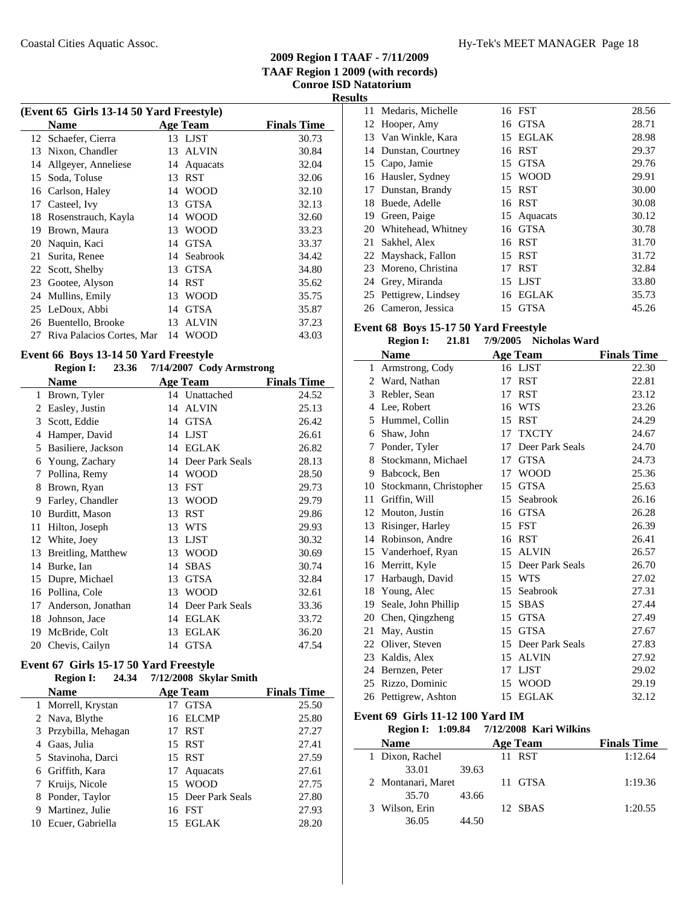## 2009 Region I TAAF - 7/11/2009
## TAAF Region 1 2009 (with records)
## Conroe ISD Natatorium
### Results

### (Event 65 Girls 13-14 50 Yard Freestyle)

| | Name | Age | Team | Finals Time |
|---|---|---|---|---|
| 12 | Schaefer, Cierra | 13 | LJST | 30.73 |
| 13 | Nixon, Chandler | 13 | ALVIN | 30.84 |
| 14 | Allgeyer, Anneliese | 14 | Aquacats | 32.04 |
| 15 | Soda, Toluse | 13 | RST | 32.06 |
| 16 | Carlson, Haley | 14 | WOOD | 32.10 |
| 17 | Casteel, Ivy | 13 | GTSA | 32.13 |
| 18 | Rosenstrauch, Kayla | 14 | WOOD | 32.60 |
| 19 | Brown, Maura | 13 | WOOD | 33.23 |
| 20 | Naquin, Kaci | 14 | GTSA | 33.37 |
| 21 | Surita, Renee | 14 | Seabrook | 34.42 |
| 22 | Scott, Shelby | 13 | GTSA | 34.80 |
| 23 | Gootee, Alyson | 14 | RST | 35.62 |
| 24 | Mullins, Emily | 13 | WOOD | 35.75 |
| 25 | LeDoux, Abbi | 14 | GTSA | 35.87 |
| 26 | Buentello, Brooke | 13 | ALVIN | 37.23 |
| 27 | Riva Palacios Cortes, Mar | 14 | WOOD | 43.03 |

### Event 66 Boys 13-14 50 Yard Freestyle

**Region I: 23.36 7/14/2007 Cody Armstrong**

| | Name | Age | Team | Finals Time |
|---|---|---|---|---|
| 1 | Brown, Tyler | 14 | Unattached | 24.52 |
| 2 | Easley, Justin | 14 | ALVIN | 25.13 |
| 3 | Scott, Eddie | 14 | GTSA | 26.42 |
| 4 | Hamper, David | 14 | LJST | 26.61 |
| 5 | Basiliere, Jackson | 14 | EGLAK | 26.82 |
| 6 | Young, Zachary | 14 | Deer Park Seals | 28.13 |
| 7 | Pollina, Remy | 14 | WOOD | 28.50 |
| 8 | Brown, Ryan | 13 | FST | 29.73 |
| 9 | Farley, Chandler | 13 | WOOD | 29.79 |
| 10 | Burditt, Mason | 13 | RST | 29.86 |
| 11 | Hilton, Joseph | 13 | WTS | 29.93 |
| 12 | White, Joey | 13 | LJST | 30.32 |
| 13 | Breitling, Matthew | 13 | WOOD | 30.69 |
| 14 | Burke, Ian | 14 | SBAS | 30.74 |
| 15 | Dupre, Michael | 13 | GTSA | 32.84 |
| 16 | Pollina, Cole | 13 | WOOD | 32.61 |
| 17 | Anderson, Jonathan | 14 | Deer Park Seals | 33.36 |
| 18 | Johnson, Jace | 14 | EGLAK | 33.72 |
| 19 | McBride, Colt | 13 | EGLAK | 36.20 |
| 20 | Chevis, Cailyn | 14 | GTSA | 47.54 |

### Event 67 Girls 15-17 50 Yard Freestyle

**Region I: 24.34 7/12/2008 Skylar Smith**

| | Name | Age | Team | Finals Time |
|---|---|---|---|---|
| 1 | Morrell, Krystan | 17 | GTSA | 25.50 |
| 2 | Nava, Blythe | 16 | ELCMP | 25.80 |
| 3 | Przybilla, Mehagan | 17 | RST | 27.27 |
| 4 | Gaas, Julia | 15 | RST | 27.41 |
| 5 | Stavinoha, Darci | 15 | RST | 27.59 |
| 6 | Griffith, Kara | 17 | Aquacats | 27.61 |
| 7 | Kruijs, Nicole | 15 | WOOD | 27.75 |
| 8 | Ponder, Taylor | 15 | Deer Park Seals | 27.80 |
| 9 | Martinez, Julie | 16 | FST | 27.93 |
| 10 | Ecuer, Gabriella | 15 | EGLAK | 28.20 |
| 11 | Medaris, Michelle | 16 | FST | 28.56 |
| 12 | Hooper, Amy | 16 | GTSA | 28.71 |
| 13 | Van Winkle, Kara | 15 | EGLAK | 28.98 |
| 14 | Dunstan, Courtney | 16 | RST | 29.37 |
| 15 | Capo, Jamie | 15 | GTSA | 29.76 |
| 16 | Hausler, Sydney | 15 | WOOD | 29.91 |
| 17 | Dunstan, Brandy | 15 | RST | 30.00 |
| 18 | Buede, Adelle | 16 | RST | 30.08 |
| 19 | Green, Paige | 15 | Aquacats | 30.12 |
| 20 | Whitehead, Whitney | 16 | GTSA | 30.78 |
| 21 | Sakhel, Alex | 16 | RST | 31.70 |
| 22 | Mayshack, Fallon | 15 | RST | 31.72 |
| 23 | Moreno, Christina | 17 | RST | 32.84 |
| 24 | Grey, Miranda | 15 | LJST | 33.80 |
| 25 | Pettigrew, Lindsey | 16 | EGLAK | 35.73 |
| 26 | Cameron, Jessica | 15 | GTSA | 45.26 |

### Event 68 Boys 15-17 50 Yard Freestyle

**Region I: 21.81 7/9/2005 Nicholas Ward**

| | Name | Age | Team | Finals Time |
|---|---|---|---|---|
| 1 | Armstrong, Cody | 16 | LJST | 22.30 |
| 2 | Ward, Nathan | 17 | RST | 22.81 |
| 3 | Rebler, Sean | 17 | RST | 23.12 |
| 4 | Lee, Robert | 16 | WTS | 23.26 |
| 5 | Hummel, Collin | 15 | RST | 24.29 |
| 6 | Shaw, John | 17 | TXCTY | 24.67 |
| 7 | Ponder, Tyler | 17 | Deer Park Seals | 24.70 |
| 8 | Stockmann, Michael | 17 | GTSA | 24.73 |
| 9 | Babcock, Ben | 17 | WOOD | 25.36 |
| 10 | Stockmann, Christopher | 15 | GTSA | 25.63 |
| 11 | Griffin, Will | 15 | Seabrook | 26.16 |
| 12 | Mouton, Justin | 16 | GTSA | 26.28 |
| 13 | Risinger, Harley | 15 | FST | 26.39 |
| 14 | Robinson, Andre | 16 | RST | 26.41 |
| 15 | Vanderhoef, Ryan | 15 | ALVIN | 26.57 |
| 16 | Merritt, Kyle | 15 | Deer Park Seals | 26.70 |
| 17 | Harbaugh, David | 15 | WTS | 27.02 |
| 18 | Young, Alec | 15 | Seabrook | 27.31 |
| 19 | Seale, John Phillip | 15 | SBAS | 27.44 |
| 20 | Chen, Qingzheng | 15 | GTSA | 27.49 |
| 21 | May, Austin | 15 | GTSA | 27.67 |
| 22 | Oliver, Steven | 15 | Deer Park Seals | 27.83 |
| 23 | Kaldis, Alex | 15 | ALVIN | 27.92 |
| 24 | Bernzen, Peter | 17 | LJST | 29.02 |
| 25 | Rizzo, Dominic | 15 | WOOD | 29.19 |
| 26 | Pettigrew, Ashton | 15 | EGLAK | 32.12 |

### Event 69 Girls 11-12 100 Yard IM

**Region I: 1:09.84 7/12/2008 Kari Wilkins**

| | Name | Age | Team | Finals Time |
|---|---|---|---|---|
| 1 | Dixon, Rachel | 11 | RST | 1:12.64 |
| | 33.01 39.63 | | | |
| 2 | Montanari, Maret | 11 | GTSA | 1:19.36 |
| | 35.70 43.66 | | | |
| 3 | Wilson, Erin | 12 | SBAS | 1:20.55 |
| | 36.05 44.50 | | | |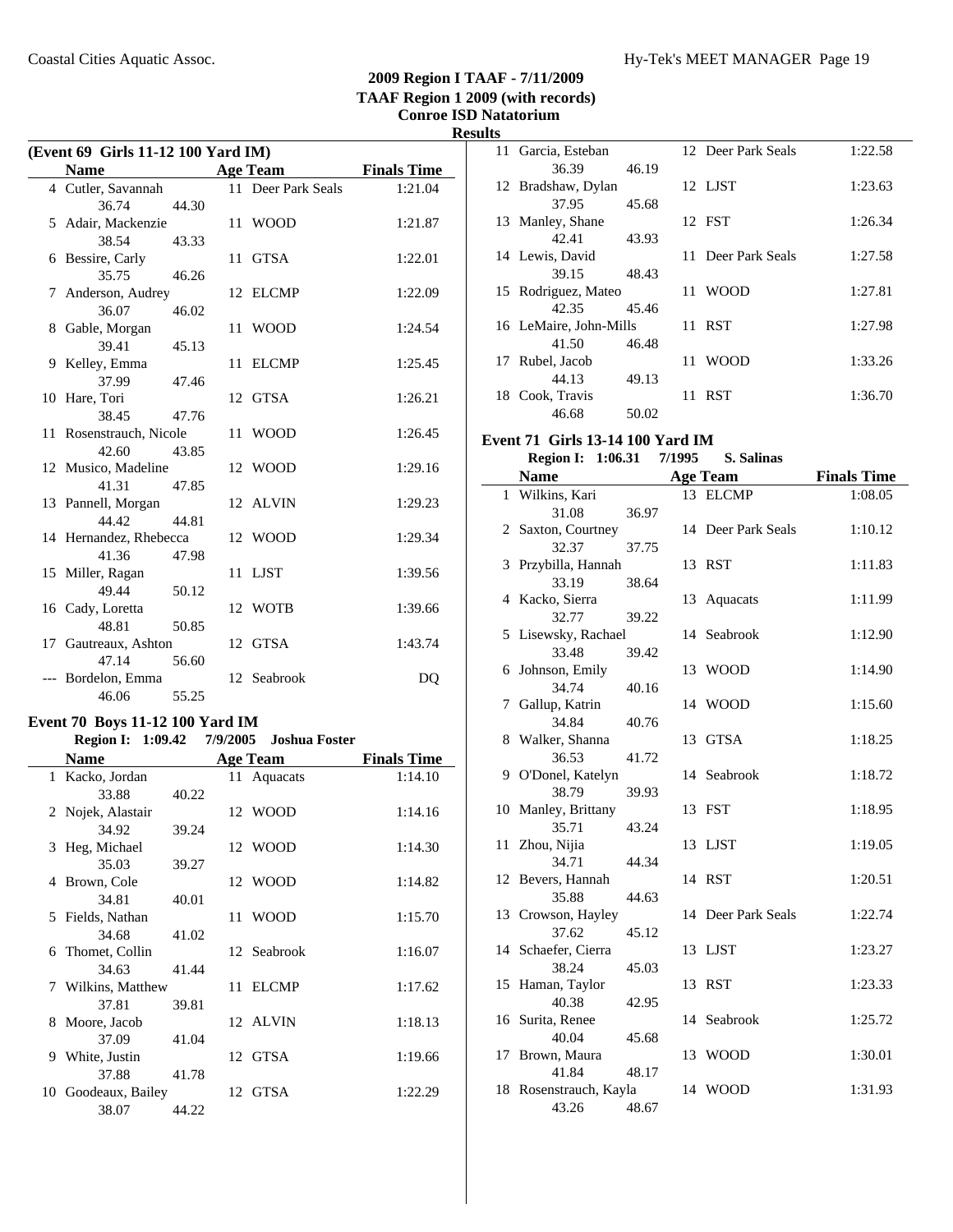## 2009 Region I TAAF - 7/11/2009
## TAAF Region 1 2009 (with records)
## Conroe ISD Natatorium
## Results

### (Event 69 Girls 11-12 100 Yard IM)

| | Name | | Age | Team | Finals Time |
|---|---|---|---|---|---|
| 4 | Cutler, Savannah | | 11 | Deer Park Seals | 1:21.04 |
| | 36.74 | 44.30 | | | |
| 5 | Adair, Mackenzie | | 11 | WOOD | 1:21.87 |
| | 38.54 | 43.33 | | | |
| 6 | Bessire, Carly | | 11 | GTSA | 1:22.01 |
| | 35.75 | 46.26 | | | |
| 7 | Anderson, Audrey | | 12 | ELCMP | 1:22.09 |
| | 36.07 | 46.02 | | | |
| 8 | Gable, Morgan | | 11 | WOOD | 1:24.54 |
| | 39.41 | 45.13 | | | |
| 9 | Kelley, Emma | | 11 | ELCMP | 1:25.45 |
| | 37.99 | 47.46 | | | |
| 10 | Hare, Tori | | 12 | GTSA | 1:26.21 |
| | 38.45 | 47.76 | | | |
| 11 | Rosenstrauch, Nicole | | 11 | WOOD | 1:26.45 |
| | 42.60 | 43.85 | | | |
| 12 | Musico, Madeline | | 12 | WOOD | 1:29.16 |
| | 41.31 | 47.85 | | | |
| 13 | Pannell, Morgan | | 12 | ALVIN | 1:29.23 |
| | 44.42 | 44.81 | | | |
| 14 | Hernandez, Rhebecca | | 12 | WOOD | 1:29.34 |
| | 41.36 | 47.98 | | | |
| 15 | Miller, Ragan | | 11 | LJST | 1:39.56 |
| | 49.44 | 50.12 | | | |
| 16 | Cady, Loretta | | 12 | WOTB | 1:39.66 |
| | 48.81 | 50.85 | | | |
| 17 | Gautreaux, Ashton | | 12 | GTSA | 1:43.74 |
| | 47.14 | 56.60 | | | |
| --- | Bordelon, Emma | | 12 | Seabrook | DQ |
| | 46.06 | 55.25 | | | |

### Event 70 Boys 11-12 100 Yard IM

**Region I: 1:09.42 7/9/2005 Joshua Foster**

| | Name | | Age | Team | Finals Time |
|---|---|---|---|---|---|
| 1 | Kacko, Jordan | | 11 | Aquacats | 1:14.10 |
| | 33.88 | 40.22 | | | |
| 2 | Nojek, Alastair | | 12 | WOOD | 1:14.16 |
| | 34.92 | 39.24 | | | |
| 3 | Heg, Michael | | 12 | WOOD | 1:14.30 |
| | 35.03 | 39.27 | | | |
| 4 | Brown, Cole | | 12 | WOOD | 1:14.82 |
| | 34.81 | 40.01 | | | |
| 5 | Fields, Nathan | | 11 | WOOD | 1:15.70 |
| | 34.68 | 41.02 | | | |
| 6 | Thomet, Collin | | 12 | Seabrook | 1:16.07 |
| | 34.63 | 41.44 | | | |
| 7 | Wilkins, Matthew | | 11 | ELCMP | 1:17.62 |
| | 37.81 | 39.81 | | | |
| 8 | Moore, Jacob | | 12 | ALVIN | 1:18.13 |
| | 37.09 | 41.04 | | | |
| 9 | White, Justin | | 12 | GTSA | 1:19.66 |
| | 37.88 | 41.78 | | | |
| 10 | Goodeaux, Bailey | | 12 | GTSA | 1:22.29 |
| | 38.07 | 44.22 | | | |
| 11 | Garcia, Esteban | | 12 | Deer Park Seals | 1:22.58 |
| | 36.39 | 46.19 | | | |
| 12 | Bradshaw, Dylan | | 12 | LJST | 1:23.63 |
| | 37.95 | 45.68 | | | |
| 13 | Manley, Shane | | 12 | FST | 1:26.34 |
| | 42.41 | 43.93 | | | |
| 14 | Lewis, David | | 11 | Deer Park Seals | 1:27.58 |
| | 39.15 | 48.43 | | | |
| 15 | Rodriguez, Mateo | | 11 | WOOD | 1:27.81 |
| | 42.35 | 45.46 | | | |
| 16 | LeMaire, John-Mills | | 11 | RST | 1:27.98 |
| | 41.50 | 46.48 | | | |
| 17 | Rubel, Jacob | | 11 | WOOD | 1:33.26 |
| | 44.13 | 49.13 | | | |
| 18 | Cook, Travis | | 11 | RST | 1:36.70 |
| | 46.68 | 50.02 | | | |

### Event 71 Girls 13-14 100 Yard IM

**Region I: 1:06.31 7/1995 S. Salinas**

| | Name | | Age | Team | Finals Time |
|---|---|---|---|---|---|
| 1 | Wilkins, Kari | | 13 | ELCMP | 1:08.05 |
| | 31.08 | 36.97 | | | |
| 2 | Saxton, Courtney | | 14 | Deer Park Seals | 1:10.12 |
| | 32.37 | 37.75 | | | |
| 3 | Przybilla, Hannah | | 13 | RST | 1:11.83 |
| | 33.19 | 38.64 | | | |
| 4 | Kacko, Sierra | | 13 | Aquacats | 1:11.99 |
| | 32.77 | 39.22 | | | |
| 5 | Lisewsky, Rachael | | 14 | Seabrook | 1:12.90 |
| | 33.48 | 39.42 | | | |
| 6 | Johnson, Emily | | 13 | WOOD | 1:14.90 |
| | 34.74 | 40.16 | | | |
| 7 | Gallup, Katrin | | 14 | WOOD | 1:15.60 |
| | 34.84 | 40.76 | | | |
| 8 | Walker, Shanna | | 13 | GTSA | 1:18.25 |
| | 36.53 | 41.72 | | | |
| 9 | O'Donel, Katelyn | | 14 | Seabrook | 1:18.72 |
| | 38.79 | 39.93 | | | |
| 10 | Manley, Brittany | | 13 | FST | 1:18.95 |
| | 35.71 | 43.24 | | | |
| 11 | Zhou, Nijia | | 13 | LJST | 1:19.05 |
| | 34.71 | 44.34 | | | |
| 12 | Bevers, Hannah | | 14 | RST | 1:20.51 |
| | 35.88 | 44.63 | | | |
| 13 | Crowson, Hayley | | 14 | Deer Park Seals | 1:22.74 |
| | 37.62 | 45.12 | | | |
| 14 | Schaefer, Cierra | | 13 | LJST | 1:23.27 |
| | 38.24 | 45.03 | | | |
| 15 | Haman, Taylor | | 13 | RST | 1:23.33 |
| | 40.38 | 42.95 | | | |
| 16 | Surita, Renee | | 14 | Seabrook | 1:25.72 |
| | 40.04 | 45.68 | | | |
| 17 | Brown, Maura | | 13 | WOOD | 1:30.01 |
| | 41.84 | 48.17 | | | |
| 18 | Rosenstrauch, Kayla | | 14 | WOOD | 1:31.93 |
| | 43.26 | 48.67 | | | |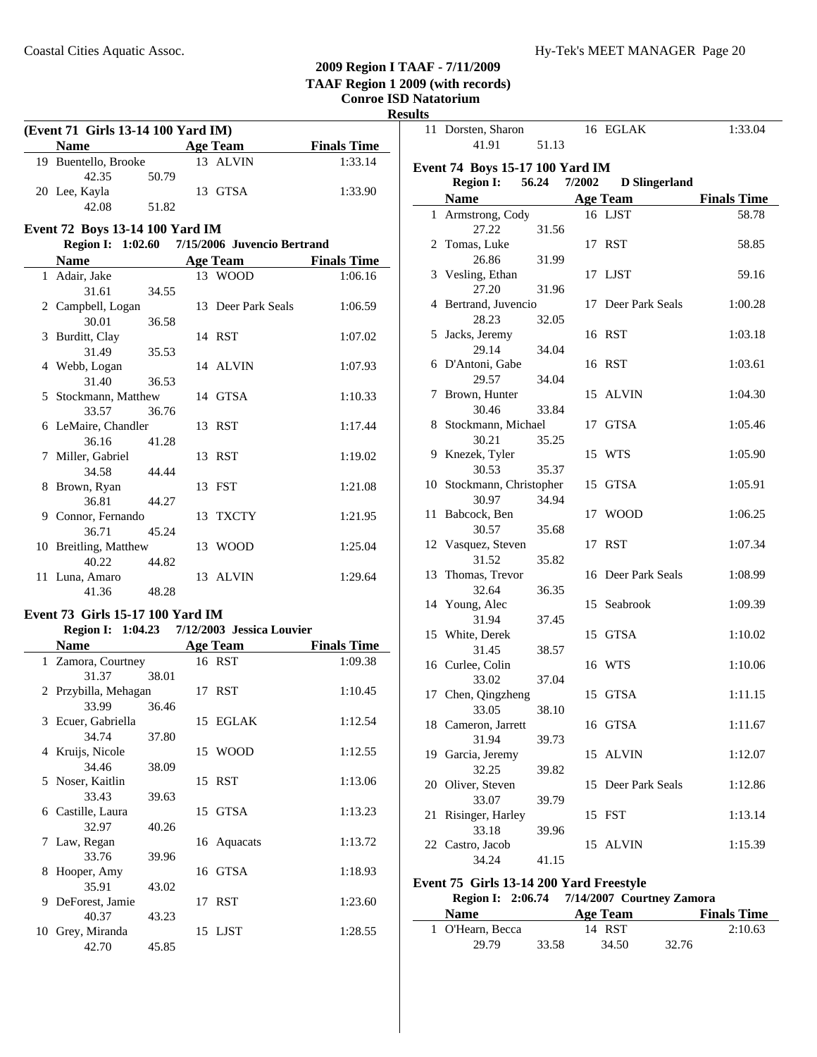## 2009 Region I TAAF - 7/11/2009
### TAAF Region 1 2009 (with records)
### Conroe ISD Natatorium
### Results

**(Event 71 Girls 13-14 100 Yard IM)**

| | Name | Age | Team | Finals Time |
|---|---|---|---|---|
| 19 | Buentello, Brooke | 13 | ALVIN | 1:33.14 |
| | 42.35 50.79 | | | |
| 20 | Lee, Kayla | 13 | GTSA | 1:33.90 |
| | 42.08 51.82 | | | |
| 11 | Dorsten, Sharon | 16 | EGLAK | 1:33.04 |
| | 41.91 51.13 | | | |

### Event 72 Boys 13-14 100 Yard IM

**Region I: 1:02.60 7/15/2006 Juvencio Bertrand**

| | Name | Age | Team | Finals Time |
|---|---|---|---|---|
| 1 | Adair, Jake | 13 | WOOD | 1:06.16 |
| | 31.61 34.55 | | | |
| 2 | Campbell, Logan | 13 | Deer Park Seals | 1:06.59 |
| | 30.01 36.58 | | | |
| 3 | Burditt, Clay | 14 | RST | 1:07.02 |
| | 31.49 35.53 | | | |
| 4 | Webb, Logan | 14 | ALVIN | 1:07.93 |
| | 31.40 36.53 | | | |
| 5 | Stockmann, Matthew | 14 | GTSA | 1:10.33 |
| | 33.57 36.76 | | | |
| 6 | LeMaire, Chandler | 13 | RST | 1:17.44 |
| | 36.16 41.28 | | | |
| 7 | Miller, Gabriel | 13 | RST | 1:19.02 |
| | 34.58 44.44 | | | |
| 8 | Brown, Ryan | 13 | FST | 1:21.08 |
| | 36.81 44.27 | | | |
| 9 | Connor, Fernando | 13 | TXCTY | 1:21.95 |
| | 36.71 45.24 | | | |
| 10 | Breitling, Matthew | 13 | WOOD | 1:25.04 |
| | 40.22 44.82 | | | |
| 11 | Luna, Amaro | 13 | ALVIN | 1:29.64 |
| | 41.36 48.28 | | | |

### Event 73 Girls 15-17 100 Yard IM

**Region I: 1:04.23 7/12/2003 Jessica Louvier**

| | Name | Age | Team | Finals Time |
|---|---|---|---|---|
| 1 | Zamora, Courtney | 16 | RST | 1:09.38 |
| | 31.37 38.01 | | | |
| 2 | Przybilla, Mehagan | 17 | RST | 1:10.45 |
| | 33.99 36.46 | | | |
| 3 | Ecuer, Gabriella | 15 | EGLAK | 1:12.54 |
| | 34.74 37.80 | | | |
| 4 | Kruijs, Nicole | 15 | WOOD | 1:12.55 |
| | 34.46 38.09 | | | |
| 5 | Noser, Kaitlin | 15 | RST | 1:13.06 |
| | 33.43 39.63 | | | |
| 6 | Castille, Laura | 15 | GTSA | 1:13.23 |
| | 32.97 40.26 | | | |
| 7 | Law, Regan | 16 | Aquacats | 1:13.72 |
| | 33.76 39.96 | | | |
| 8 | Hooper, Amy | 16 | GTSA | 1:18.93 |
| | 35.91 43.02 | | | |
| 9 | DeForest, Jamie | 17 | RST | 1:23.60 |
| | 40.37 43.23 | | | |
| 10 | Grey, Miranda | 15 | LJST | 1:28.55 |
| | 42.70 45.85 | | | |

### Event 74 Boys 15-17 100 Yard IM

**Region I: 56.24 7/2002 D Slingerland**

| | Name | Age | Team | Finals Time |
|---|---|---|---|---|
| 1 | Armstrong, Cody | 16 | LJST | 58.78 |
| | 27.22 31.56 | | | |
| 2 | Tomas, Luke | 17 | RST | 58.85 |
| | 26.86 31.99 | | | |
| 3 | Vesling, Ethan | 17 | LJST | 59.16 |
| | 27.20 31.96 | | | |
| 4 | Bertrand, Juvencio | 17 | Deer Park Seals | 1:00.28 |
| | 28.23 32.05 | | | |
| 5 | Jacks, Jeremy | 16 | RST | 1:03.18 |
| | 29.14 34.04 | | | |
| 6 | D'Antoni, Gabe | 16 | RST | 1:03.61 |
| | 29.57 34.04 | | | |
| 7 | Brown, Hunter | 15 | ALVIN | 1:04.30 |
| | 30.46 33.84 | | | |
| 8 | Stockmann, Michael | 17 | GTSA | 1:05.46 |
| | 30.21 35.25 | | | |
| 9 | Knezek, Tyler | 15 | WTS | 1:05.90 |
| | 30.53 35.37 | | | |
| 10 | Stockmann, Christopher | 15 | GTSA | 1:05.91 |
| | 30.97 34.94 | | | |
| 11 | Babcock, Ben | 17 | WOOD | 1:06.25 |
| | 30.57 35.68 | | | |
| 12 | Vasquez, Steven | 17 | RST | 1:07.34 |
| | 31.52 35.82 | | | |
| 13 | Thomas, Trevor | 16 | Deer Park Seals | 1:08.99 |
| | 32.64 36.35 | | | |
| 14 | Young, Alec | 15 | Seabrook | 1:09.39 |
| | 31.94 37.45 | | | |
| 15 | White, Derek | 15 | GTSA | 1:10.02 |
| | 31.45 38.57 | | | |
| 16 | Curlee, Colin | 16 | WTS | 1:10.06 |
| | 33.02 37.04 | | | |
| 17 | Chen, Qingzheng | 15 | GTSA | 1:11.15 |
| | 33.05 38.10 | | | |
| 18 | Cameron, Jarrett | 16 | GTSA | 1:11.67 |
| | 31.94 39.73 | | | |
| 19 | Garcia, Jeremy | 15 | ALVIN | 1:12.07 |
| | 32.25 39.82 | | | |
| 20 | Oliver, Steven | 15 | Deer Park Seals | 1:12.86 |
| | 33.07 39.79 | | | |
| 21 | Risinger, Harley | 15 | FST | 1:13.14 |
| | 33.18 39.96 | | | |
| 22 | Castro, Jacob | 15 | ALVIN | 1:15.39 |
| | 34.24 41.15 | | | |

### Event 75 Girls 13-14 200 Yard Freestyle

**Region I: 2:06.74 7/14/2007 Courtney Zamora**

| | Name | Age | Team | Finals Time |
|---|---|---|---|---|
| 1 | O'Hearn, Becca | 14 | RST | 2:10.63 |
| | 29.79 33.58 34.50 32.76 | | | |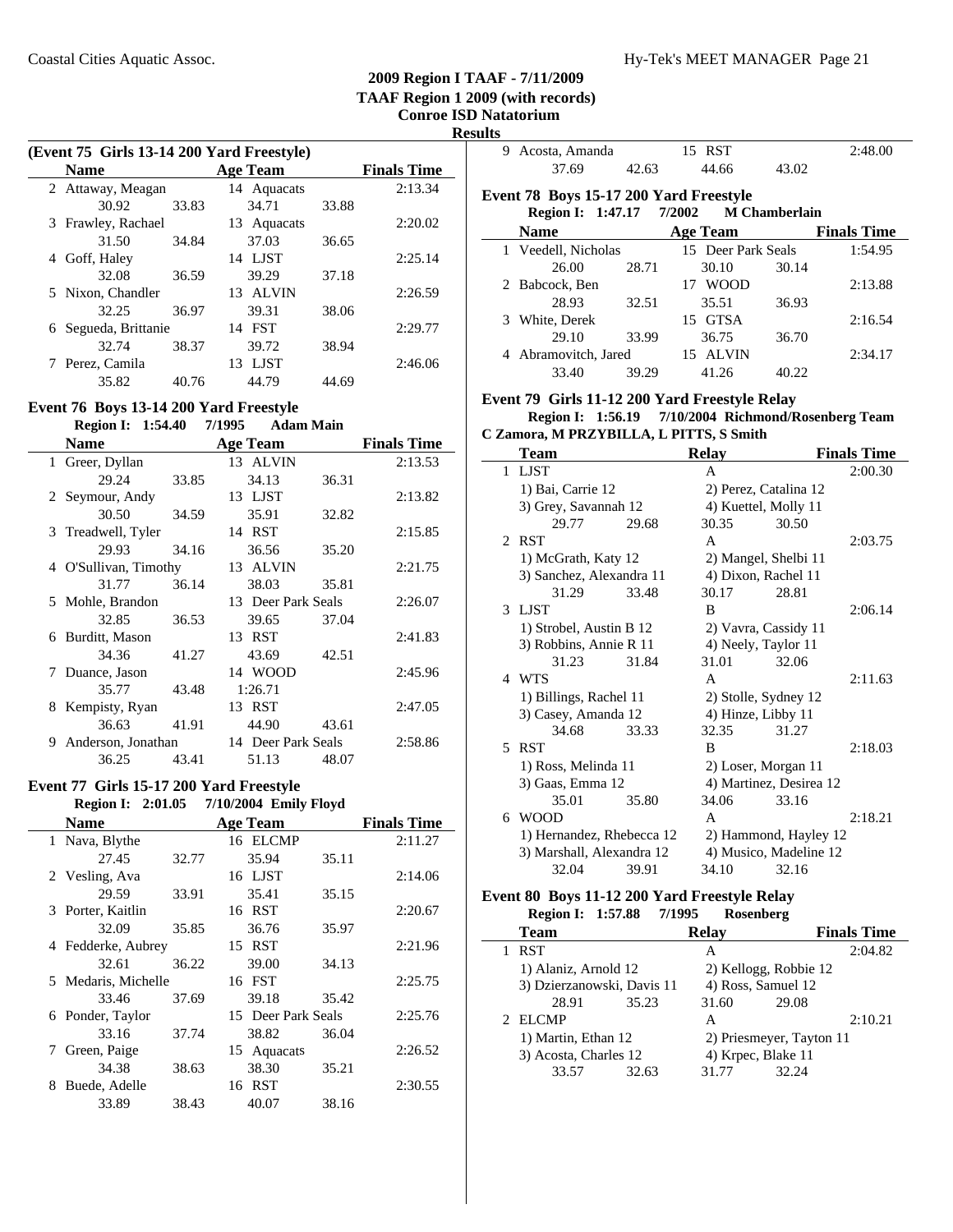## 2009 Region I TAAF - 7/11/2009
## TAAF Region 1 2009 (with records)
## Conroe ISD Natatorium
## Results

### (Event 75 Girls 13-14 200 Yard Freestyle)

| | Name | Age | Team | Finals Time |
|---|---|---|---|---|
| 2 | Attaway, Meagan | 14 | Aquacats | 2:13.34 |
| | 30.92 33.83 34.71 33.88 | | | |
| 3 | Frawley, Rachael | 13 | Aquacats | 2:20.02 |
| | 31.50 34.84 37.03 36.65 | | | |
| 4 | Goff, Haley | 14 | LJST | 2:25.14 |
| | 32.08 36.59 39.29 37.18 | | | |
| 5 | Nixon, Chandler | 13 | ALVIN | 2:26.59 |
| | 32.25 36.97 39.31 38.06 | | | |
| 6 | Segueda, Brittanie | 14 | FST | 2:29.77 |
| | 32.74 38.37 39.72 38.94 | | | |
| 7 | Perez, Camila | 13 | LJST | 2:46.06 |
| | 35.82 40.76 44.79 44.69 | | | |

### Event 76 Boys 13-14 200 Yard Freestyle

**Region I: 1:54.40 7/1995 Adam Main**

| | Name | Age | Team | Finals Time |
|---|---|---|---|---|
| 1 | Greer, Dyllan | 13 | ALVIN | 2:13.53 |
| | 29.24 33.85 34.13 36.31 | | | |
| 2 | Seymour, Andy | 13 | LJST | 2:13.82 |
| | 30.50 34.59 35.91 32.82 | | | |
| 3 | Treadwell, Tyler | 14 | RST | 2:15.85 |
| | 29.93 34.16 36.56 35.20 | | | |
| 4 | O'Sullivan, Timothy | 13 | ALVIN | 2:21.75 |
| | 31.77 36.14 38.03 35.81 | | | |
| 5 | Mohle, Brandon | 13 | Deer Park Seals | 2:26.07 |
| | 32.85 36.53 39.65 37.04 | | | |
| 6 | Burditt, Mason | 13 | RST | 2:41.83 |
| | 34.36 41.27 43.69 42.51 | | | |
| 7 | Duance, Jason | 14 | WOOD | 2:45.96 |
| | 35.77 43.48 1:26.71 | | | |
| 8 | Kempisty, Ryan | 13 | RST | 2:47.05 |
| | 36.63 41.91 44.90 43.61 | | | |
| 9 | Anderson, Jonathan | 14 | Deer Park Seals | 2:58.86 |
| | 36.25 43.41 51.13 48.07 | | | |

### Event 77 Girls 15-17 200 Yard Freestyle

**Region I: 2:01.05 7/10/2004 Emily Floyd**

| | Name | Age | Team | Finals Time |
|---|---|---|---|---|
| 1 | Nava, Blythe | 16 | ELCMP | 2:11.27 |
| | 27.45 32.77 35.94 35.11 | | | |
| 2 | Vesling, Ava | 16 | LJST | 2:14.06 |
| | 29.59 33.91 35.41 35.15 | | | |
| 3 | Porter, Kaitlin | 16 | RST | 2:20.67 |
| | 32.09 35.85 36.76 35.97 | | | |
| 4 | Fedderke, Aubrey | 15 | RST | 2:21.96 |
| | 32.61 36.22 39.00 34.13 | | | |
| 5 | Medaris, Michelle | 16 | FST | 2:25.75 |
| | 33.46 37.69 39.18 35.42 | | | |
| 6 | Ponder, Taylor | 15 | Deer Park Seals | 2:25.76 |
| | 33.16 37.74 38.82 36.04 | | | |
| 7 | Green, Paige | 15 | Aquacats | 2:26.52 |
| | 34.38 38.63 38.30 35.21 | | | |
| 8 | Buede, Adelle | 16 | RST | 2:30.55 |
| | 33.89 38.43 40.07 38.16 | | | |
| 9 | Acosta, Amanda | 15 | RST | 2:48.00 |
| | 37.69 42.63 44.66 43.02 | | | |

### Event 78 Boys 15-17 200 Yard Freestyle

**Region I: 1:47.17 7/2002 M Chamberlain**

| | Name | Age | Team | Finals Time |
|---|---|---|---|---|
| 1 | Veedell, Nicholas | 15 | Deer Park Seals | 1:54.95 |
| | 26.00 28.71 30.10 30.14 | | | |
| 2 | Babcock, Ben | 17 | WOOD | 2:13.88 |
| | 28.93 32.51 35.51 36.93 | | | |
| 3 | White, Derek | 15 | GTSA | 2:16.54 |
| | 29.10 33.99 36.75 36.70 | | | |
| 4 | Abramovitch, Jared | 15 | ALVIN | 2:34.17 |
| | 33.40 39.29 41.26 40.22 | | | |

### Event 79 Girls 11-12 200 Yard Freestyle Relay

**Region I: 1:56.19 7/10/2004 Richmond/Rosenberg Team**
**C Zamora, M PRZYBILLA, L PITTS, S Smith**

| | Team | Relay | Finals Time |
|---|---|---|---|
| 1 | LJST | A | 2:00.30 |
| | 1) Bai, Carrie 12; 2) Perez, Catalina 12; 3) Grey, Savannah 12; 4) Kuettel, Molly 11 | | |
| | 29.77 29.68 30.35 30.50 | | |
| 2 | RST | A | 2:03.75 |
| | 1) McGrath, Katy 12; 2) Mangel, Shelbi 11; 3) Sanchez, Alexandra 11; 4) Dixon, Rachel 11 | | |
| | 31.29 33.48 30.17 28.81 | | |
| 3 | LJST | B | 2:06.14 |
| | 1) Strobel, Austin B 12; 2) Vavra, Cassidy 11; 3) Robbins, Annie R 11; 4) Neely, Taylor 11 | | |
| | 31.23 31.84 31.01 32.06 | | |
| 4 | WTS | A | 2:11.63 |
| | 1) Billings, Rachel 11; 2) Stolle, Sydney 12; 3) Casey, Amanda 12; 4) Hinze, Libby 11 | | |
| | 34.68 33.33 32.35 31.27 | | |
| 5 | RST | B | 2:18.03 |
| | 1) Ross, Melinda 11; 2) Loser, Morgan 11; 3) Gaas, Emma 12; 4) Martinez, Desirea 12 | | |
| | 35.01 35.80 34.06 33.16 | | |
| 6 | WOOD | A | 2:18.21 |
| | 1) Hernandez, Rhebecca 12; 2) Hammond, Hayley 12; 3) Marshall, Alexandra 12; 4) Musico, Madeline 12 | | |
| | 32.04 39.91 34.10 32.16 | | |

### Event 80 Boys 11-12 200 Yard Freestyle Relay

**Region I: 1:57.88 7/1995 Rosenberg**

| | Team | Relay | Finals Time |
|---|---|---|---|
| 1 | RST | A | 2:04.82 |
| | 1) Alaniz, Arnold 12; 2) Kellogg, Robbie 12; 3) Dzierzanowski, Davis 11; 4) Ross, Samuel 12 | | |
| | 28.91 35.23 31.60 29.08 | | |
| 2 | ELCMP | A | 2:10.21 |
| | 1) Martin, Ethan 12; 2) Priesmeyer, Tayton 11; 3) Acosta, Charles 12; 4) Krpec, Blake 11 | | |
| | 33.57 32.63 31.77 32.24 | | |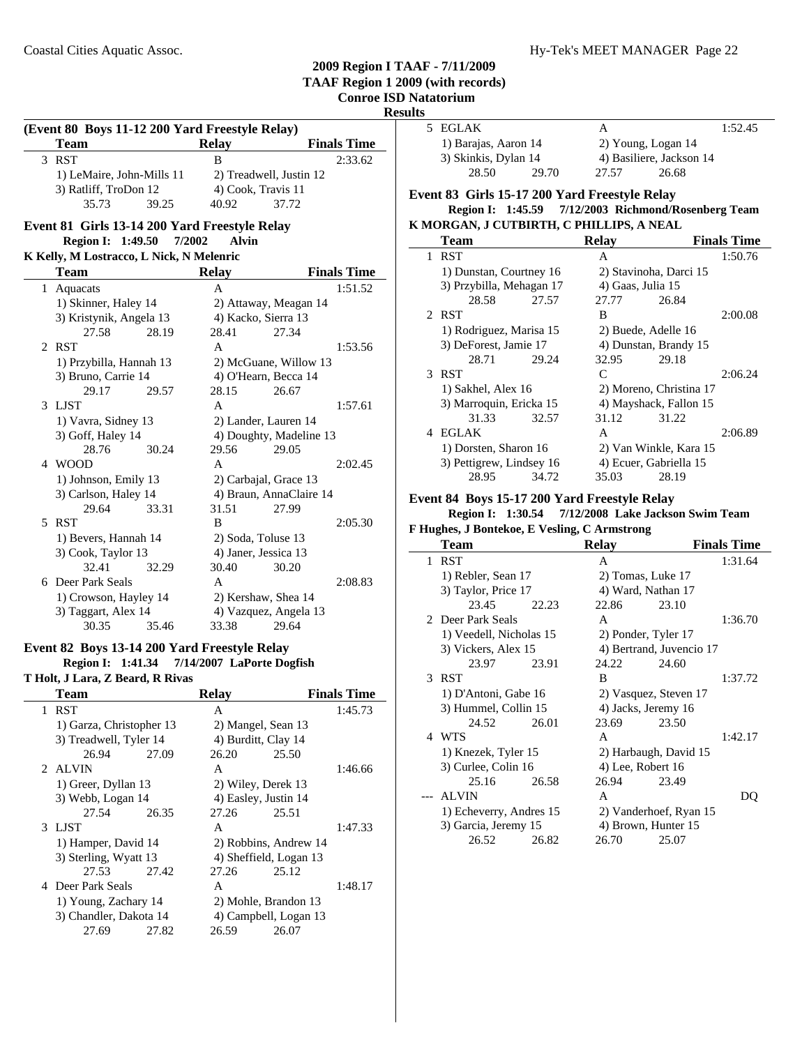## 2009 Region I TAAF - 7/11/2009
## TAAF Region 1 2009 (with records)
## Conroe ISD Natatorium
## Results

### (Event 80 Boys 11-12 200 Yard Freestyle Relay)

| | Team | Relay | Finals Time |
|---|---|---|---|
| 3 | RST | B | 2:33.62 |
| | 1) LeMaire, John-Mills 11 | 2) Treadwell, Justin 12 | |
| | 3) Ratliff, TroDon 12 | 4) Cook, Travis 11 | |
| | 35.73 39.25 | 40.92 37.72 | |

### Event 81 Girls 13-14 200 Yard Freestyle Relay

**Region I: 1:49.50 7/2002 Alvin**
**K Kelly, M Lostracco, L Nick, N Melenric**

| | Team | Relay | Finals Time |
|---|---|---|---|
| 1 | Aquacats | A | 1:51.52 |
| | 1) Skinner, Haley 14 | 2) Attaway, Meagan 14 | |
| | 3) Kristynik, Angela 13 | 4) Kacko, Sierra 13 | |
| | 27.58 28.19 | 28.41 27.34 | |
| 2 | RST | A | 1:53.56 |
| | 1) Przybilla, Hannah 13 | 2) McGuane, Willow 13 | |
| | 3) Bruno, Carrie 14 | 4) O'Hearn, Becca 14 | |
| | 29.17 29.57 | 28.15 26.67 | |
| 3 | LJST | A | 1:57.61 |
| | 1) Vavra, Sidney 13 | 2) Lander, Lauren 14 | |
| | 3) Goff, Haley 14 | 4) Doughty, Madeline 13 | |
| | 28.76 30.24 | 29.56 29.05 | |
| 4 | WOOD | A | 2:02.45 |
| | 1) Johnson, Emily 13 | 2) Carbajal, Grace 13 | |
| | 3) Carlson, Haley 14 | 4) Braun, AnnaClaire 14 | |
| | 29.64 33.31 | 31.51 27.99 | |
| 5 | RST | B | 2:05.30 |
| | 1) Bevers, Hannah 14 | 2) Soda, Toluse 13 | |
| | 3) Cook, Taylor 13 | 4) Janer, Jessica 13 | |
| | 32.41 32.29 | 30.40 30.20 | |
| 6 | Deer Park Seals | A | 2:08.83 |
| | 1) Crowson, Hayley 14 | 2) Kershaw, Shea 14 | |
| | 3) Taggart, Alex 14 | 4) Vazquez, Angela 13 | |
| | 30.35 35.46 | 33.38 29.64 | |

### Event 82 Boys 13-14 200 Yard Freestyle Relay

**Region I: 1:41.34 7/14/2007 LaPorte Dogfish**
**T Holt, J Lara, Z Beard, R Rivas**

| | Team | Relay | Finals Time |
|---|---|---|---|
| 1 | RST | A | 1:45.73 |
| | 1) Garza, Christopher 13 | 2) Mangel, Sean 13 | |
| | 3) Treadwell, Tyler 14 | 4) Burditt, Clay 14 | |
| | 26.94 27.09 | 26.20 25.50 | |
| 2 | ALVIN | A | 1:46.66 |
| | 1) Greer, Dyllan 13 | 2) Wiley, Derek 13 | |
| | 3) Webb, Logan 14 | 4) Easley, Justin 14 | |
| | 27.54 26.35 | 27.26 25.51 | |
| 3 | LJST | A | 1:47.33 |
| | 1) Hamper, David 14 | 2) Robbins, Andrew 14 | |
| | 3) Sterling, Wyatt 13 | 4) Sheffield, Logan 13 | |
| | 27.53 27.42 | 27.26 25.12 | |
| 4 | Deer Park Seals | A | 1:48.17 |
| | 1) Young, Zachary 14 | 2) Mohle, Brandon 13 | |
| | 3) Chandler, Dakota 14 | 4) Campbell, Logan 13 | |
| | 27.69 27.82 | 26.59 26.07 | |
| 5 | EGLAK | A | 1:52.45 |
| | 1) Barajas, Aaron 14 | 2) Young, Logan 14 | |
| | 3) Skinkis, Dylan 14 | 4) Basiliere, Jackson 14 | |
| | 28.50 29.70 | 27.57 26.68 | |

### Event 83 Girls 15-17 200 Yard Freestyle Relay

**Region I: 1:45.59 7/12/2003 Richmond/Rosenberg Team**
**K MORGAN, J CUTBIRTH, C PHILLIPS, A NEAL**

| | Team | Relay | Finals Time |
|---|---|---|---|
| 1 | RST | A | 1:50.76 |
| | 1) Dunstan, Courtney 16 | 2) Stavinoha, Darci 15 | |
| | 3) Przybilla, Mehagan 17 | 4) Gaas, Julia 15 | |
| | 28.58 27.57 | 27.77 26.84 | |
| 2 | RST | B | 2:00.08 |
| | 1) Rodriguez, Marisa 15 | 2) Buede, Adelle 16 | |
| | 3) DeForest, Jamie 17 | 4) Dunstan, Brandy 15 | |
| | 28.71 29.24 | 32.95 29.18 | |
| 3 | RST | C | 2:06.24 |
| | 1) Sakhel, Alex 16 | 2) Moreno, Christina 17 | |
| | 3) Marroquin, Ericka 15 | 4) Mayshack, Fallon 15 | |
| | 31.33 32.57 | 31.12 31.22 | |
| 4 | EGLAK | A | 2:06.89 |
| | 1) Dorsten, Sharon 16 | 2) Van Winkle, Kara 15 | |
| | 3) Pettigrew, Lindsey 16 | 4) Ecuer, Gabriella 15 | |
| | 28.95 34.72 | 35.03 28.19 | |

### Event 84 Boys 15-17 200 Yard Freestyle Relay

**Region I: 1:30.54 7/12/2008 Lake Jackson Swim Team**
**F Hughes, J Bontekoe, E Vesling, C Armstrong**

| | Team | Relay | Finals Time |
|---|---|---|---|
| 1 | RST | A | 1:31.64 |
| | 1) Rebler, Sean 17 | 2) Tomas, Luke 17 | |
| | 3) Taylor, Price 17 | 4) Ward, Nathan 17 | |
| | 23.45 22.23 | 22.86 23.10 | |
| 2 | Deer Park Seals | A | 1:36.70 |
| | 1) Veedell, Nicholas 15 | 2) Ponder, Tyler 17 | |
| | 3) Vickers, Alex 15 | 4) Bertrand, Juncenio 17 | |
| | 23.97 23.91 | 24.22 24.60 | |
| 3 | RST | B | 1:37.72 |
| | 1) D'Antoni, Gabe 16 | 2) Vasquez, Steven 17 | |
| | 3) Hummel, Collin 15 | 4) Jacks, Jeremy 16 | |
| | 24.52 26.01 | 23.69 23.50 | |
| 4 | WTS | A | 1:42.17 |
| | 1) Knezek, Tyler 15 | 2) Harbaugh, David 15 | |
| | 3) Curlee, Colin 16 | 4) Lee, Robert 16 | |
| | 25.16 26.58 | 26.94 23.49 | |
| --- | ALVIN | A | DQ |
| | 1) Echeverry, Andres 15 | 2) Vanderhoef, Ryan 15 | |
| | 3) Garcia, Jeremy 15 | 4) Brown, Hunter 15 | |
| | 26.52 26.82 | 26.70 25.07 | |